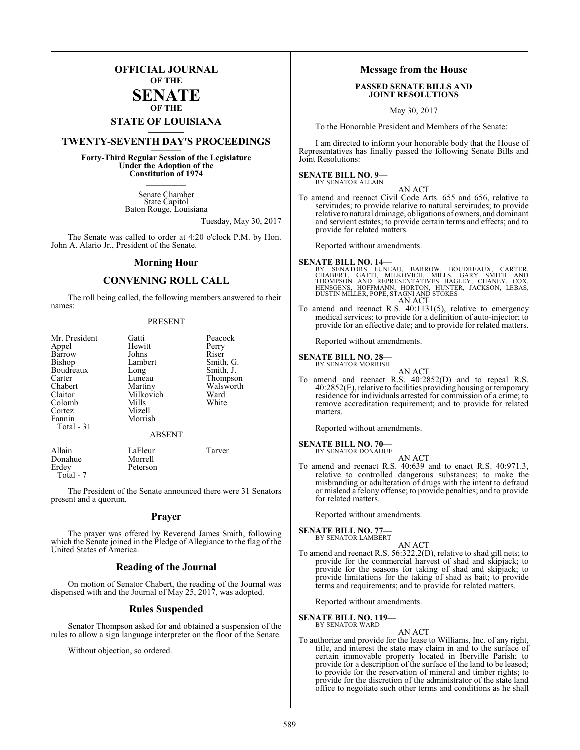# OFFICIAL JOURNAL OF THE SENATE OF THE STATE OF LOUISIANA

## TWENTY-SEVENTH DAY'S PROCEEDINGS

**Forty-Third Regular Session of the Legislature Under the Adoption of the Constitution of 1974**

Senate Chamber
State Capitol
Baton Rouge, Louisiana

Tuesday, May 30, 2017

The Senate was called to order at 4:20 o'clock P.M. by Hon. John A. Alario Jr., President of the Senate.

## Morning Hour

## CONVENING ROLL CALL

The roll being called, the following members answered to their names:

PRESENT

| | | |
|---|---|---|
| Mr. President | Gatti | Peacock |
| Appel | Hewitt | Perry |
| Barrow | Johns | Riser |
| Bishop | Lambert | Smith, G. |
| Boudreaux | Long | Smith, J. |
| Carter | Luneau | Thompson |
| Chabert | Martiny | Walsworth |
| Claitor | Milkovich | Ward |
| Colomb | Mills | White |
| Cortez | Mizell | |
| Fannin | Morrish | |

Total - 31

ABSENT

| | | |
|---|---|---|
| Allain | LaFleur | Tarver |
| Donahue | Morrell | |
| Erdey | Peterson | |

Total - 7

The President of the Senate announced there were 31 Senators present and a quorum.

## Prayer

The prayer was offered by Reverend James Smith, following which the Senate joined in the Pledge of Allegiance to the flag of the United States of America.

## Reading of the Journal

On motion of Senator Chabert, the reading of the Journal was dispensed with and the Journal of May 25, 2017, was adopted.

## Rules Suspended

Senator Thompson asked for and obtained a suspension of the rules to allow a sign language interpreter on the floor of the Senate.

Without objection, so ordered.

## Message from the House

**PASSED SENATE BILLS AND JOINT RESOLUTIONS**

May 30, 2017

To the Honorable President and Members of the Senate:

I am directed to inform your honorable body that the House of Representatives has finally passed the following Senate Bills and Joint Resolutions:

**SENATE BILL NO. 9—**
BY SENATOR ALLAIN

AN ACT

To amend and reenact Civil Code Arts. 655 and 656, relative to servitudes; to provide relative to natural servitudes; to provide relative to natural drainage, obligations of owners, and dominant and servient estates; to provide certain terms and effects; and to provide for related matters.

Reported without amendments.

**SENATE BILL NO. 14—**
BY SENATORS LUNEAU, BARROW, BOUDREAUX, CARTER, CHABERT, GATTI, MILKOVICH, MILLS, GARY SMITH AND THOMPSON AND REPRESENTATIVES BAGLEY, CHANEY, COX, HENSGENS, HOFFMANN, HORTON, HUNTER, JACKSON, LEBAS, DUSTIN MILLER, POPE, STAGNI AND STOKES

AN ACT

To amend and reenact R.S. 40:1131(5), relative to emergency medical services; to provide for a definition of auto-injector; to provide for an effective date; and to provide for related matters.

Reported without amendments.

**SENATE BILL NO. 28—**
BY SENATOR MORRISH

AN ACT

To amend and reenact R.S. 40:2852(D) and to repeal R.S. 40:2852(E), relative to facilities providing housing or temporary residence for individuals arrested for commission of a crime; to remove accreditation requirement; and to provide for related matters.

Reported without amendments.

**SENATE BILL NO. 70—**
BY SENATOR DONAHUE

AN ACT

To amend and reenact R.S. 40:639 and to enact R.S. 40:971.3, relative to controlled dangerous substances; to make the misbranding or adulteration of drugs with the intent to defraud or mislead a felony offense; to provide penalties; and to provide for related matters.

Reported without amendments.

**SENATE BILL NO. 77—**
BY SENATOR LAMBERT

AN ACT

To amend and reenact R.S. 56:322.2(D), relative to shad gill nets; to provide for the commercial harvest of shad and skipjack; to provide for the seasons for taking of shad and skipjack; to provide limitations for the taking of shad as bait; to provide terms and requirements; and to provide for related matters.

Reported without amendments.

**SENATE BILL NO. 119—**
BY SENATOR WARD

AN ACT

To authorize and provide for the lease to Williams, Inc. of any right, title, and interest the state may claim in and to the surface of certain immovable property located in Iberville Parish; to provide for a description of the surface of the land to be leased; to provide for the reservation of mineral and timber rights; to provide for the discretion of the administrator of the state land office to negotiate such other terms and conditions as he shall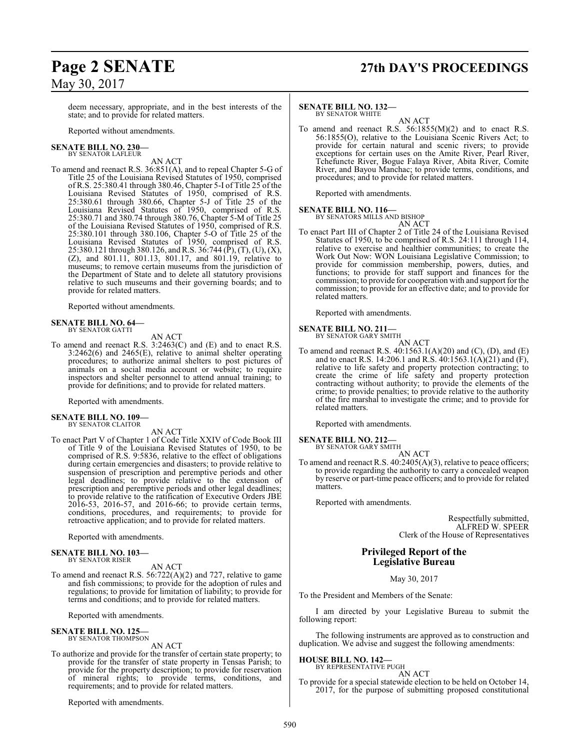deem necessary, appropriate, and in the best interests of the state; and to provide for related matters.

Reported without amendments.

**SENATE BILL NO. 230—**
BY SENATOR LAFLEUR

AN ACT

To amend and reenact R.S. 36:851(A), and to repeal Chapter 5-G of Title 25 of the Louisiana Revised Statutes of 1950, comprised of R.S. 25:380.41 through 380.46, Chapter 5-I of Title 25 of the Louisiana Revised Statutes of 1950, comprised of R.S. 25:380.61 through 380.66, Chapter 5-J of Title 25 of the Louisiana Revised Statutes of 1950, comprised of R.S. 25:380.71 and 380.74 through 380.76, Chapter 5-M of Title 25 of the Louisiana Revised Statutes of 1950, comprised of R.S. 25:380.101 through 380.106, Chapter 5-O of Title 25 of the Louisiana Revised Statutes of 1950, comprised of R.S. 25:380.121 through 380.126, and R.S. 36:744 (P), (T), (U), (X), (Z), and 801.11, 801.13, 801.17, and 801.19, relative to museums; to remove certain museums from the jurisdiction of the Department of State and to delete all statutory provisions relative to such museums and their governing boards; and to provide for related matters.

Reported without amendments.

**SENATE BILL NO. 64—**
BY SENATOR GATTI

AN ACT

To amend and reenact R.S. 3:2463(C) and (E) and to enact R.S. 3:2462(6) and 2465(E), relative to animal shelter operating procedures; to authorize animal shelters to post pictures of animals on a social media account or website; to require inspectors and shelter personnel to attend annual training; to provide for definitions; and to provide for related matters.

Reported with amendments.

**SENATE BILL NO. 109—**
BY SENATOR CLAITOR

AN ACT

To enact Part V of Chapter 1 of Code Title XXIV of Code Book III of Title 9 of the Louisiana Revised Statutes of 1950, to be comprised of R.S. 9:5836, relative to the effect of obligations during certain emergencies and disasters; to provide relative to suspension of prescription and peremptive periods and other legal deadlines; to provide relative to the extension of prescription and peremptive periods and other legal deadlines; to provide relative to the ratification of Executive Orders JBE 2016-53, 2016-57, and 2016-66; to provide certain terms, conditions, procedures, and requirements; to provide for retroactive application; and to provide for related matters.

Reported with amendments.

**SENATE BILL NO. 103—**
BY SENATOR RISER

AN ACT

To amend and reenact R.S. 56:722(A)(2) and 727, relative to game and fish commissions; to provide for the adoption of rules and regulations; to provide for limitation of liability; to provide for terms and conditions; and to provide for related matters.

Reported with amendments.

**SENATE BILL NO. 125—**
BY SENATOR THOMPSON

AN ACT

To authorize and provide for the transfer of certain state property; to provide for the transfer of state property in Tensas Parish; to provide for the property description; to provide for reservation of mineral rights; to provide terms, conditions, and requirements; and to provide for related matters.

Reported with amendments.

**SENATE BILL NO. 132—**
BY SENATOR WHITE

AN ACT

To amend and reenact R.S. 56:1855(M)(2) and to enact R.S. 56:1855(O), relative to the Louisiana Scenic Rivers Act; to provide for certain natural and scenic rivers; to provide exceptions for certain uses on the Amite River, Pearl River, Tchefuncte River, Bogue Falaya River, Abita River, Comite River, and Bayou Manchac; to provide terms, conditions, and procedures; and to provide for related matters.

Reported with amendments.

**SENATE BILL NO. 116—**
BY SENATORS MILLS AND BISHOP

AN ACT

To enact Part III of Chapter 2 of Title 24 of the Louisiana Revised Statutes of 1950, to be comprised of R.S. 24:111 through 114, relative to exercise and healthier communities; to create the Work Out Now: WON Louisiana Legislative Commission; to provide for commission membership, powers, duties, and functions; to provide for staff support and finances for the commission; to provide for cooperation with and support for the commission; to provide for an effective date; and to provide for related matters.

Reported with amendments.

**SENATE BILL NO. 211—**
BY SENATOR GARY SMITH

AN ACT

To amend and reenact R.S. 40:1563.1(A)(20) and (C), (D), and (E) and to enact R.S. 14:206.1 and R.S. 40:1563.1(A)(21) and (F), relative to life safety and property protection contracting; to create the crime of life safety and property protection contracting without authority; to provide the elements of the crime; to provide penalties; to provide relative to the authority of the fire marshal to investigate the crime; and to provide for related matters.

Reported with amendments.

**SENATE BILL NO. 212—**
BY SENATOR GARY SMITH

AN ACT

To amend and reenact R.S. 40:2405(A)(3), relative to peace officers; to provide regarding the authority to carry a concealed weapon by reserve or part-time peace officers; and to provide for related matters.

Reported with amendments.

Respectfully submitted,
ALFRED W. SPEER
Clerk of the House of Representatives

## Privileged Report of the Legislative Bureau

May 30, 2017

To the President and Members of the Senate:

I am directed by your Legislative Bureau to submit the following report:

The following instruments are approved as to construction and duplication. We advise and suggest the following amendments:

**HOUSE BILL NO. 142—**
BY REPRESENTATIVE PUGH

AN ACT

To provide for a special statewide election to be held on October 14, 2017, for the purpose of submitting proposed constitutional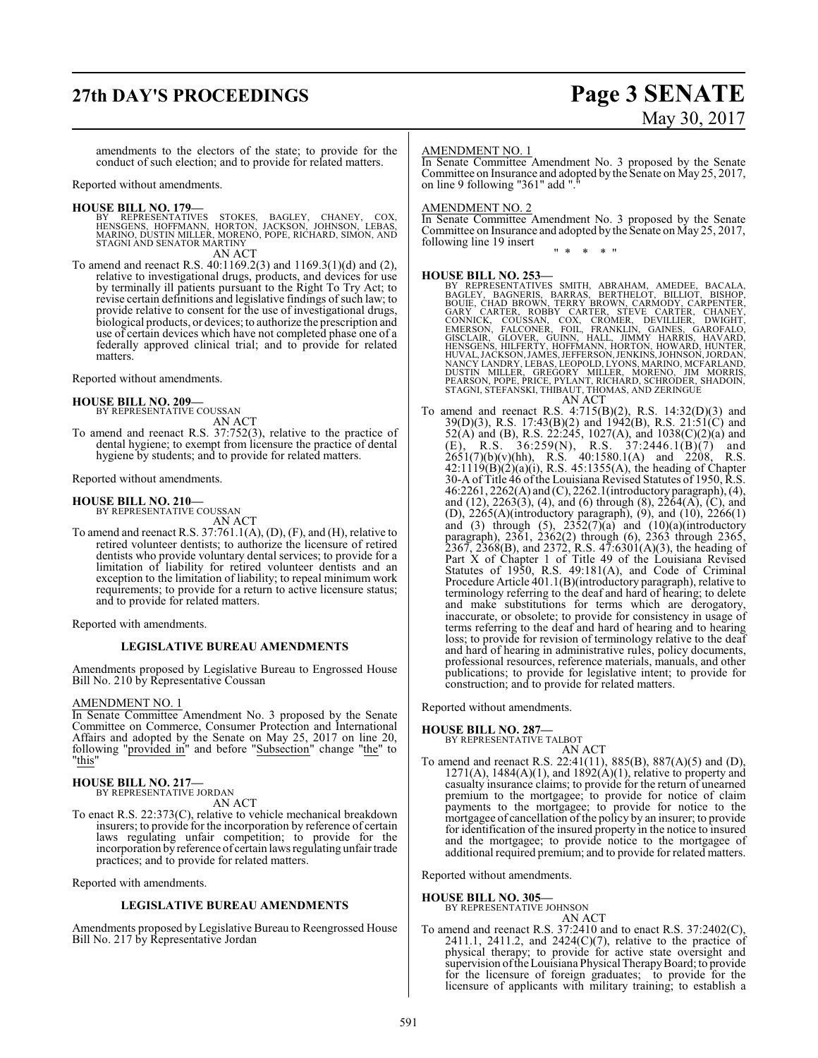amendments to the electors of the state; to provide for the conduct of such election; and to provide for related matters.

Reported without amendments.

**HOUSE BILL NO. 179—**
BY REPRESENTATIVES STOKES, BAGLEY, CHANEY, COX, HENSGENS, HOFFMANN, HORTON, JACKSON, JOHNSON, LEBAS, MARINO, DUSTIN MILLER, MORENO, POPE, RICHARD, SIMON, AND STAGNI AND SENATOR MARTINY

AN ACT

To amend and reenact R.S. 40:1169.2(3) and 1169.3(1)(d) and (2), relative to investigational drugs, products, and devices for use by terminally ill patients pursuant to the Right To Try Act; to revise certain definitions and legislative findings of such law; to provide relative to consent for the use of investigational drugs, biological products, or devices; to authorize the prescription and use of certain devices which have not completed phase one of a federally approved clinical trial; and to provide for related matters.

Reported without amendments.

**HOUSE BILL NO. 209—**
BY REPRESENTATIVE COUSSAN

AN ACT

To amend and reenact R.S. 37:752(3), relative to the practice of dental hygiene; to exempt from licensure the practice of dental hygiene by students; and to provide for related matters.

Reported without amendments.

**HOUSE BILL NO. 210—**
BY REPRESENTATIVE COUSSAN

AN ACT

To amend and reenact R.S. 37:761.1(A), (D), (F), and (H), relative to retired volunteer dentists; to authorize the licensure of retired dentists who provide voluntary dental services; to provide for a limitation of liability for retired volunteer dentists and an exception to the limitation of liability; to repeal minimum work requirements; to provide for a return to active licensure status; and to provide for related matters.

Reported with amendments.

**LEGISLATIVE BUREAU AMENDMENTS**

Amendments proposed by Legislative Bureau to Engrossed House Bill No. 210 by Representative Coussan

AMENDMENT NO. 1

In Senate Committee Amendment No. 3 proposed by the Senate Committee on Commerce, Consumer Protection and International Affairs and adopted by the Senate on May 25, 2017 on line 20, following "provided in" and before "Subsection" change "the" to "this"

**HOUSE BILL NO. 217—**
BY REPRESENTATIVE JORDAN

AN ACT

To enact R.S. 22:373(C), relative to vehicle mechanical breakdown insurers; to provide for the incorporation by reference of certain laws regulating unfair competition; to provide for the incorporation by reference of certain laws regulating unfair trade practices; and to provide for related matters.

Reported with amendments.

**LEGISLATIVE BUREAU AMENDMENTS**

Amendments proposed by Legislative Bureau to Reengrossed House Bill No. 217 by Representative Jordan

AMENDMENT NO. 1

In Senate Committee Amendment No. 3 proposed by the Senate Committee on Insurance and adopted by the Senate on May 25, 2017, on line 9 following "361" add "."

AMENDMENT NO. 2

In Senate Committee Amendment No. 3 proposed by the Senate Committee on Insurance and adopted by the Senate on May 25, 2017, following line 19 insert

" * * * "

**HOUSE BILL NO. 253—**
BY REPRESENTATIVES SMITH, ABRAHAM, AMEDEE, BACALA, BAGLEY, BAGNERIS, BARRAS, BERTHELOT, BILLIOT, BISHOP, BOUIE, CHAD BROWN, TERRY BROWN, CARMODY, CARPENTER, GARY CARTER, ROBBY CARTER, STEVE CARTER, CHANEY, CONNICK, COUSSAN, COX, CROMER, DEVILLIER, DWIGHT, EMERSON, FALCONER, FOIL, FRANKLIN, GAINES, GAROFALO, GISCLAIR, GLOVER, GUINN, HALL, JIMMY HARRIS, HAVARD, HENSGENS, HILFERTY, HOFFMANN, HORTON, HOWARD, HUNTER, HUVAL, JACKSON, JAMES, JEFFERSON, JENKINS, JOHNSON, JORDAN, NANCY LANDRY, LEBAS, LEOPOLD, LYONS, MARINO, MCFARLAND, DUSTIN MILLER, GREGORY MILLER, MORENO, JIM MORRIS, PEARSON, POPE, PRICE, PYLANT, RICHARD, SCHRODER, SHADOIN, STAGNI, STEFANSKI, THIBAUT, THOMAS, AND ZERINGUE

AN ACT

To amend and reenact R.S. 4:715(B)(2), R.S. 14:32(D)(3) and 39(D)(3), R.S. 17:43(B)(2) and 1942(B), R.S. 21:51(C) and 52(A) and (B), R.S. 22:245, 1027(A), and 1038(C)(2)(a) and (E), R.S. 36:259(N), R.S. 37:2446.1(B)(7) and 2651(7)(b)(v)(hh), R.S. 40:1580.1(A) and 2208, R.S. 42:1119(B)(2)(a)(i), R.S. 45:1355(A), the heading of Chapter 30-A of Title 46 of the Louisiana Revised Statutes of 1950, R.S. 46:2261, 2262(A) and (C), 2262.1(introductory paragraph), (4), and (12), 2263(3), (4), and (6) through (8), 2264(A), (C), and (D), 2265(A)(introductory paragraph), (9), and (10), 2266(1) and (3) through (5), 2352(7)(a) and (10)(a)(introductory paragraph), 2361, 2362(2) through (6), 2363 through 2365, 2367, 2368(B), and 2372, R.S. 47:6301(A)(3), the heading of Part X of Chapter 1 of Title 49 of the Louisiana Revised Statutes of 1950, R.S. 49:181(A), and Code of Criminal Procedure Article 401.1(B)(introductory paragraph), relative to terminology referring to the deaf and hard of hearing; to delete and make substitutions for terms which are derogatory, inaccurate, or obsolete; to provide for consistency in usage of terms referring to the deaf and hard of hearing and to hearing loss; to provide for revision of terminology relative to the deaf and hard of hearing in administrative rules, policy documents, professional resources, reference materials, manuals, and other publications; to provide for legislative intent; to provide for construction; and to provide for related matters.

Reported without amendments.

**HOUSE BILL NO. 287—**
BY REPRESENTATIVE TALBOT

AN ACT

To amend and reenact R.S. 22:41(11), 885(B), 887(A)(5) and (D), 1271(A), 1484(A)(1), and 1892(A)(1), relative to property and casualty insurance claims; to provide for the return of unearned premium to the mortgagee; to provide for notice of claim payments to the mortgagee; to provide for notice to the mortgagee of cancellation of the policy by an insurer; to provide for identification of the insured property in the notice to insured and the mortgagee; to provide notice to the mortgagee of additional required premium; and to provide for related matters.

Reported without amendments.

**HOUSE BILL NO. 305—**
BY REPRESENTATIVE JOHNSON

AN ACT

To amend and reenact R.S. 37:2410 and to enact R.S. 37:2402(C), 2411.1, 2411.2, and 2424(C)(7), relative to the practice of physical therapy; to provide for active state oversight and supervision of the Louisiana Physical Therapy Board; to provide for the licensure of foreign graduates; to provide for the licensure of applicants with military training; to establish a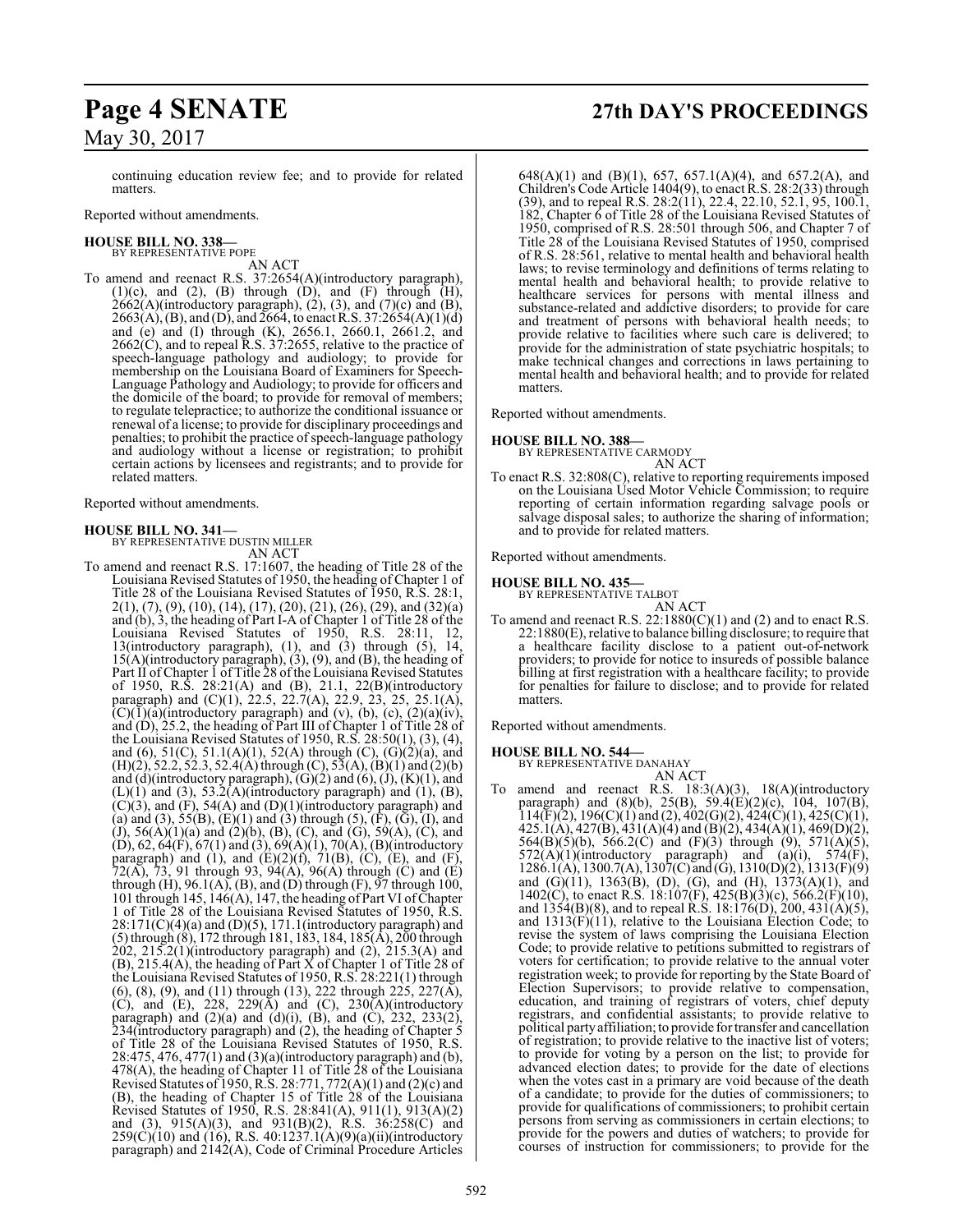continuing education review fee; and to provide for related matters.

Reported without amendments.

**HOUSE BILL NO. 338—**
BY REPRESENTATIVE POPE

AN ACT

To amend and reenact R.S. 37:2654(A)(introductory paragraph), (1)(c), and (2), (B) through (D), and (F) through (H), 2662(A)(introductory paragraph), (2), (3), and (7)(c) and (B), 2663(A), (B), and (D), and 2664, to enact R.S. 37:2654(A)(1)(d) and (e) and (I) through (K), 2656.1, 2660.1, 2661.2, and 2662(C), and to repeal R.S. 37:2655, relative to the practice of speech-language pathology and audiology; to provide for membership on the Louisiana Board of Examiners for Speech-Language Pathology and Audiology; to provide for officers and the domicile of the board; to provide for removal of members; to regulate telepractice; to authorize the conditional issuance or renewal of a license; to provide for disciplinary proceedings and penalties; to prohibit the practice of speech-language pathology and audiology without a license or registration; to prohibit certain actions by licensees and registrants; and to provide for related matters.

Reported without amendments.

**HOUSE BILL NO. 341—**
BY REPRESENTATIVE DUSTIN MILLER

AN ACT

To amend and reenact R.S. 17:1607, the heading of Title 28 of the Louisiana Revised Statutes of 1950, the heading of Chapter 1 of Title 28 of the Louisiana Revised Statutes of 1950, R.S. 28:1, 2(1), (7), (9), (10), (14), (17), (20), (21), (26), (29), and (32)(a) and (b), 3, the heading of Part I-A of Chapter 1 of Title 28 of the Louisiana Revised Statutes of 1950, R.S. 28:11, 12, 13(introductory paragraph), (1), and (3) through (5), 14, 15(A)(introductory paragraph), (3), (9), and (B), the heading of Part II of Chapter 1 of Title 28 of the Louisiana Revised Statutes of 1950, R.S. 28:21(A) and (B), 21.1, 22(B)(introductory paragraph) and (C)(1), 22.5, 22.7(A), 22.9, 23, 25, 25.1(A), (C)(1)(a)(introductory paragraph) and (v), (b), (c), (2)(a)(iv), and (D), 25.2, the heading of Part III of Chapter 1 of Title 28 of the Louisiana Revised Statutes of 1950, R.S. 28:50(1), (3), (4), and (6), 51(C), 51.1(A)(1), 52(A) through (C), (G)(2)(a), and (H)(2), 52.2, 52.3, 52.4(A) through (C), 53(A), (B)(1) and (2)(b) and (d)(introductory paragraph), (G)(2) and (6), (J), (K)(1), and (L)(1) and (3), 53.2(A)(introductory paragraph) and (1), (B), (C)(3), and (F), 54(A) and (D)(1)(introductory paragraph) and (a) and (3), 55(B), (E)(1) and (3) through (5), (F), (G), (I), and (J), 56(A)(1)(a) and (2)(b), (B), (C), and (G), 59(A), (C), and (D), 62, 64(F), 67(1) and (3), 69(A)(1), 70(A), (B)(introductory paragraph) and (1), and (E)(2)(f), 71(B), (C), (E), and (F), 72(A), 73, 91 through 93, 94(A), 96(A) through (C) and (E) through (H), 96.1(A), (B), and (D) through (F), 97 through 100, 101 through 145, 146(A), 147, the heading of Part VI of Chapter 1 of Title 28 of the Louisiana Revised Statutes of 1950, R.S. 28:171(C)(4)(a) and (D)(5), 171.1(introductory paragraph) and (5) through (8), 172 through 181, 183, 184, 185(A), 200 through 202, 215.2(1)(introductory paragraph) and (2), 215.3(A) and (B), 215.4(A), the heading of Part X of Chapter 1 of Title 28 of the Louisiana Revised Statutes of 1950, R.S. 28:221(1) through (6), (8), (9), and (11) through (13), 222 through 225, 227(A), (C), and (E), 228, 229(A) and (C), 230(A)(introductory paragraph) and (2)(a) and (d)(i), (B), and (C), 232, 233(2), 234(introductory paragraph) and (2), the heading of Chapter 5 of Title 28 of the Louisiana Revised Statutes of 1950, R.S. 28:475, 476, 477(1) and (3)(a)(introductory paragraph) and (b), 478(A), the heading of Chapter 11 of Title 28 of the Louisiana Revised Statutes of 1950, R.S. 28:771, 772(A)(1) and (2)(c) and (B), the heading of Chapter 15 of Title 28 of the Louisiana Revised Statutes of 1950, R.S. 28:841(A), 911(1), 913(A)(2) and (3), 915(A)(3), and 931(B)(2), R.S. 36:258(C) and 259(C)(10) and (16), R.S. 40:1237.1(A)(9)(a)(ii)(introductory paragraph) and 2142(A), Code of Criminal Procedure Articles 648(A)(1) and (B)(1), 657, 657.1(A)(4), and 657.2(A), and Children's Code Article 1404(9), to enact R.S. 28:2(33) through (39), and to repeal R.S. 28:2(11), 22.4, 22.10, 52.1, 95, 100.1, 182, Chapter 6 of Title 28 of the Louisiana Revised Statutes of 1950, comprised of R.S. 28:501 through 506, and Chapter 7 of Title 28 of the Louisiana Revised Statutes of 1950, comprised of R.S. 28:561, relative to mental health and behavioral health laws; to revise terminology and definitions of terms relating to mental health and behavioral health; to provide relative to healthcare services for persons with mental illness and substance-related and addictive disorders; to provide for care and treatment of persons with behavioral health needs; to provide relative to facilities where such care is delivered; to provide for the administration of state psychiatric hospitals; to make technical changes and corrections in laws pertaining to mental health and behavioral health; and to provide for related matters.

Reported without amendments.

**HOUSE BILL NO. 388—**
BY REPRESENTATIVE CARMODY

AN ACT

To enact R.S. 32:808(C), relative to reporting requirements imposed on the Louisiana Used Motor Vehicle Commission; to require reporting of certain information regarding salvage pools or salvage disposal sales; to authorize the sharing of information; and to provide for related matters.

Reported without amendments.

**HOUSE BILL NO. 435—**
BY REPRESENTATIVE TALBOT

AN ACT

To amend and reenact R.S. 22:1880(C)(1) and (2) and to enact R.S. 22:1880(E), relative to balance billing disclosure; to require that a healthcare facility disclose to a patient out-of-network providers; to provide for notice to insureds of possible balance billing at first registration with a healthcare facility; to provide for penalties for failure to disclose; and to provide for related matters.

Reported without amendments.

**HOUSE BILL NO. 544—**
BY REPRESENTATIVE DANAHAY

AN ACT

To amend and reenact R.S. 18:3(A)(3), 18(A)(introductory paragraph) and (8)(b), 25(B), 59.4(E)(2)(c), 104, 107(B), 114(F)(2), 196(C)(1) and (2), 402(G)(2), 424(C)(1), 425(C)(1), 425.1(A), 427(B), 431(A)(4) and (B)(2), 434(A)(1), 469(D)(2), 564(B)(5)(b), 566.2(C) and (F)(3) through (9), 571(A)(5), 572(A)(1)(introductory paragraph) and (a)(i), 574(F), 1286.1(A), 1300.7(A), 1307(C) and (G), 1310(D)(2), 1313(F)(9) and (G)(11), 1363(B), (D), (G), and (H), 1373(A)(1), and 1402(C), to enact R.S. 18:107(F), 425(B)(3)(c), 566.2(F)(10), and 1354(B)(8), and to repeal R.S. 18:176(D), 200, 431(A)(5), and 1313(F)(11), relative to the Louisiana Election Code; to revise the system of laws comprising the Louisiana Election Code; to provide relative to petitions submitted to registrars of voters for certification; to provide relative to the annual voter registration week; to provide for reporting by the State Board of Election Supervisors; to provide relative to compensation, education, and training of registrars of voters, chief deputy registrars, and confidential assistants; to provide relative to political party affiliation; to provide for transfer and cancellation of registration; to provide relative to the inactive list of voters; to provide for voting by a person on the list; to provide for advanced election dates; to provide for the date of elections when the votes cast in a primary are void because of the death of a candidate; to provide for the duties of commissioners; to provide for qualifications of commissioners; to prohibit certain persons from serving as commissioners in certain elections; to provide for the powers and duties of watchers; to provide for courses of instruction for commissioners; to provide for the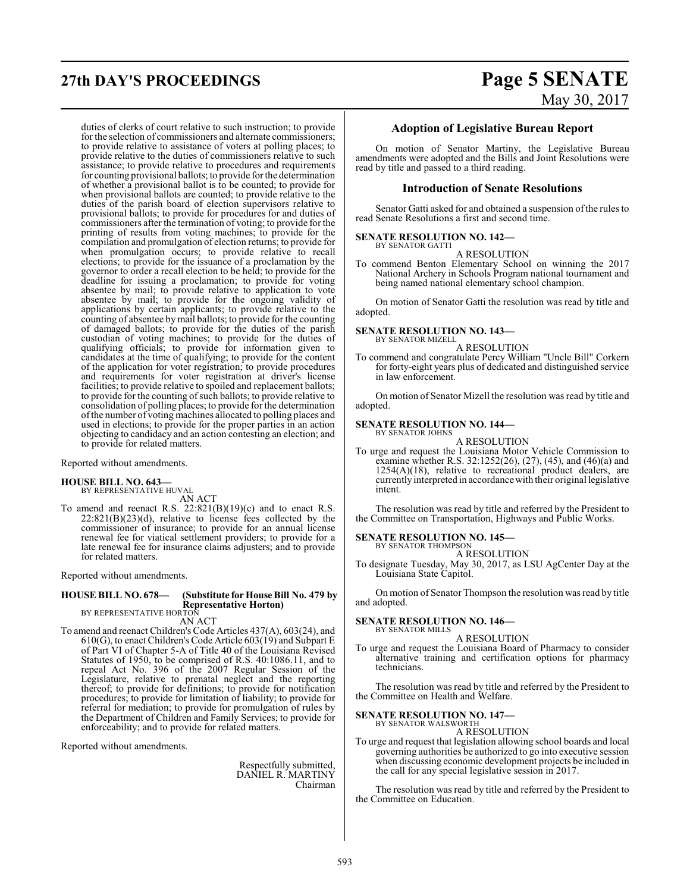duties of clerks of court relative to such instruction; to provide for the selection of commissioners and alternate commissioners; to provide relative to assistance of voters at polling places; to provide relative to the duties of commissioners relative to such assistance; to provide relative to procedures and requirements for counting provisional ballots; to provide for the determination of whether a provisional ballot is to be counted; to provide for when provisional ballots are counted; to provide relative to the duties of the parish board of election supervisors relative to provisional ballots; to provide for procedures for and duties of commissioners after the termination of voting; to provide for the printing of results from voting machines; to provide for the compilation and promulgation of election returns; to provide for when promulgation occurs; to provide relative to recall elections; to provide for the issuance of a proclamation by the governor to order a recall election to be held; to provide for the deadline for issuing a proclamation; to provide for voting absentee by mail; to provide relative to application to vote absentee by mail; to provide for the ongoing validity of applications by certain applicants; to provide relative to the counting of absentee by mail ballots; to provide for the counting of damaged ballots; to provide for the duties of the parish custodian of voting machines; to provide for the duties of qualifying officials; to provide for information given to candidates at the time of qualifying; to provide for the content of the application for voter registration; to provide procedures and requirements for voter registration at driver's license facilities; to provide relative to spoiled and replacement ballots; to provide for the counting of such ballots; to provide relative to consolidation of polling places; to provide for the determination of the number of voting machines allocated to polling places and used in elections; to provide for the proper parties in an action objecting to candidacy and an action contesting an election; and to provide for related matters.

Reported without amendments.

**HOUSE BILL NO. 643—**
BY REPRESENTATIVE HUVAL
AN ACT

To amend and reenact R.S. 22:821(B)(19)(c) and to enact R.S. 22:821(B)(23)(d), relative to license fees collected by the commissioner of insurance; to provide for an annual license renewal fee for viatical settlement providers; to provide for a late renewal fee for insurance claims adjusters; and to provide for related matters.

Reported without amendments.

**HOUSE BILL NO. 678— (Substitute for House Bill No. 479 by Representative Horton)**
BY REPRESENTATIVE HORTON
AN ACT

To amend and reenact Children's Code Articles 437(A), 603(24), and 610(G), to enact Children's Code Article 603(19) and Subpart E of Part VI of Chapter 5-A of Title 40 of the Louisiana Revised Statutes of 1950, to be comprised of R.S. 40:1086.11, and to repeal Act No. 396 of the 2007 Regular Session of the Legislature, relative to prenatal neglect and the reporting thereof; to provide for definitions; to provide for notification procedures; to provide for limitation of liability; to provide for referral for mediation; to provide for promulgation of rules by the Department of Children and Family Services; to provide for enforceability; and to provide for related matters.

Reported without amendments.

Respectfully submitted,
DANIEL R. MARTINY
Chairman

## Adoption of Legislative Bureau Report

On motion of Senator Martiny, the Legislative Bureau amendments were adopted and the Bills and Joint Resolutions were read by title and passed to a third reading.

## Introduction of Senate Resolutions

Senator Gatti asked for and obtained a suspension of the rules to read Senate Resolutions a first and second time.

**SENATE RESOLUTION NO. 142—**
BY SENATOR GATTI
A RESOLUTION

To commend Benton Elementary School on winning the 2017 National Archery in Schools Program national tournament and being named national elementary school champion.

On motion of Senator Gatti the resolution was read by title and adopted.

**SENATE RESOLUTION NO. 143—**
BY SENATOR MIZELL
A RESOLUTION

To commend and congratulate Percy William "Uncle Bill" Corkern for forty-eight years plus of dedicated and distinguished service in law enforcement.

On motion of Senator Mizell the resolution was read by title and adopted.

**SENATE RESOLUTION NO. 144—**
BY SENATOR JOHNS
A RESOLUTION

To urge and request the Louisiana Motor Vehicle Commission to examine whether R.S. 32:1252(26), (27), (45), and (46)(a) and 1254(A)(18), relative to recreational product dealers, are currently interpreted in accordance with their original legislative intent.

The resolution was read by title and referred by the President to the Committee on Transportation, Highways and Public Works.

**SENATE RESOLUTION NO. 145—**
BY SENATOR THOMPSON
A RESOLUTION

To designate Tuesday, May 30, 2017, as LSU AgCenter Day at the Louisiana State Capitol.

On motion of Senator Thompson the resolution was read by title and adopted.

**SENATE RESOLUTION NO. 146—**
BY SENATOR MILLS
A RESOLUTION

To urge and request the Louisiana Board of Pharmacy to consider alternative training and certification options for pharmacy technicians.

The resolution was read by title and referred by the President to the Committee on Health and Welfare.

**SENATE RESOLUTION NO. 147—**
BY SENATOR WALSWORTH
A RESOLUTION

To urge and request that legislation allowing school boards and local governing authorities be authorized to go into executive session when discussing economic development projects be included in the call for any special legislative session in 2017.

The resolution was read by title and referred by the President to the Committee on Education.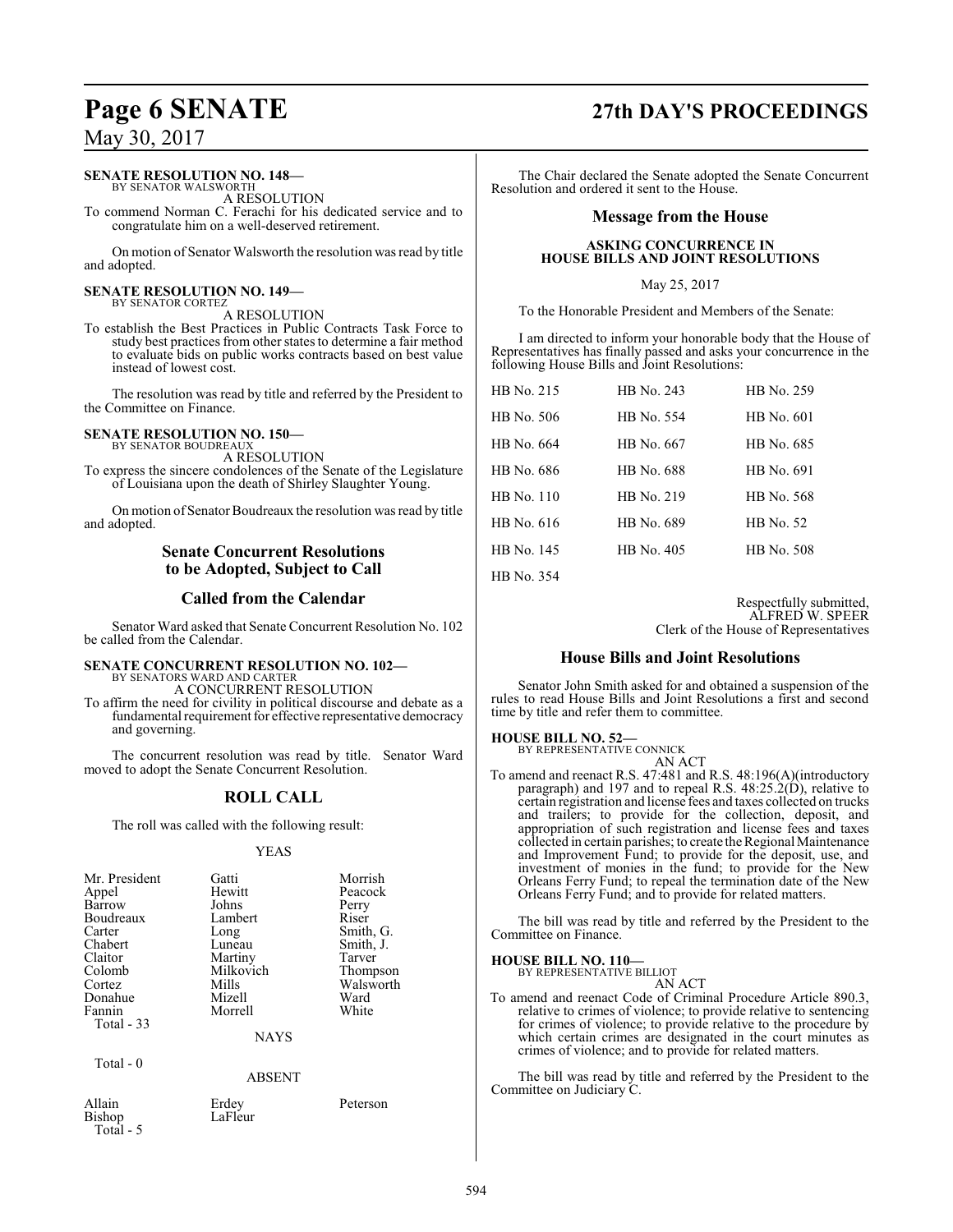**SENATE RESOLUTION NO. 148—**
BY SENATOR WALSWORTH

A RESOLUTION

To commend Norman C. Ferachi for his dedicated service and to congratulate him on a well-deserved retirement.

On motion of Senator Walsworth the resolution was read by title and adopted.

**SENATE RESOLUTION NO. 149—**
BY SENATOR CORTEZ

A RESOLUTION

To establish the Best Practices in Public Contracts Task Force to study best practices from other states to determine a fair method to evaluate bids on public works contracts based on best value instead of lowest cost.

The resolution was read by title and referred by the President to the Committee on Finance.

**SENATE RESOLUTION NO. 150—**
BY SENATOR BOUDREAUX

A RESOLUTION

To express the sincere condolences of the Senate of the Legislature of Louisiana upon the death of Shirley Slaughter Young.

On motion of Senator Boudreaux the resolution was read by title and adopted.

## Senate Concurrent Resolutions to be Adopted, Subject to Call

## Called from the Calendar

Senator Ward asked that Senate Concurrent Resolution No. 102 be called from the Calendar.

**SENATE CONCURRENT RESOLUTION NO. 102—**
BY SENATORS WARD AND CARTER

A CONCURRENT RESOLUTION

To affirm the need for civility in political discourse and debate as a fundamental requirement for effective representative democracy and governing.

The concurrent resolution was read by title. Senator Ward moved to adopt the Senate Concurrent Resolution.

## ROLL CALL

The roll was called with the following result:

YEAS

| | | |
|---|---|---|
| Mr. President | Gatti | Morrish |
| Appel | Hewitt | Peacock |
| Barrow | Johns | Perry |
| Boudreaux | Lambert | Riser |
| Carter | Long | Smith, G. |
| Chabert | Luneau | Smith, J. |
| Claitor | Martiny | Tarver |
| Colomb | Milkovich | Thompson |
| Cortez | Mills | Walsworth |
| Donahue | Mizell | Ward |
| Fannin | Morrell | White |

Total - 33

NAYS

Total - 0

ABSENT

| | | |
|---|---|---|
| Allain | Erdey | Peterson |
| Bishop | LaFleur | |

Total - 5

The Chair declared the Senate adopted the Senate Concurrent Resolution and ordered it sent to the House.

## Message from the House

**ASKING CONCURRENCE IN HOUSE BILLS AND JOINT RESOLUTIONS**

May 25, 2017

To the Honorable President and Members of the Senate:

I am directed to inform your honorable body that the House of Representatives has finally passed and asks your concurrence in the following House Bills and Joint Resolutions:

| | | |
|---|---|---|
| HB No. 215 | HB No. 243 | HB No. 259 |
| HB No. 506 | HB No. 554 | HB No. 601 |
| HB No. 664 | HB No. 667 | HB No. 685 |
| HB No. 686 | HB No. 688 | HB No. 691 |
| HB No. 110 | HB No. 219 | HB No. 568 |
| HB No. 616 | HB No. 689 | HB No. 52 |
| HB No. 145 | HB No. 405 | HB No. 508 |
| HB No. 354 | | |

Respectfully submitted,
ALFRED W. SPEER
Clerk of the House of Representatives

## House Bills and Joint Resolutions

Senator John Smith asked for and obtained a suspension of the rules to read House Bills and Joint Resolutions a first and second time by title and refer them to committee.

**HOUSE BILL NO. 52—**
BY REPRESENTATIVE CONNICK

AN ACT

To amend and reenact R.S. 47:481 and R.S. 48:196(A)(introductory paragraph) and 197 and to repeal R.S. 48:25.2(D), relative to certain registration and license fees and taxes collected on trucks and trailers; to provide for the collection, deposit, and appropriation of such registration and license fees and taxes collected in certain parishes; to create the Regional Maintenance and Improvement Fund; to provide for the deposit, use, and investment of monies in the fund; to provide for the New Orleans Ferry Fund; to repeal the termination date of the New Orleans Ferry Fund; and to provide for related matters.

The bill was read by title and referred by the President to the Committee on Finance.

**HOUSE BILL NO. 110—**
BY REPRESENTATIVE BILLIOT

AN ACT

To amend and reenact Code of Criminal Procedure Article 890.3, relative to crimes of violence; to provide relative to sentencing for crimes of violence; to provide relative to the procedure by which certain crimes are designated in the court minutes as crimes of violence; and to provide for related matters.

The bill was read by title and referred by the President to the Committee on Judiciary C.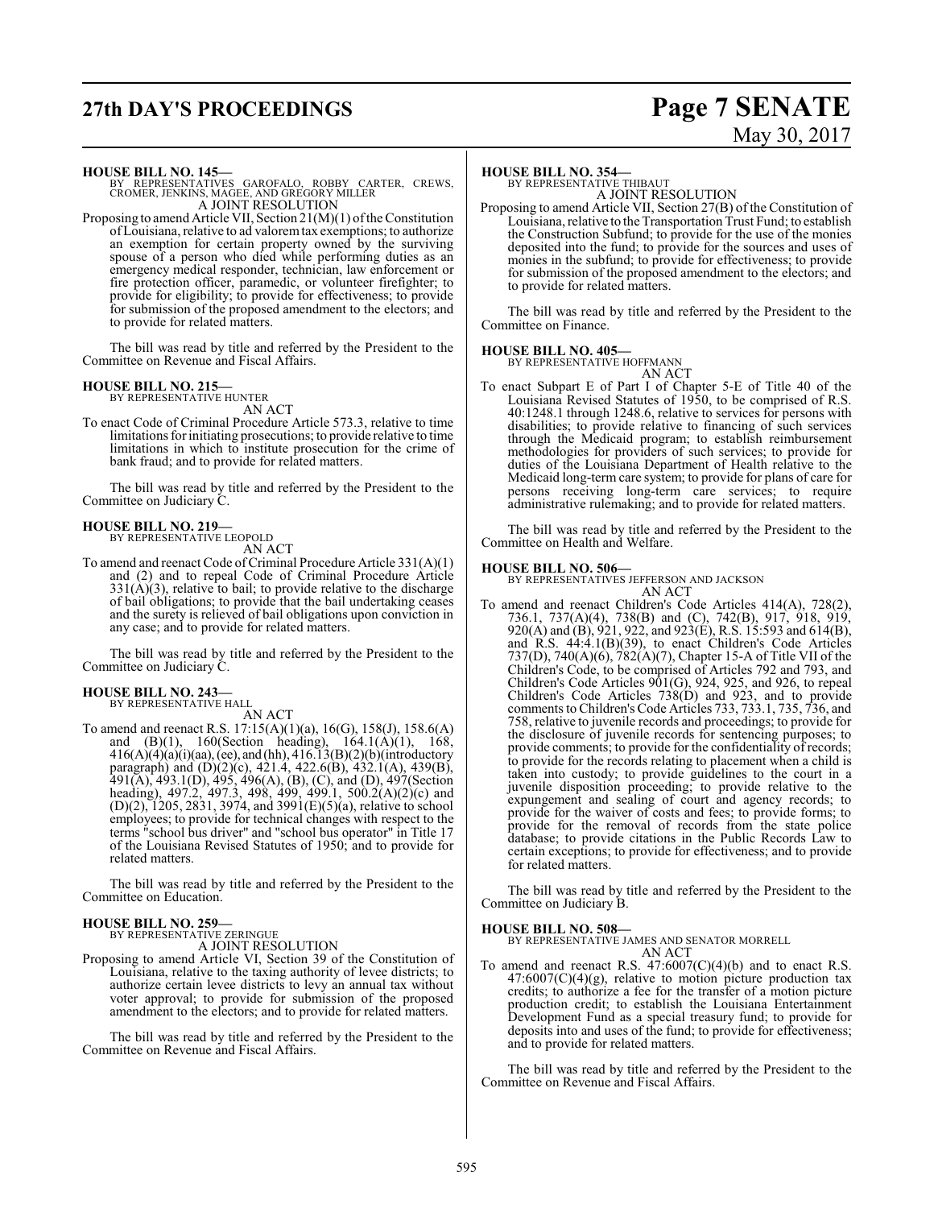**HOUSE BILL NO. 145—**
BY REPRESENTATIVES GAROFALO, ROBBY CARTER, CREWS, CROMER, JENKINS, MAGEE, AND GREGORY MILLER

A JOINT RESOLUTION

Proposing to amend Article VII, Section 21(M)(1) of the Constitution of Louisiana, relative to ad valorem tax exemptions; to authorize an exemption for certain property owned by the surviving spouse of a person who died while performing duties as an emergency medical responder, technician, law enforcement or fire protection officer, paramedic, or volunteer firefighter; to provide for eligibility; to provide for effectiveness; to provide for submission of the proposed amendment to the electors; and to provide for related matters.

The bill was read by title and referred by the President to the Committee on Revenue and Fiscal Affairs.

**HOUSE BILL NO. 215—**
BY REPRESENTATIVE HUNTER

AN ACT

To enact Code of Criminal Procedure Article 573.3, relative to time limitations for initiating prosecutions; to provide relative to time limitations in which to institute prosecution for the crime of bank fraud; and to provide for related matters.

The bill was read by title and referred by the President to the Committee on Judiciary C.

**HOUSE BILL NO. 219—**
BY REPRESENTATIVE LEOPOLD

AN ACT

To amend and reenact Code of Criminal Procedure Article 331(A)(1) and (2) and to repeal Code of Criminal Procedure Article 331(A)(3), relative to bail; to provide relative to the discharge of bail obligations; to provide that the bail undertaking ceases and the surety is relieved of bail obligations upon conviction in any case; and to provide for related matters.

The bill was read by title and referred by the President to the Committee on Judiciary C.

**HOUSE BILL NO. 243—**
BY REPRESENTATIVE HALL

AN ACT

To amend and reenact R.S. 17:15(A)(1)(a), 16(G), 158(J), 158.6(A) and (B)(1), 160(Section heading), 164.1(A)(1), 168, 416(A)(4)(a)(i)(aa), (ee), and (hh), 416.13(B)(2)(b)(introductory paragraph) and (D)(2)(c), 421.4, 422.6(B), 432.1(A), 439(B), 491(A), 493.1(D), 495, 496(A), (B), (C), and (D), 497(Section heading), 497.2, 497.3, 498, 499, 499.1, 500.2(A)(2)(c) and (D)(2), 1205, 2831, 3974, and 3991(E)(5)(a), relative to school employees; to provide for technical changes with respect to the terms "school bus driver" and "school bus operator" in Title 17 of the Louisiana Revised Statutes of 1950; and to provide for related matters.

The bill was read by title and referred by the President to the Committee on Education.

**HOUSE BILL NO. 259—**
BY REPRESENTATIVE ZERINGUE

A JOINT RESOLUTION

Proposing to amend Article VI, Section 39 of the Constitution of Louisiana, relative to the taxing authority of levee districts; to authorize certain levee districts to levy an annual tax without voter approval; to provide for submission of the proposed amendment to the electors; and to provide for related matters.

The bill was read by title and referred by the President to the Committee on Revenue and Fiscal Affairs.

**HOUSE BILL NO. 354—**
BY REPRESENTATIVE THIBAUT

A JOINT RESOLUTION

Proposing to amend Article VII, Section 27(B) of the Constitution of Louisiana, relative to the Transportation Trust Fund; to establish the Construction Subfund; to provide for the use of the monies deposited into the fund; to provide for the sources and uses of monies in the subfund; to provide for effectiveness; to provide for submission of the proposed amendment to the electors; and to provide for related matters.

The bill was read by title and referred by the President to the Committee on Finance.

**HOUSE BILL NO. 405—**
BY REPRESENTATIVE HOFFMANN

AN ACT

To enact Subpart E of Part I of Chapter 5-E of Title 40 of the Louisiana Revised Statutes of 1950, to be comprised of R.S. 40:1248.1 through 1248.6, relative to services for persons with disabilities; to provide relative to financing of such services through the Medicaid program; to establish reimbursement methodologies for providers of such services; to provide for duties of the Louisiana Department of Health relative to the Medicaid long-term care system; to provide for plans of care for persons receiving long-term care services; to require administrative rulemaking; and to provide for related matters.

The bill was read by title and referred by the President to the Committee on Health and Welfare.

**HOUSE BILL NO. 506—**
BY REPRESENTATIVES JEFFERSON AND JACKSON

AN ACT

To amend and reenact Children's Code Articles 414(A), 728(2), 736.1, 737(A)(4), 738(B) and (C), 742(B), 917, 918, 919, 920(A) and (B), 921, 922, and 923(E), R.S. 15:593 and 614(B), and R.S. 44:4.1(B)(39), to enact Children's Code Articles 737(D), 740(A)(6), 782(A)(7), Chapter 15-A of Title VII of the Children's Code, to be comprised of Articles 792 and 793, and Children's Code Articles 901(G), 924, 925, and 926, to repeal Children's Code Articles 738(D) and 923, and to provide comments to Children's Code Articles 733, 733.1, 735, 736, and 758, relative to juvenile records and proceedings; to provide for the disclosure of juvenile records for sentencing purposes; to provide comments; to provide for the confidentiality of records; to provide for the records relating to placement when a child is taken into custody; to provide guidelines to the court in a juvenile disposition proceeding; to provide relative to the expungement and sealing of court and agency records; to provide for the waiver of costs and fees; to provide forms; to provide for the removal of records from the state police database; to provide citations in the Public Records Law to certain exceptions; to provide for effectiveness; and to provide for related matters.

The bill was read by title and referred by the President to the Committee on Judiciary B.

**HOUSE BILL NO. 508—**
BY REPRESENTATIVE JAMES AND SENATOR MORRELL

AN ACT

To amend and reenact R.S. 47:6007(C)(4)(b) and to enact R.S. 47:6007(C)(4)(g), relative to motion picture production tax credits; to authorize a fee for the transfer of a motion picture production credit; to establish the Louisiana Entertainment Development Fund as a special treasury fund; to provide for deposits into and uses of the fund; to provide for effectiveness; and to provide for related matters.

The bill was read by title and referred by the President to the Committee on Revenue and Fiscal Affairs.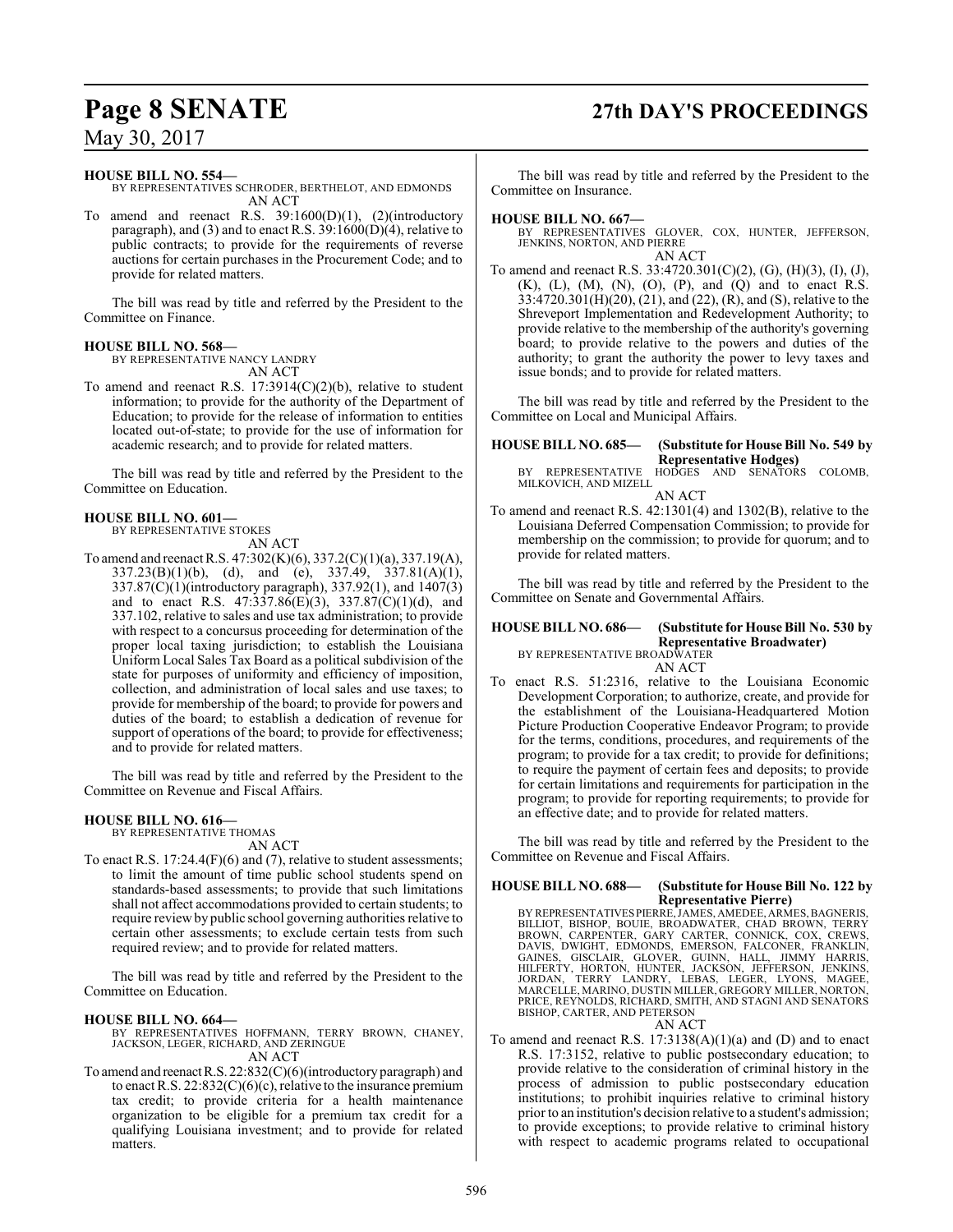**HOUSE BILL NO. 554—**

BY REPRESENTATIVES SCHRODER, BERTHELOT, AND EDMONDS

AN ACT

To amend and reenact R.S. 39:1600(D)(1), (2)(introductory paragraph), and (3) and to enact R.S. 39:1600(D)(4), relative to public contracts; to provide for the requirements of reverse auctions for certain purchases in the Procurement Code; and to provide for related matters.

The bill was read by title and referred by the President to the Committee on Finance.

**HOUSE BILL NO. 568—**

BY REPRESENTATIVE NANCY LANDRY

AN ACT

To amend and reenact R.S. 17:3914(C)(2)(b), relative to student information; to provide for the authority of the Department of Education; to provide for the release of information to entities located out-of-state; to provide for the use of information for academic research; and to provide for related matters.

The bill was read by title and referred by the President to the Committee on Education.

**HOUSE BILL NO. 601—**

BY REPRESENTATIVE STOKES

AN ACT

To amend and reenact R.S. 47:302(K)(6), 337.2(C)(1)(a), 337.19(A), 337.23(B)(1)(b), (d), and (e), 337.49, 337.81(A)(1), 337.87(C)(1)(introductory paragraph), 337.92(1), and 1407(3) and to enact R.S. 47:337.86(E)(3), 337.87(C)(1)(d), and 337.102, relative to sales and use tax administration; to provide with respect to a concursus proceeding for determination of the proper local taxing jurisdiction; to establish the Louisiana Uniform Local Sales Tax Board as a political subdivision of the state for purposes of uniformity and efficiency of imposition, collection, and administration of local sales and use taxes; to provide for membership of the board; to provide for powers and duties of the board; to establish a dedication of revenue for support of operations of the board; to provide for effectiveness; and to provide for related matters.

The bill was read by title and referred by the President to the Committee on Revenue and Fiscal Affairs.

**HOUSE BILL NO. 616—**

BY REPRESENTATIVE THOMAS

AN ACT

To enact R.S. 17:24.4(F)(6) and (7), relative to student assessments; to limit the amount of time public school students spend on standards-based assessments; to provide that such limitations shall not affect accommodations provided to certain students; to require review by public school governing authorities relative to certain other assessments; to exclude certain tests from such required review; and to provide for related matters.

The bill was read by title and referred by the President to the Committee on Education.

**HOUSE BILL NO. 664—**

BY REPRESENTATIVES HOFFMANN, TERRY BROWN, CHANEY, JACKSON, LEGER, RICHARD, AND ZERINGUE

AN ACT

To amend and reenact R.S. 22:832(C)(6)(introductory paragraph) and to enact R.S. 22:832(C)(6)(c), relative to the insurance premium tax credit; to provide criteria for a health maintenance organization to be eligible for a premium tax credit for a qualifying Louisiana investment; and to provide for related matters.

The bill was read by title and referred by the President to the Committee on Insurance.

**HOUSE BILL NO. 667—**

BY REPRESENTATIVES GLOVER, COX, HUNTER, JEFFERSON, JENKINS, NORTON, AND PIERRE

AN ACT

To amend and reenact R.S. 33:4720.301(C)(2), (G), (H)(3), (I), (J), (K), (L), (M), (N), (O), (P), and (Q) and to enact R.S. 33:4720.301(H)(20), (21), and (22), (R), and (S), relative to the Shreveport Implementation and Redevelopment Authority; to provide relative to the membership of the authority's governing board; to provide relative to the powers and duties of the authority; to grant the authority the power to levy taxes and issue bonds; and to provide for related matters.

The bill was read by title and referred by the President to the Committee on Local and Municipal Affairs.

**HOUSE BILL NO. 685— (Substitute for House Bill No. 549 by Representative Hodges)**

BY REPRESENTATIVE HODGES AND SENATORS COLOMB, MILKOVICH, AND MIZELL

AN ACT

To amend and reenact R.S. 42:1301(4) and 1302(B), relative to the Louisiana Deferred Compensation Commission; to provide for membership on the commission; to provide for quorum; and to provide for related matters.

The bill was read by title and referred by the President to the Committee on Senate and Governmental Affairs.

**HOUSE BILL NO. 686— (Substitute for House Bill No. 530 by Representative Broadwater)**

BY REPRESENTATIVE BROADWATER

AN ACT

To enact R.S. 51:2316, relative to the Louisiana Economic Development Corporation; to authorize, create, and provide for the establishment of the Louisiana-Headquartered Motion Picture Production Cooperative Endeavor Program; to provide for the terms, conditions, procedures, and requirements of the program; to provide for a tax credit; to provide for definitions; to require the payment of certain fees and deposits; to provide for certain limitations and requirements for participation in the program; to provide for reporting requirements; to provide for an effective date; and to provide for related matters.

The bill was read by title and referred by the President to the Committee on Revenue and Fiscal Affairs.

**HOUSE BILL NO. 688— (Substitute for House Bill No. 122 by Representative Pierre)**

BY REPRESENTATIVES PIERRE, JAMES, AMEDEE, ARMES, BAGNERIS, BILLIOT, BISHOP, BOUIE, BROADWATER, CHAD BROWN, TERRY BROWN, CARPENTER, GARY CARTER, CONNICK, COX, CREWS, DAVIS, DWIGHT, EDMONDS, EMERSON, FALCONER, FRANKLIN, GAINES, GISCLAIR, GLOVER, GUINN, HALL, JIMMY HARRIS, HILFERTY, HORTON, HUNTER, JACKSON, JEFFERSON, JENKINS, JORDAN, TERRY LANDRY, LEBAS, LEGER, LYONS, MAGEE, MARCELLE, MARINO, DUSTIN MILLER, GREGORY MILLER, NORTON, PRICE, REYNOLDS, RICHARD, SMITH, AND STAGNI AND SENATORS BISHOP, CARTER, AND PETERSON

AN ACT

To amend and reenact R.S. 17:3138(A)(1)(a) and (D) and to enact R.S. 17:3152, relative to public postsecondary education; to provide relative to the consideration of criminal history in the process of admission to public postsecondary education institutions; to prohibit inquiries relative to criminal history prior to an institution's decision relative to a student's admission; to provide exceptions; to provide relative to criminal history with respect to academic programs related to occupational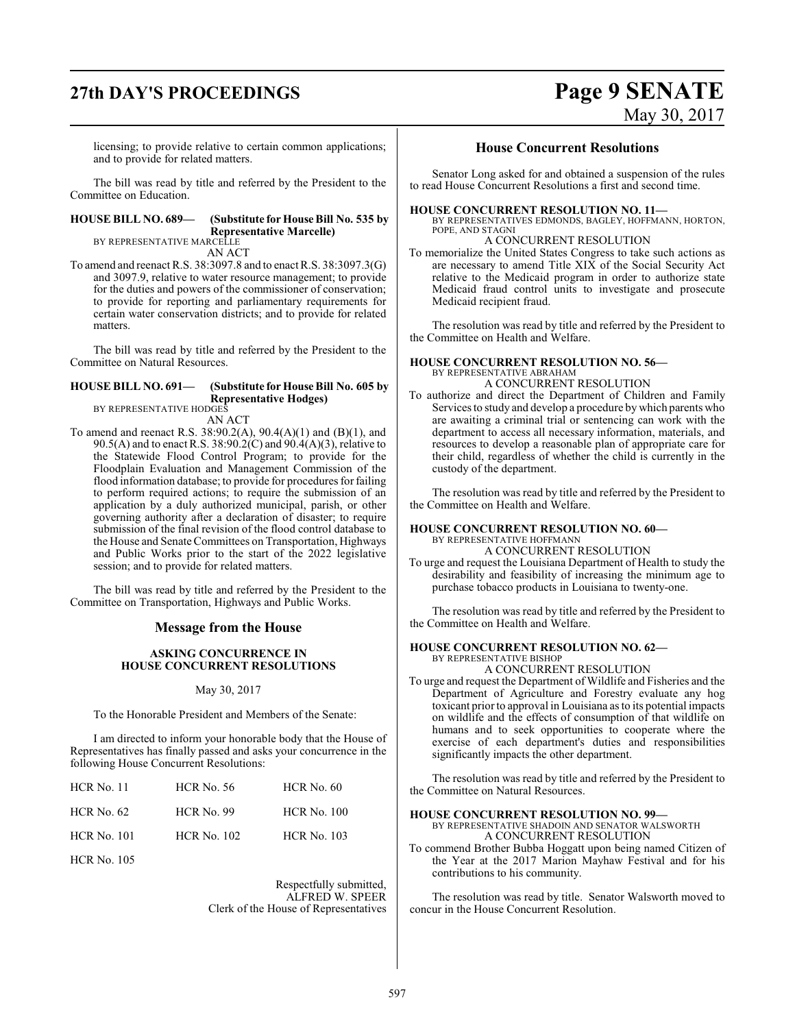licensing; to provide relative to certain common applications; and to provide for related matters.

The bill was read by title and referred by the President to the Committee on Education.

**HOUSE BILL NO. 689— (Substitute for House Bill No. 535 by Representative Marcelle)**
BY REPRESENTATIVE MARCELLE
AN ACT

To amend and reenact R.S. 38:3097.8 and to enact R.S. 38:3097.3(G) and 3097.9, relative to water resource management; to provide for the duties and powers of the commissioner of conservation; to provide for reporting and parliamentary requirements for certain water conservation districts; and to provide for related matters.

The bill was read by title and referred by the President to the Committee on Natural Resources.

**HOUSE BILL NO. 691— (Substitute for House Bill No. 605 by Representative Hodges)**
BY REPRESENTATIVE HODGES
AN ACT

To amend and reenact R.S. 38:90.2(A), 90.4(A)(1) and (B)(1), and 90.5(A) and to enact R.S. 38:90.2(C) and 90.4(A)(3), relative to the Statewide Flood Control Program; to provide for the Floodplain Evaluation and Management Commission of the flood information database; to provide for procedures for failing to perform required actions; to require the submission of an application by a duly authorized municipal, parish, or other governing authority after a declaration of disaster; to require submission of the final revision of the flood control database to the House and Senate Committees on Transportation, Highways and Public Works prior to the start of the 2022 legislative session; and to provide for related matters.

The bill was read by title and referred by the President to the Committee on Transportation, Highways and Public Works.

## Message from the House

### ASKING CONCURRENCE IN HOUSE CONCURRENT RESOLUTIONS

May 30, 2017

To the Honorable President and Members of the Senate:

I am directed to inform your honorable body that the House of Representatives has finally passed and asks your concurrence in the following House Concurrent Resolutions:

| | | |
|---|---|---|
| HCR No. 11 | HCR No. 56 | HCR No. 60 |
| HCR No. 62 | HCR No. 99 | HCR No. 100 |
| HCR No. 101 | HCR No. 102 | HCR No. 103 |
| HCR No. 105 | | |

Respectfully submitted,
ALFRED W. SPEER
Clerk of the House of Representatives

## House Concurrent Resolutions

Senator Long asked for and obtained a suspension of the rules to read House Concurrent Resolutions a first and second time.

**HOUSE CONCURRENT RESOLUTION NO. 11—**
BY REPRESENTATIVES EDMONDS, BAGLEY, HOFFMANN, HORTON, POPE, AND STAGNI
A CONCURRENT RESOLUTION

To memorialize the United States Congress to take such actions as are necessary to amend Title XIX of the Social Security Act relative to the Medicaid program in order to authorize state Medicaid fraud control units to investigate and prosecute Medicaid recipient fraud.

The resolution was read by title and referred by the President to the Committee on Health and Welfare.

**HOUSE CONCURRENT RESOLUTION NO. 56—**
BY REPRESENTATIVE ABRAHAM
A CONCURRENT RESOLUTION

To authorize and direct the Department of Children and Family Services to study and develop a procedure by which parents who are awaiting a criminal trial or sentencing can work with the department to access all necessary information, materials, and resources to develop a reasonable plan of appropriate care for their child, regardless of whether the child is currently in the custody of the department.

The resolution was read by title and referred by the President to the Committee on Health and Welfare.

**HOUSE CONCURRENT RESOLUTION NO. 60—**
BY REPRESENTATIVE HOFFMANN
A CONCURRENT RESOLUTION

To urge and request the Louisiana Department of Health to study the desirability and feasibility of increasing the minimum age to purchase tobacco products in Louisiana to twenty-one.

The resolution was read by title and referred by the President to the Committee on Health and Welfare.

**HOUSE CONCURRENT RESOLUTION NO. 62—**
BY REPRESENTATIVE BISHOP
A CONCURRENT RESOLUTION

To urge and request the Department of Wildlife and Fisheries and the Department of Agriculture and Forestry evaluate any hog toxicant prior to approval in Louisiana as to its potential impacts on wildlife and the effects of consumption of that wildlife on humans and to seek opportunities to cooperate where the exercise of each department's duties and responsibilities significantly impacts the other department.

The resolution was read by title and referred by the President to the Committee on Natural Resources.

**HOUSE CONCURRENT RESOLUTION NO. 99—**
BY REPRESENTATIVE SHADOIN AND SENATOR WALSWORTH
A CONCURRENT RESOLUTION

To commend Brother Bubba Hoggatt upon being named Citizen of the Year at the 2017 Marion Mayhaw Festival and for his contributions to his community.

The resolution was read by title. Senator Walsworth moved to concur in the House Concurrent Resolution.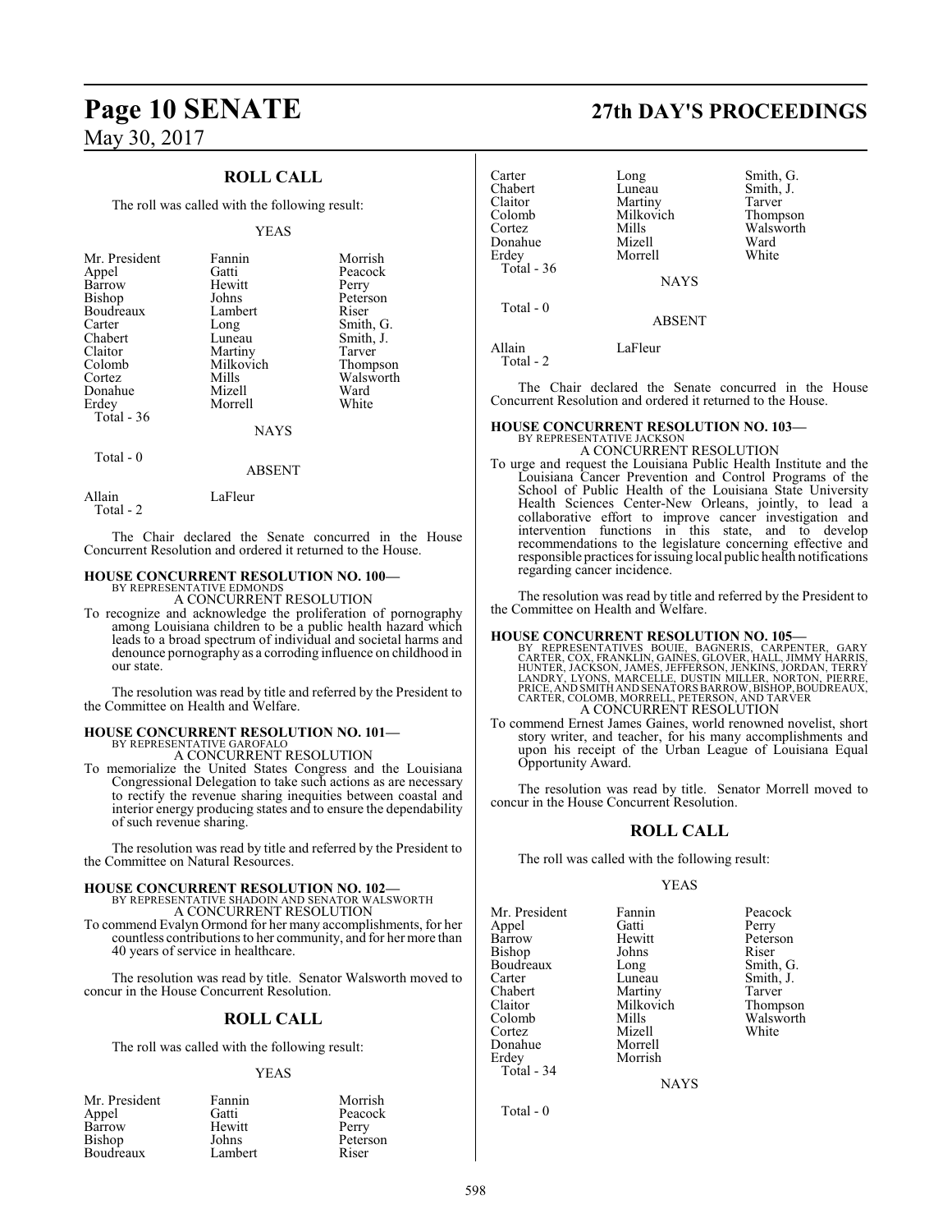## ROLL CALL

The roll was called with the following result:

YEAS

| | | |
|---|---|---|
| Mr. President | Fannin | Morrish |
| Appel | Gatti | Peacock |
| Barrow | Hewitt | Perry |
| Bishop | Johns | Peterson |
| Boudreaux | Lambert | Riser |
| Carter | Long | Smith, G. |
| Chabert | Luneau | Smith, J. |
| Claitor | Martiny | Tarver |
| Colomb | Milkovich | Thompson |
| Cortez | Mills | Walsworth |
| Donahue | Mizell | Ward |
| Erdey | Morrell | White |
| Total - 36 | | |

NAYS

Total - 0

ABSENT

| | |
|---|---|
| Allain | LaFleur |
| Total - 2 | |

The Chair declared the Senate concurred in the House Concurrent Resolution and ordered it returned to the House.

**HOUSE CONCURRENT RESOLUTION NO. 100—**
BY REPRESENTATIVE EDMONDS
A CONCURRENT RESOLUTION

To recognize and acknowledge the proliferation of pornography among Louisiana children to be a public health hazard which leads to a broad spectrum of individual and societal harms and denounce pornography as a corroding influence on childhood in our state.

The resolution was read by title and referred by the President to the Committee on Health and Welfare.

**HOUSE CONCURRENT RESOLUTION NO. 101—**
BY REPRESENTATIVE GAROFALO
A CONCURRENT RESOLUTION

To memorialize the United States Congress and the Louisiana Congressional Delegation to take such actions as are necessary to rectify the revenue sharing inequities between coastal and interior energy producing states and to ensure the dependability of such revenue sharing.

The resolution was read by title and referred by the President to the Committee on Natural Resources.

**HOUSE CONCURRENT RESOLUTION NO. 102—**
BY REPRESENTATIVE SHADOIN AND SENATOR WALSWORTH
A CONCURRENT RESOLUTION

To commend Evalyn Ormond for her many accomplishments, for her countless contributions to her community, and for her more than 40 years of service in healthcare.

The resolution was read by title. Senator Walsworth moved to concur in the House Concurrent Resolution.

## ROLL CALL

The roll was called with the following result:

YEAS

| | | |
|---|---|---|
| Mr. President | Fannin | Morrish |
| Appel | Gatti | Peacock |
| Barrow | Hewitt | Perry |
| Bishop | Johns | Peterson |
| Boudreaux | Lambert | Riser |
| Carter | Long | Smith, G. |
| Chabert | Luneau | Smith, J. |
| Claitor | Martiny | Tarver |
| Colomb | Milkovich | Thompson |
| Cortez | Mills | Walsworth |
| Donahue | Mizell | Ward |
| Erdey | Morrell | White |
| Total - 36 | | |

NAYS

Total - 0

ABSENT

| | |
|---|---|
| Allain | LaFleur |
| Total - 2 | |

The Chair declared the Senate concurred in the House Concurrent Resolution and ordered it returned to the House.

**HOUSE CONCURRENT RESOLUTION NO. 103—**
BY REPRESENTATIVE JACKSON
A CONCURRENT RESOLUTION

To urge and request the Louisiana Public Health Institute and the Louisiana Cancer Prevention and Control Programs of the School of Public Health of the Louisiana State University Health Sciences Center-New Orleans, jointly, to lead a collaborative effort to improve cancer investigation and intervention functions in this state, and to develop recommendations to the legislature concerning effective and responsible practices for issuing local public health notifications regarding cancer incidence.

The resolution was read by title and referred by the President to the Committee on Health and Welfare.

**HOUSE CONCURRENT RESOLUTION NO. 105—**
BY REPRESENTATIVES BOUIE, BAGNERIS, CARPENTER, GARY CARTER, COX, FRANKLIN, GAINES, GLOVER, HALL, JIMMY HARRIS, HUNTER, JACKSON, JAMES, JEFFERSON, JENKINS, JORDAN, TERRY LANDRY, LYONS, MARCELLE, DUSTIN MILLER, NORTON, PIERRE, PRICE, AND SMITH AND SENATORS BARROW, BISHOP, BOUDREAUX, CARTER, COLOMB, MORRELL, PETERSON, AND TARVER
A CONCURRENT RESOLUTION

To commend Ernest James Gaines, world renowned novelist, short story writer, and teacher, for his many accomplishments and upon his receipt of the Urban League of Louisiana Equal Opportunity Award.

The resolution was read by title. Senator Morrell moved to concur in the House Concurrent Resolution.

## ROLL CALL

The roll was called with the following result:

YEAS

| | | |
|---|---|---|
| Mr. President | Fannin | Peacock |
| Appel | Gatti | Perry |
| Barrow | Hewitt | Peterson |
| Bishop | Johns | Riser |
| Boudreaux | Long | Smith, G. |
| Carter | Luneau | Smith, J. |
| Chabert | Martiny | Tarver |
| Claitor | Milkovich | Thompson |
| Colomb | Mills | Walsworth |
| Cortez | Mizell | White |
| Donahue | Morrell | |
| Erdey | Morrish | |
| Total - 34 | | |

NAYS

Total - 0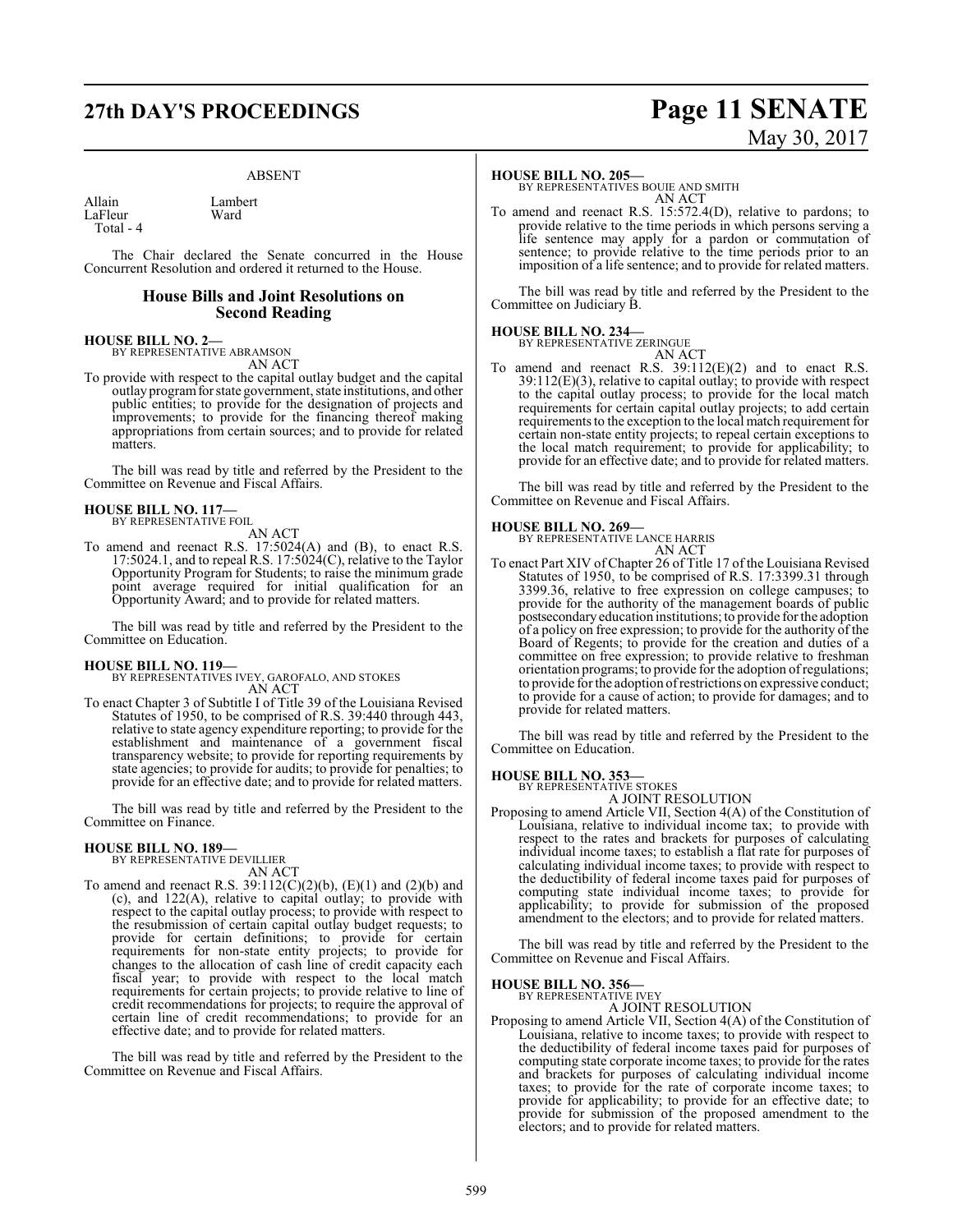ABSENT

| | |
|---|---|
| Allain | Lambert |
| LaFleur | Ward |
| Total - 4 | |

The Chair declared the Senate concurred in the House Concurrent Resolution and ordered it returned to the House.

## House Bills and Joint Resolutions on Second Reading

**HOUSE BILL NO. 2—**
BY REPRESENTATIVE ABRAMSON
AN ACT

To provide with respect to the capital outlay budget and the capital outlay program for state government, state institutions, and other public entities; to provide for the designation of projects and improvements; to provide for the financing thereof making appropriations from certain sources; and to provide for related matters.

The bill was read by title and referred by the President to the Committee on Revenue and Fiscal Affairs.

**HOUSE BILL NO. 117—**
BY REPRESENTATIVE FOIL
AN ACT

To amend and reenact R.S. 17:5024(A) and (B), to enact R.S. 17:5024.1, and to repeal R.S. 17:5024(C), relative to the Taylor Opportunity Program for Students; to raise the minimum grade point average required for initial qualification for an Opportunity Award; and to provide for related matters.

The bill was read by title and referred by the President to the Committee on Education.

**HOUSE BILL NO. 119—**
BY REPRESENTATIVES IVEY, GAROFALO, AND STOKES
AN ACT

To enact Chapter 3 of Subtitle I of Title 39 of the Louisiana Revised Statutes of 1950, to be comprised of R.S. 39:440 through 443, relative to state agency expenditure reporting; to provide for the establishment and maintenance of a government fiscal transparency website; to provide for reporting requirements by state agencies; to provide for audits; to provide for penalties; to provide for an effective date; and to provide for related matters.

The bill was read by title and referred by the President to the Committee on Finance.

**HOUSE BILL NO. 189—**
BY REPRESENTATIVE DEVILLIER
AN ACT

To amend and reenact R.S. 39:112(C)(2)(b), (E)(1) and (2)(b) and (c), and 122(A), relative to capital outlay; to provide with respect to the capital outlay process; to provide with respect to the resubmission of certain capital outlay budget requests; to provide for certain definitions; to provide for certain requirements for non-state entity projects; to provide for changes to the allocation of cash line of credit capacity each fiscal year; to provide with respect to the local match requirements for certain projects; to provide relative to line of credit recommendations for projects; to require the approval of certain line of credit recommendations; to provide for an effective date; and to provide for related matters.

The bill was read by title and referred by the President to the Committee on Revenue and Fiscal Affairs.

**HOUSE BILL NO. 205—**
BY REPRESENTATIVES BOUIE AND SMITH
AN ACT

To amend and reenact R.S. 15:572.4(D), relative to pardons; to provide relative to the time periods in which persons serving a life sentence may apply for a pardon or commutation of sentence; to provide relative to the time periods prior to an imposition of a life sentence; and to provide for related matters.

The bill was read by title and referred by the President to the Committee on Judiciary B.

**HOUSE BILL NO. 234—**
BY REPRESENTATIVE ZERINGUE
AN ACT

To amend and reenact R.S. 39:112(E)(2) and to enact R.S. 39:112(E)(3), relative to capital outlay; to provide with respect to the capital outlay process; to provide for the local match requirements for certain capital outlay projects; to add certain requirements to the exception to the local match requirement for certain non-state entity projects; to repeal certain exceptions to the local match requirement; to provide for applicability; to provide for an effective date; and to provide for related matters.

The bill was read by title and referred by the President to the Committee on Revenue and Fiscal Affairs.

**HOUSE BILL NO. 269—**
BY REPRESENTATIVE LANCE HARRIS
AN ACT

To enact Part XIV of Chapter 26 of Title 17 of the Louisiana Revised Statutes of 1950, to be comprised of R.S. 17:3399.31 through 3399.36, relative to free expression on college campuses; to provide for the authority of the management boards of public postsecondary education institutions; to provide for the adoption of a policy on free expression; to provide for the authority of the Board of Regents; to provide for the creation and duties of a committee on free expression; to provide relative to freshman orientation programs; to provide for the adoption of regulations; to provide for the adoption of restrictions on expressive conduct; to provide for a cause of action; to provide for damages; and to provide for related matters.

The bill was read by title and referred by the President to the Committee on Education.

**HOUSE BILL NO. 353—**
BY REPRESENTATIVE STOKES
A JOINT RESOLUTION

Proposing to amend Article VII, Section 4(A) of the Constitution of Louisiana, relative to individual income tax; to provide with respect to the rates and brackets for purposes of calculating individual income taxes; to establish a flat rate for purposes of calculating individual income taxes; to provide with respect to the deductibility of federal income taxes paid for purposes of computing state individual income taxes; to provide for applicability; to provide for submission of the proposed amendment to the electors; and to provide for related matters.

The bill was read by title and referred by the President to the Committee on Revenue and Fiscal Affairs.

**HOUSE BILL NO. 356—**
BY REPRESENTATIVE IVEY
A JOINT RESOLUTION

Proposing to amend Article VII, Section 4(A) of the Constitution of Louisiana, relative to income taxes; to provide with respect to the deductibility of federal income taxes paid for purposes of computing state corporate income taxes; to provide for the rates and brackets for purposes of calculating individual income taxes; to provide for the rate of corporate income taxes; to provide for applicability; to provide for an effective date; to provide for submission of the proposed amendment to the electors; and to provide for related matters.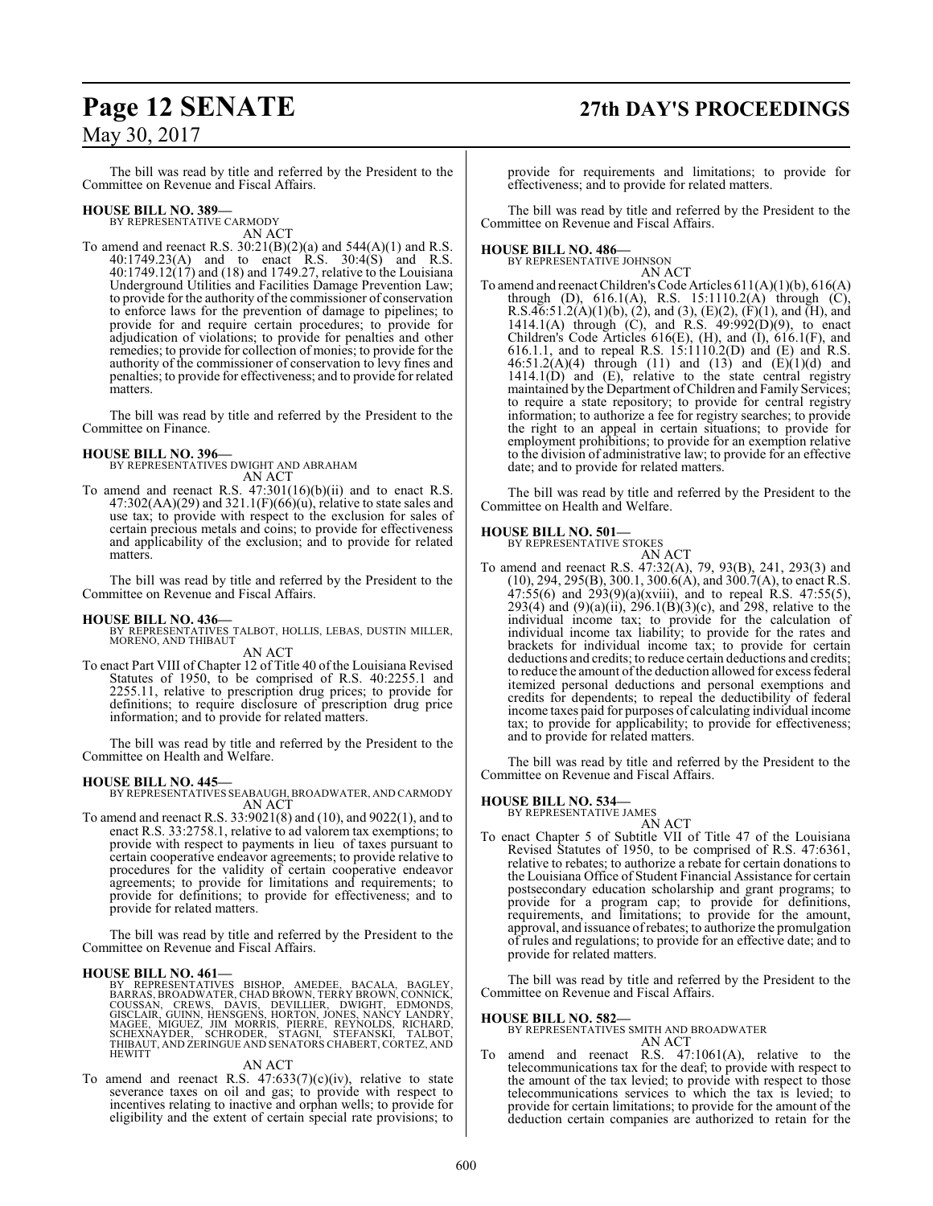The bill was read by title and referred by the President to the Committee on Revenue and Fiscal Affairs.

**HOUSE BILL NO. 389—**
BY REPRESENTATIVE CARMODY
AN ACT

To amend and reenact R.S. 30:21(B)(2)(a) and 544(A)(1) and R.S. 40:1749.23(A) and to enact R.S. 30:4(S) and R.S. 40:1749.12(17) and (18) and 1749.27, relative to the Louisiana Underground Utilities and Facilities Damage Prevention Law; to provide for the authority of the commissioner of conservation to enforce laws for the prevention of damage to pipelines; to provide for and require certain procedures; to provide for adjudication of violations; to provide for penalties and other remedies; to provide for collection of monies; to provide for the authority of the commissioner of conservation to levy fines and penalties; to provide for effectiveness; and to provide for related matters.

The bill was read by title and referred by the President to the Committee on Finance.

**HOUSE BILL NO. 396—**
BY REPRESENTATIVES DWIGHT AND ABRAHAM
AN ACT

To amend and reenact R.S. 47:301(16)(b)(ii) and to enact R.S. 47:302(AA)(29) and 321.1(F)(66)(u), relative to state sales and use tax; to provide with respect to the exclusion for sales of certain precious metals and coins; to provide for effectiveness and applicability of the exclusion; and to provide for related matters.

The bill was read by title and referred by the President to the Committee on Revenue and Fiscal Affairs.

**HOUSE BILL NO. 436—**
BY REPRESENTATIVES TALBOT, HOLLIS, LEBAS, DUSTIN MILLER, MORENO, AND THIBAUT
AN ACT

To enact Part VIII of Chapter 12 of Title 40 of the Louisiana Revised Statutes of 1950, to be comprised of R.S. 40:2255.1 and 2255.11, relative to prescription drug prices; to provide for definitions; to require disclosure of prescription drug price information; and to provide for related matters.

The bill was read by title and referred by the President to the Committee on Health and Welfare.

**HOUSE BILL NO. 445—**
BY REPRESENTATIVES SEABAUGH, BROADWATER, AND CARMODY
AN ACT

To amend and reenact R.S. 33:9021(8) and (10), and 9022(1), and to enact R.S. 33:2758.1, relative to ad valorem tax exemptions; to provide with respect to payments in lieu of taxes pursuant to certain cooperative endeavor agreements; to provide relative to procedures for the validity of certain cooperative endeavor agreements; to provide for limitations and requirements; to provide for definitions; to provide for effectiveness; and to provide for related matters.

The bill was read by title and referred by the President to the Committee on Revenue and Fiscal Affairs.

**HOUSE BILL NO. 461—**
BY REPRESENTATIVES BISHOP, AMEDEE, BACALA, BAGLEY, BARRAS, BROADWATER, CHAD BROWN, TERRY BROWN, CONNICK, COUSSAN, CREWS, DAVIS, DEVILLIER, DWIGHT, EDMONDS, GISCLAIR, GUINN, HENSGENS, HORTON, JONES, NANCY LANDRY, MAGEE, MIGUEZ, JIM MORRIS, PIERRE, REYNOLDS, RICHARD, SCHEXNAYDER, SCHRODER, STAGNI, STEFANSKI, TALBOT, THIBAUT, AND ZERINGUE AND SENATORS CHABERT, CORTEZ, AND HEWITT
AN ACT

To amend and reenact R.S. 47:633(7)(c)(iv), relative to state severance taxes on oil and gas; to provide with respect to incentives relating to inactive and orphan wells; to provide for eligibility and the extent of certain special rate provisions; to provide for requirements and limitations; to provide for effectiveness; and to provide for related matters.

The bill was read by title and referred by the President to the Committee on Revenue and Fiscal Affairs.

**HOUSE BILL NO. 486—**
BY REPRESENTATIVE JOHNSON
AN ACT

To amend and reenact Children's Code Articles 611(A)(1)(b), 616(A) through (D), 616.1(A), R.S. 15:1110.2(A) through (C), R.S.46:51.2(A)(1)(b), (2), and (3), (E)(2), (F)(1), and (H), and 1414.1(A) through (C), and R.S. 49:992(D)(9), to enact Children's Code Articles 616(E), (H), and (I), 616.1(F), and 616.1.1, and to repeal R.S. 15:1110.2(D) and (E) and R.S. 46:51.2(A)(4) through (11) and (13) and (E)(1)(d) and 1414.1(D) and (E), relative to the state central registry maintained by the Department of Children and Family Services; to require a state repository; to provide for central registry information; to authorize a fee for registry searches; to provide the right to an appeal in certain situations; to provide for employment prohibitions; to provide for an exemption relative to the division of administrative law; to provide for an effective date; and to provide for related matters.

The bill was read by title and referred by the President to the Committee on Health and Welfare.

**HOUSE BILL NO. 501—**
BY REPRESENTATIVE STOKES
AN ACT

To amend and reenact R.S. 47:32(A), 79, 93(B), 241, 293(3) and (10), 294, 295(B), 300.1, 300.6(A), and 300.7(A), to enact R.S. 47:55(6) and 293(9)(a)(xviii), and to repeal R.S. 47:55(5), 293(4) and (9)(a)(ii), 296.1(B)(3)(c), and 298, relative to the individual income tax; to provide for the calculation of individual income tax liability; to provide for the rates and brackets for individual income tax; to provide for certain deductions and credits; to reduce certain deductions and credits; to reduce the amount of the deduction allowed for excess federal itemized personal deductions and personal exemptions and credits for dependents; to repeal the deductibility of federal income taxes paid for purposes of calculating individual income tax; to provide for applicability; to provide for effectiveness; and to provide for related matters.

The bill was read by title and referred by the President to the Committee on Revenue and Fiscal Affairs.

**HOUSE BILL NO. 534—**
BY REPRESENTATIVE JAMES
AN ACT

To enact Chapter 5 of Subtitle VII of Title 47 of the Louisiana Revised Statutes of 1950, to be comprised of R.S. 47:6361, relative to rebates; to authorize a rebate for certain donations to the Louisiana Office of Student Financial Assistance for certain postsecondary education scholarship and grant programs; to provide for a program cap; to provide for definitions, requirements, and limitations; to provide for the amount, approval, and issuance of rebates; to authorize the promulgation of rules and regulations; to provide for an effective date; and to provide for related matters.

The bill was read by title and referred by the President to the Committee on Revenue and Fiscal Affairs.

**HOUSE BILL NO. 582—**
BY REPRESENTATIVES SMITH AND BROADWATER
AN ACT

To amend and reenact R.S. 47:1061(A), relative to the telecommunications tax for the deaf; to provide with respect to the amount of the tax levied; to provide with respect to those telecommunications services to which the tax is levied; to provide for certain limitations; to provide for the amount of the deduction certain companies are authorized to retain for the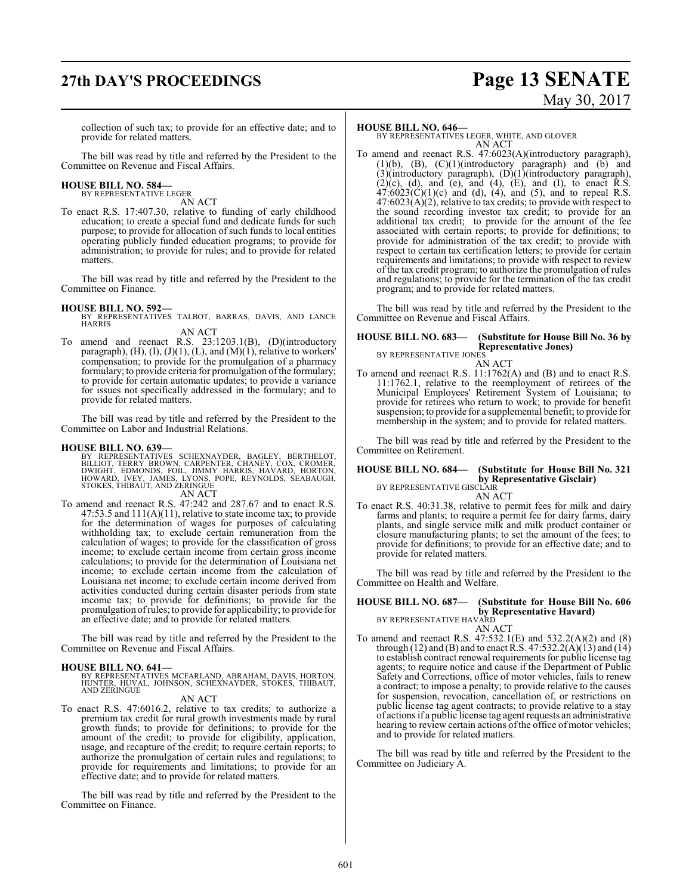collection of such tax; to provide for an effective date; and to provide for related matters.

The bill was read by title and referred by the President to the Committee on Revenue and Fiscal Affairs.

**HOUSE BILL NO. 584—**
BY REPRESENTATIVE LEGER

AN ACT

To enact R.S. 17:407.30, relative to funding of early childhood education; to create a special fund and dedicate funds for such purpose; to provide for allocation of such funds to local entities operating publicly funded education programs; to provide for administration; to provide for rules; and to provide for related matters.

The bill was read by title and referred by the President to the Committee on Finance.

**HOUSE BILL NO. 592—**
BY REPRESENTATIVES TALBOT, BARRAS, DAVIS, AND LANCE HARRIS

AN ACT

To amend and reenact R.S. 23:1203.1(B), (D)(introductory paragraph), (H), (I), (J)(1), (L), and (M)(1), relative to workers' compensation; to provide for the promulgation of a pharmacy formulary; to provide criteria for promulgation of the formulary; to provide for certain automatic updates; to provide a variance for issues not specifically addressed in the formulary; and to provide for related matters.

The bill was read by title and referred by the President to the Committee on Labor and Industrial Relations.

**HOUSE BILL NO. 639—**
BY REPRESENTATIVES SCHEXNAYDER, BAGLEY, BERTHELOT, BILLIOT, TERRY BROWN, CARPENTER, CHANEY, COX, CROMER, DWIGHT, EDMONDS, FOIL, JIMMY HARRIS, HAVARD, HORTON, HOWARD, IVEY, JAMES, LYONS, POPE, REYNOLDS, SEABAUGH, STOKES, THIBAUT, AND ZERINGUE

AN ACT

To amend and reenact R.S. 47:242 and 287.67 and to enact R.S. 47:53.5 and 111(A)(11), relative to state income tax; to provide for the determination of wages for purposes of calculating withholding tax; to exclude certain remuneration from the calculation of wages; to provide for the classification of gross income; to exclude certain income from certain gross income calculations; to provide for the determination of Louisiana net income; to exclude certain income from the calculation of Louisiana net income; to exclude certain income derived from activities conducted during certain disaster periods from state income tax; to provide for definitions; to provide for the promulgation of rules; to provide for applicability; to provide for an effective date; and to provide for related matters.

The bill was read by title and referred by the President to the Committee on Revenue and Fiscal Affairs.

**HOUSE BILL NO. 641—**
BY REPRESENTATIVES MCFARLAND, ABRAHAM, DAVIS, HORTON, HUNTER, HUVAL, JOHNSON, SCHEXNAYDER, STOKES, THIBAUT, AND ZERINGUE

AN ACT

To enact R.S. 47:6016.2, relative to tax credits; to authorize a premium tax credit for rural growth investments made by rural growth funds; to provide for definitions; to provide for the amount of the credit; to provide for eligibility, application, usage, and recapture of the credit; to require certain reports; to authorize the promulgation of certain rules and regulations; to provide for requirements and limitations; to provide for an effective date; and to provide for related matters.

The bill was read by title and referred by the President to the Committee on Finance.

**HOUSE BILL NO. 646—**
BY REPRESENTATIVES LEGER, WHITE, AND GLOVER

AN ACT

To amend and reenact R.S. 47:6023(A)(introductory paragraph), (1)(b), (B), (C)(1)(introductory paragraph) and (b) and (3)(introductory paragraph), (D)(1)(introductory paragraph), (2)(c), (d), and (e), and (4), (E), and (I), to enact R.S. 47:6023(C)(1)(c) and (d), (4), and (5), and to repeal R.S. 47:6023(A)(2), relative to tax credits; to provide with respect to the sound recording investor tax credit; to provide for an additional tax credit; to provide for the amount of the fee associated with certain reports; to provide for definitions; to provide for administration of the tax credit; to provide with respect to certain tax certification letters; to provide for certain requirements and limitations; to provide with respect to review of the tax credit program; to authorize the promulgation of rules and regulations; to provide for the termination of the tax credit program; and to provide for related matters.

The bill was read by title and referred by the President to the Committee on Revenue and Fiscal Affairs.

**HOUSE BILL NO. 683— (Substitute for House Bill No. 36 by Representative Jones)**
BY REPRESENTATIVE JONES

AN ACT

To amend and reenact R.S. 11:1762(A) and (B) and to enact R.S. 11:1762.1, relative to the reemployment of retirees of the Municipal Employees' Retirement System of Louisiana; to provide for retirees who return to work; to provide for benefit suspension; to provide for a supplemental benefit; to provide for membership in the system; and to provide for related matters.

The bill was read by title and referred by the President to the Committee on Retirement.

**HOUSE BILL NO. 684— (Substitute for House Bill No. 321 by Representative Gisclair)**
BY REPRESENTATIVE GISCLAIR

AN ACT

To enact R.S. 40:31.38, relative to permit fees for milk and dairy farms and plants; to require a permit fee for dairy farms, dairy plants, and single service milk and milk product container or closure manufacturing plants; to set the amount of the fees; to provide for definitions; to provide for an effective date; and to provide for related matters.

The bill was read by title and referred by the President to the Committee on Health and Welfare.

**HOUSE BILL NO. 687— (Substitute for House Bill No. 606 by Representative Havard)**
BY REPRESENTATIVE HAVARD

AN ACT

To amend and reenact R.S. 47:532.1(E) and 532.2(A)(2) and (8) through (12) and (B) and to enact R.S. 47:532.2(A)(13) and (14) to establish contract renewal requirements for public license tag agents; to require notice and cause if the Department of Public Safety and Corrections, office of motor vehicles, fails to renew a contract; to impose a penalty; to provide relative to the causes for suspension, revocation, cancellation of, or restrictions on public license tag agent contracts; to provide relative to a stay of actions if a public license tag agent requests an administrative hearing to review certain actions of the office of motor vehicles; and to provide for related matters.

The bill was read by title and referred by the President to the Committee on Judiciary A.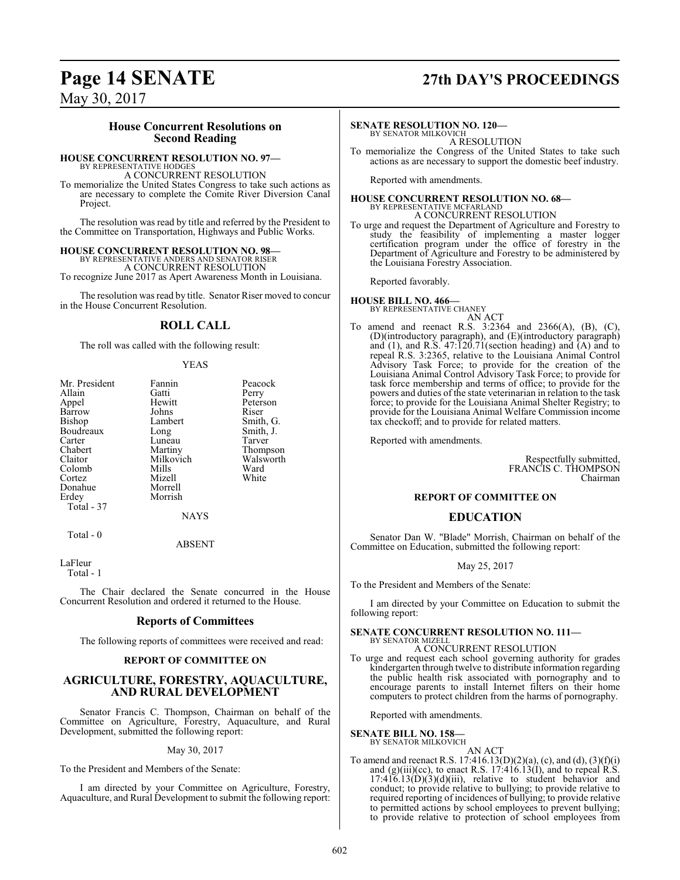## House Concurrent Resolutions on Second Reading

**HOUSE CONCURRENT RESOLUTION NO. 97—**
BY REPRESENTATIVE HODGES
A CONCURRENT RESOLUTION

To memorialize the United States Congress to take such actions as are necessary to complete the Comite River Diversion Canal Project.

The resolution was read by title and referred by the President to the Committee on Transportation, Highways and Public Works.

**HOUSE CONCURRENT RESOLUTION NO. 98—**
BY REPRESENTATIVE ANDERS AND SENATOR RISER
A CONCURRENT RESOLUTION

To recognize June 2017 as Apert Awareness Month in Louisiana.

The resolution was read by title. Senator Riser moved to concur in the House Concurrent Resolution.

## ROLL CALL

The roll was called with the following result:

YEAS

| | | |
|---|---|---|
| Mr. President | Fannin | Peacock |
| Allain | Gatti | Perry |
| Appel | Hewitt | Peterson |
| Barrow | Johns | Riser |
| Bishop | Lambert | Smith, G. |
| Boudreaux | Long | Smith, J. |
| Carter | Luneau | Tarver |
| Chabert | Martiny | Thompson |
| Claitor | Milkovich | Walsworth |
| Colomb | Mills | Ward |
| Cortez | Mizell | White |
| Donahue | Morrell | |
| Erdey | Morrish | |
| Total - 37 | | |

NAYS

Total - 0

ABSENT

LaFleur
Total - 1

The Chair declared the Senate concurred in the House Concurrent Resolution and ordered it returned to the House.

## Reports of Committees

The following reports of committees were received and read:

### REPORT OF COMMITTEE ON

## AGRICULTURE, FORESTRY, AQUACULTURE, AND RURAL DEVELOPMENT

Senator Francis C. Thompson, Chairman on behalf of the Committee on Agriculture, Forestry, Aquaculture, and Rural Development, submitted the following report:

May 30, 2017

To the President and Members of the Senate:

I am directed by your Committee on Agriculture, Forestry, Aquaculture, and Rural Development to submit the following report:

**SENATE RESOLUTION NO. 120—**
BY SENATOR MILKOVICH
A RESOLUTION

To memorialize the Congress of the United States to take such actions as are necessary to support the domestic beef industry.

Reported with amendments.

**HOUSE CONCURRENT RESOLUTION NO. 68—**
BY REPRESENTATIVE MCFARLAND
A CONCURRENT RESOLUTION

To urge and request the Department of Agriculture and Forestry to study the feasibility of implementing a master logger certification program under the office of forestry in the Department of Agriculture and Forestry to be administered by the Louisiana Forestry Association.

Reported favorably.

**HOUSE BILL NO. 466—**
BY REPRESENTATIVE CHANEY
AN ACT

To amend and reenact R.S. 3:2364 and 2366(A), (B), (C), (D)(introductory paragraph), and (E)(introductory paragraph) and (1), and R.S. 47:120.71(section heading) and (A) and to repeal R.S. 3:2365, relative to the Louisiana Animal Control Advisory Task Force; to provide for the creation of the Louisiana Animal Control Advisory Task Force; to provide for task force membership and terms of office; to provide for the powers and duties of the state veterinarian in relation to the task force; to provide for the Louisiana Animal Shelter Registry; to provide for the Louisiana Animal Welfare Commission income tax checkoff; and to provide for related matters.

Reported with amendments.

Respectfully submitted,
FRANCIS C. THOMPSON
Chairman

### REPORT OF COMMITTEE ON

## EDUCATION

Senator Dan W. "Blade" Morrish, Chairman on behalf of the Committee on Education, submitted the following report:

May 25, 2017

To the President and Members of the Senate:

I am directed by your Committee on Education to submit the following report:

**SENATE CONCURRENT RESOLUTION NO. 111—**
BY SENATOR MIZELL
A CONCURRENT RESOLUTION

To urge and request each school governing authority for grades kindergarten through twelve to distribute information regarding the public health risk associated with pornography and to encourage parents to install Internet filters on their home computers to protect children from the harms of pornography.

Reported with amendments.

**SENATE BILL NO. 158—**
BY SENATOR MILKOVICH
AN ACT

To amend and reenact R.S. 17:416.13(D)(2)(a), (c), and (d), (3)(f)(i) and (g)(iii)(cc), to enact R.S. 17:416.13(I), and to repeal R.S. 17:416.13(D)(3)(d)(iii), relative to student behavior and conduct; to provide relative to bullying; to provide relative to required reporting of incidences of bullying; to provide relative to permitted actions by school employees to prevent bullying; to provide relative to protection of school employees from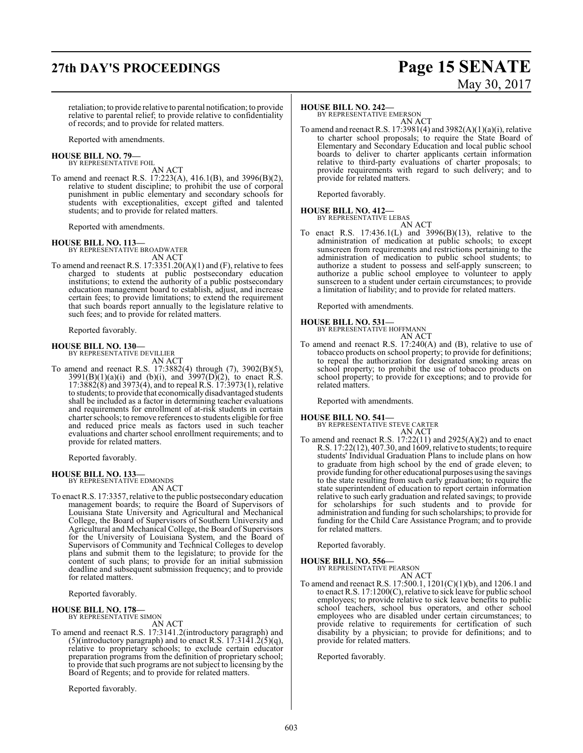retaliation; to provide relative to parental notification; to provide relative to parental relief; to provide relative to confidentiality of records; and to provide for related matters.

Reported with amendments.

**HOUSE BILL NO. 79—**
BY REPRESENTATIVE FOIL
AN ACT

To amend and reenact R.S. 17:223(A), 416.1(B), and 3996(B)(2), relative to student discipline; to prohibit the use of corporal punishment in public elementary and secondary schools for students with exceptionalities, except gifted and talented students; and to provide for related matters.

Reported with amendments.

**HOUSE BILL NO. 113—**
BY REPRESENTATIVE BROADWATER
AN ACT

To amend and reenact R.S. 17:3351.20(A)(1) and (F), relative to fees charged to students at public postsecondary education institutions; to extend the authority of a public postsecondary education management board to establish, adjust, and increase certain fees; to provide limitations; to extend the requirement that such boards report annually to the legislature relative to such fees; and to provide for related matters.

Reported favorably.

**HOUSE BILL NO. 130—**
BY REPRESENTATIVE DEVILLIER
AN ACT

To amend and reenact R.S. 17:3882(4) through (7), 3902(B)(5), 3991(B)(1)(a)(i) and (b)(i), and 3997(D)(2), to enact R.S. 17:3882(8) and 3973(4), and to repeal R.S. 17:3973(1), relative to students; to provide that economically disadvantaged students shall be included as a factor in determining teacher evaluations and requirements for enrollment of at-risk students in certain charter schools; to remove references to students eligible for free and reduced price meals as factors used in such teacher evaluations and charter school enrollment requirements; and to provide for related matters.

Reported favorably.

**HOUSE BILL NO. 133—**
BY REPRESENTATIVE EDMONDS
AN ACT

To enact R.S. 17:3357, relative to the public postsecondary education management boards; to require the Board of Supervisors of Louisiana State University and Agricultural and Mechanical College, the Board of Supervisors of Southern University and Agricultural and Mechanical College, the Board of Supervisors for the University of Louisiana System, and the Board of Supervisors of Community and Technical Colleges to develop plans and submit them to the legislature; to provide for the content of such plans; to provide for an initial submission deadline and subsequent submission frequency; and to provide for related matters.

Reported favorably.

**HOUSE BILL NO. 178—**
BY REPRESENTATIVE SIMON
AN ACT

To amend and reenact R.S. 17:3141.2(introductory paragraph) and (5)(introductory paragraph) and to enact R.S. 17:3141.2(5)(q), relative to proprietary schools; to exclude certain educator preparation programs from the definition of proprietary school; to provide that such programs are not subject to licensing by the Board of Regents; and to provide for related matters.

Reported favorably.

**HOUSE BILL NO. 242—**
BY REPRESENTATIVE EMERSON
AN ACT

To amend and reenact R.S. 17:3981(4) and 3982(A)(1)(a)(i), relative to charter school proposals; to require the State Board of Elementary and Secondary Education and local public school boards to deliver to charter applicants certain information relative to third-party evaluations of charter proposals; to provide requirements with regard to such delivery; and to provide for related matters.

Reported favorably.

**HOUSE BILL NO. 412—**
BY REPRESENTATIVE LEBAS
AN ACT

To enact R.S. 17:436.1(L) and 3996(B)(13), relative to the administration of medication at public schools; to except sunscreen from requirements and restrictions pertaining to the administration of medication to public school students; to authorize a student to possess and self-apply sunscreen; to authorize a public school employee to volunteer to apply sunscreen to a student under certain circumstances; to provide a limitation of liability; and to provide for related matters.

Reported with amendments.

**HOUSE BILL NO. 531—**
BY REPRESENTATIVE HOFFMANN
AN ACT

To amend and reenact R.S. 17:240(A) and (B), relative to use of tobacco products on school property; to provide for definitions; to repeal the authorization for designated smoking areas on school property; to prohibit the use of tobacco products on school property; to provide for exceptions; and to provide for related matters.

Reported with amendments.

**HOUSE BILL NO. 541—**
BY REPRESENTATIVE STEVE CARTER
AN ACT

To amend and reenact R.S. 17:22(11) and 2925(A)(2) and to enact R.S. 17:22(12), 407.30, and 1609, relative to students; to require students' Individual Graduation Plans to include plans on how to graduate from high school by the end of grade eleven; to provide funding for other educational purposes using the savings to the state resulting from such early graduation; to require the state superintendent of education to report certain information relative to such early graduation and related savings; to provide for scholarships for such students and to provide for administration and funding for such scholarships; to provide for funding for the Child Care Assistance Program; and to provide for related matters.

Reported favorably.

**HOUSE BILL NO. 556—**
BY REPRESENTATIVE PEARSON
AN ACT

To amend and reenact R.S. 17:500.1, 1201(C)(1)(b), and 1206.1 and to enact R.S. 17:1200(C), relative to sick leave for public school employees; to provide relative to sick leave benefits to public school teachers, school bus operators, and other school employees who are disabled under certain circumstances; to provide relative to requirements for certification of such disability by a physician; to provide for definitions; and to provide for related matters.

Reported favorably.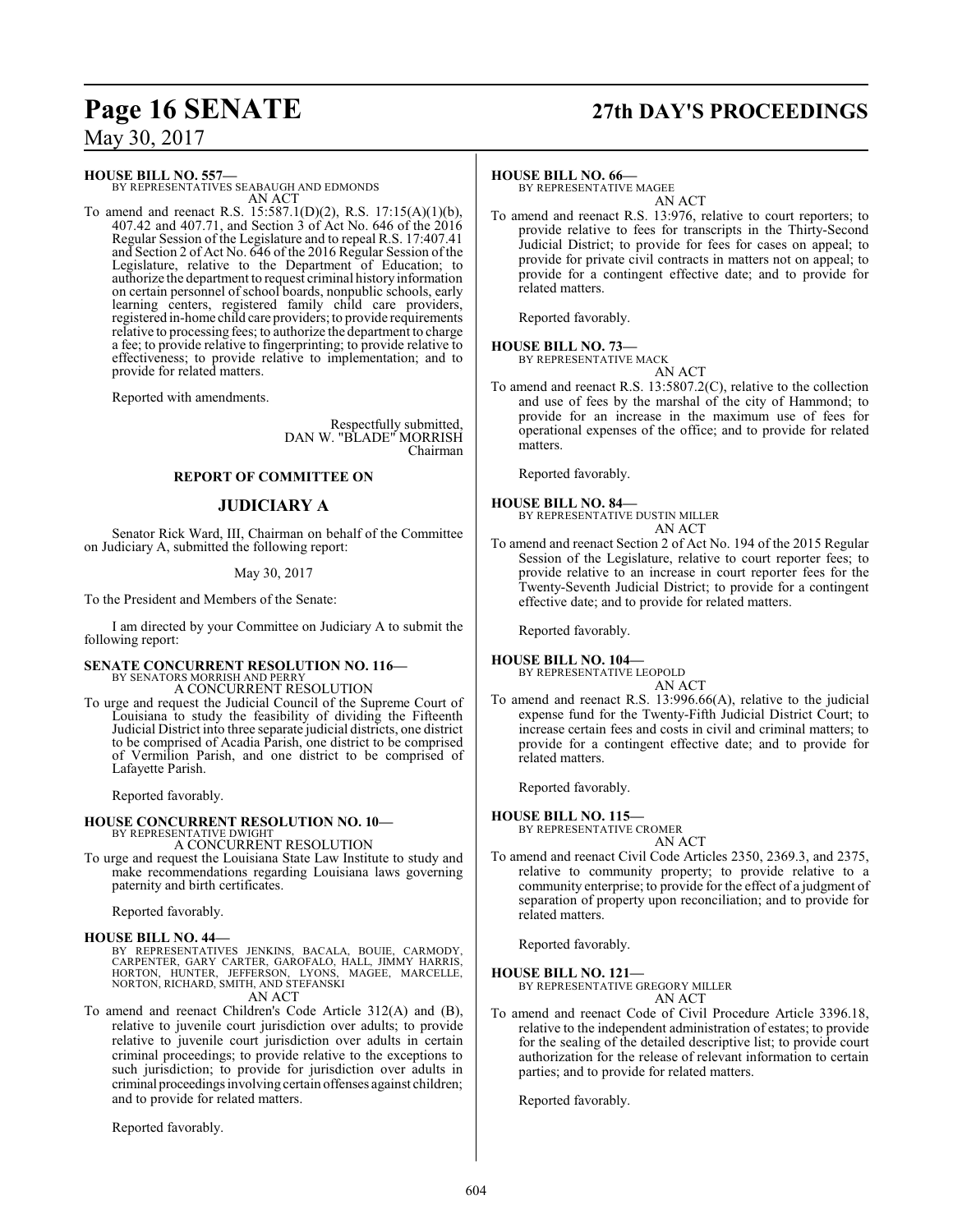**HOUSE BILL NO. 557—**
BY REPRESENTATIVES SEABAUGH AND EDMONDS
AN ACT

To amend and reenact R.S. 15:587.1(D)(2), R.S. 17:15(A)(1)(b), 407.42 and 407.71, and Section 3 of Act No. 646 of the 2016 Regular Session of the Legislature and to repeal R.S. 17:407.41 and Section 2 of Act No. 646 of the 2016 Regular Session of the Legislature, relative to the Department of Education; to authorize the department to request criminal history information on certain personnel of school boards, nonpublic schools, early learning centers, registered family child care providers, registered in-home child care providers; to provide requirements relative to processing fees; to authorize the department to charge a fee; to provide relative to fingerprinting; to provide relative to effectiveness; to provide relative to implementation; and to provide for related matters.

Reported with amendments.

Respectfully submitted,
DAN W. "BLADE" MORRISH
Chairman

## REPORT OF COMMITTEE ON

## JUDICIARY A

Senator Rick Ward, III, Chairman on behalf of the Committee on Judiciary A, submitted the following report:

May 30, 2017

To the President and Members of the Senate:

I am directed by your Committee on Judiciary A to submit the following report:

**SENATE CONCURRENT RESOLUTION NO. 116—**
BY SENATORS MORRISH AND PERRY
A CONCURRENT RESOLUTION

To urge and request the Judicial Council of the Supreme Court of Louisiana to study the feasibility of dividing the Fifteenth Judicial District into three separate judicial districts, one district to be comprised of Acadia Parish, one district to be comprised of Vermilion Parish, and one district to be comprised of Lafayette Parish.

Reported favorably.

**HOUSE CONCURRENT RESOLUTION NO. 10—**
BY REPRESENTATIVE DWIGHT
A CONCURRENT RESOLUTION

To urge and request the Louisiana State Law Institute to study and make recommendations regarding Louisiana laws governing paternity and birth certificates.

Reported favorably.

**HOUSE BILL NO. 44—**
BY REPRESENTATIVES JENKINS, BACALA, BOUIE, CARMODY, CARPENTER, GARY CARTER, GAROFALO, HALL, JIMMY HARRIS, HORTON, HUNTER, JEFFERSON, LYONS, MAGEE, MARCELLE, NORTON, RICHARD, SMITH, AND STEFANSKI
AN ACT

To amend and reenact Children's Code Article 312(A) and (B), relative to juvenile court jurisdiction over adults; to provide relative to juvenile court jurisdiction over adults in certain criminal proceedings; to provide relative to the exceptions to such jurisdiction; to provide for jurisdiction over adults in criminal proceedings involving certain offenses against children; and to provide for related matters.

Reported favorably.

**HOUSE BILL NO. 66—**
BY REPRESENTATIVE MAGEE
AN ACT

To amend and reenact R.S. 13:976, relative to court reporters; to provide relative to fees for transcripts in the Thirty-Second Judicial District; to provide for fees for cases on appeal; to provide for private civil contracts in matters not on appeal; to provide for a contingent effective date; and to provide for related matters.

Reported favorably.

**HOUSE BILL NO. 73—**
BY REPRESENTATIVE MACK
AN ACT

To amend and reenact R.S. 13:5807.2(C), relative to the collection and use of fees by the marshal of the city of Hammond; to provide for an increase in the maximum use of fees for operational expenses of the office; and to provide for related matters.

Reported favorably.

**HOUSE BILL NO. 84—**
BY REPRESENTATIVE DUSTIN MILLER
AN ACT

To amend and reenact Section 2 of Act No. 194 of the 2015 Regular Session of the Legislature, relative to court reporter fees; to provide relative to an increase in court reporter fees for the Twenty-Seventh Judicial District; to provide for a contingent effective date; and to provide for related matters.

Reported favorably.

**HOUSE BILL NO. 104—**
BY REPRESENTATIVE LEOPOLD
AN ACT

To amend and reenact R.S. 13:996.66(A), relative to the judicial expense fund for the Twenty-Fifth Judicial District Court; to increase certain fees and costs in civil and criminal matters; to provide for a contingent effective date; and to provide for related matters.

Reported favorably.

**HOUSE BILL NO. 115—**
BY REPRESENTATIVE CROMER
AN ACT

To amend and reenact Civil Code Articles 2350, 2369.3, and 2375, relative to community property; to provide relative to a community enterprise; to provide for the effect of a judgment of separation of property upon reconciliation; and to provide for related matters.

Reported favorably.

**HOUSE BILL NO. 121—**
BY REPRESENTATIVE GREGORY MILLER
AN ACT

To amend and reenact Code of Civil Procedure Article 3396.18, relative to the independent administration of estates; to provide for the sealing of the detailed descriptive list; to provide court authorization for the release of relevant information to certain parties; and to provide for related matters.

Reported favorably.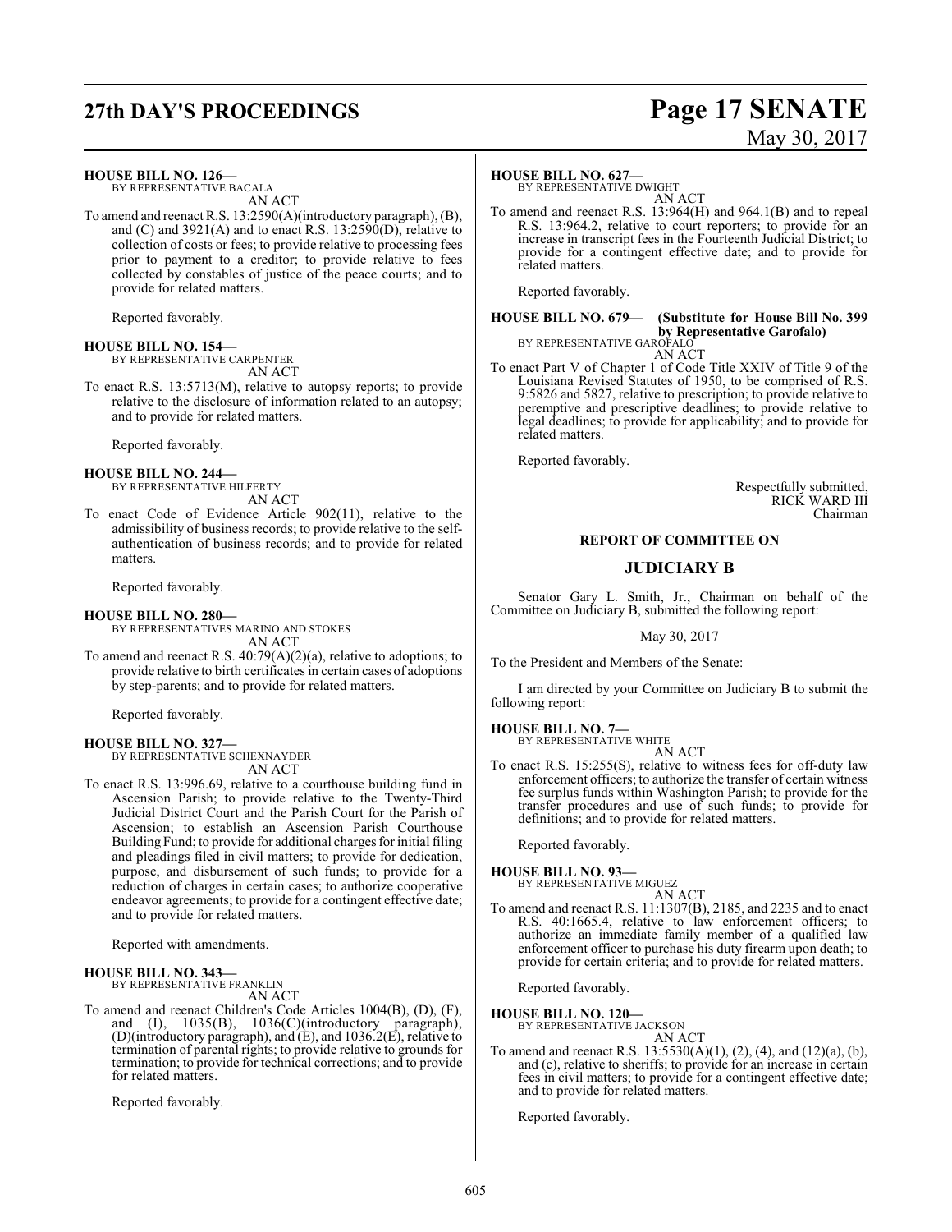**HOUSE BILL NO. 126—**
BY REPRESENTATIVE BACALA
AN ACT

To amend and reenact R.S. 13:2590(A)(introductory paragraph), (B), and (C) and 3921(A) and to enact R.S. 13:2590(D), relative to collection of costs or fees; to provide relative to processing fees prior to payment to a creditor; to provide relative to fees collected by constables of justice of the peace courts; and to provide for related matters.

Reported favorably.

**HOUSE BILL NO. 154—**
BY REPRESENTATIVE CARPENTER
AN ACT

To enact R.S. 13:5713(M), relative to autopsy reports; to provide relative to the disclosure of information related to an autopsy; and to provide for related matters.

Reported favorably.

**HOUSE BILL NO. 244—**
BY REPRESENTATIVE HILFERTY
AN ACT

To enact Code of Evidence Article 902(11), relative to the admissibility of business records; to provide relative to the self-authentication of business records; and to provide for related matters.

Reported favorably.

**HOUSE BILL NO. 280—**
BY REPRESENTATIVES MARINO AND STOKES
AN ACT

To amend and reenact R.S. 40:79(A)(2)(a), relative to adoptions; to provide relative to birth certificates in certain cases of adoptions by step-parents; and to provide for related matters.

Reported favorably.

**HOUSE BILL NO. 327—**
BY REPRESENTATIVE SCHEXNAYDER
AN ACT

To enact R.S. 13:996.69, relative to a courthouse building fund in Ascension Parish; to provide relative to the Twenty-Third Judicial District Court and the Parish Court for the Parish of Ascension; to establish an Ascension Parish Courthouse Building Fund; to provide for additional charges for initial filing and pleadings filed in civil matters; to provide for dedication, purpose, and disbursement of such funds; to provide for a reduction of charges in certain cases; to authorize cooperative endeavor agreements; to provide for a contingent effective date; and to provide for related matters.

Reported with amendments.

**HOUSE BILL NO. 343—**
BY REPRESENTATIVE FRANKLIN
AN ACT

To amend and reenact Children's Code Articles 1004(B), (D), (F), and (I), 1035(B), 1036(C)(introductory paragraph), (D)(introductory paragraph), and (E), and 1036.2(E), relative to termination of parental rights; to provide relative to grounds for termination; to provide for technical corrections; and to provide for related matters.

Reported favorably.

**HOUSE BILL NO. 627—**
BY REPRESENTATIVE DWIGHT
AN ACT

To amend and reenact R.S. 13:964(H) and 964.1(B) and to repeal R.S. 13:964.2, relative to court reporters; to provide for an increase in transcript fees in the Fourteenth Judicial District; to provide for a contingent effective date; and to provide for related matters.

Reported favorably.

**HOUSE BILL NO. 679— (Substitute for House Bill No. 399 by Representative Garofalo)**
BY REPRESENTATIVE GAROFALO
AN ACT

To enact Part V of Chapter 1 of Code Title XXIV of Title 9 of the Louisiana Revised Statutes of 1950, to be comprised of R.S. 9:5826 and 5827, relative to prescription; to provide relative to peremptive and prescriptive deadlines; to provide relative to legal deadlines; to provide for applicability; and to provide for related matters.

Reported favorably.

Respectfully submitted,
RICK WARD III
Chairman

## REPORT OF COMMITTEE ON

## JUDICIARY B

Senator Gary L. Smith, Jr., Chairman on behalf of the Committee on Judiciary B, submitted the following report:

May 30, 2017

To the President and Members of the Senate:

I am directed by your Committee on Judiciary B to submit the following report:

**HOUSE BILL NO. 7—**
BY REPRESENTATIVE WHITE
AN ACT

To enact R.S. 15:255(S), relative to witness fees for off-duty law enforcement officers; to authorize the transfer of certain witness fee surplus funds within Washington Parish; to provide for the transfer procedures and use of such funds; to provide for definitions; and to provide for related matters.

Reported favorably.

**HOUSE BILL NO. 93—**
BY REPRESENTATIVE MIGUEZ
AN ACT

To amend and reenact R.S. 11:1307(B), 2185, and 2235 and to enact R.S. 40:1665.4, relative to law enforcement officers; to authorize an immediate family member of a qualified law enforcement officer to purchase his duty firearm upon death; to provide for certain criteria; and to provide for related matters.

Reported favorably.

**HOUSE BILL NO. 120—**
BY REPRESENTATIVE JACKSON
AN ACT

To amend and reenact R.S. 13:5530(A)(1), (2), (4), and (12)(a), (b), and (c), relative to sheriffs; to provide for an increase in certain fees in civil matters; to provide for a contingent effective date; and to provide for related matters.

Reported favorably.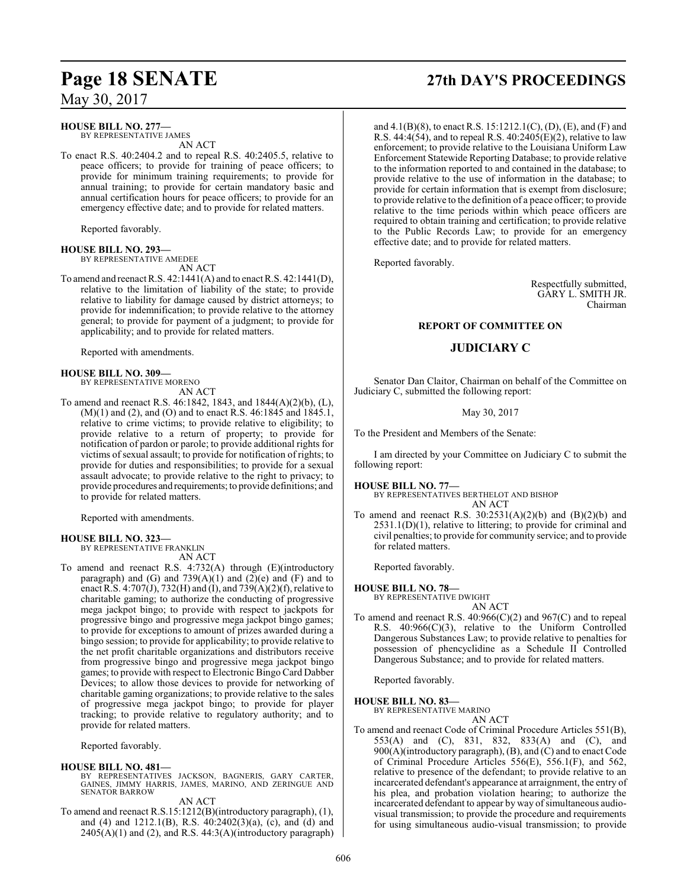**HOUSE BILL NO. 277—**
BY REPRESENTATIVE JAMES
AN ACT

To enact R.S. 40:2404.2 and to repeal R.S. 40:2405.5, relative to peace officers; to provide for training of peace officers; to provide for minimum training requirements; to provide for annual training; to provide for certain mandatory basic and annual certification hours for peace officers; to provide for an emergency effective date; and to provide for related matters.

Reported favorably.

**HOUSE BILL NO. 293—**
BY REPRESENTATIVE AMEDEE
AN ACT

To amend and reenact R.S. 42:1441(A) and to enact R.S. 42:1441(D), relative to the limitation of liability of the state; to provide relative to liability for damage caused by district attorneys; to provide for indemnification; to provide relative to the attorney general; to provide for payment of a judgment; to provide for applicability; and to provide for related matters.

Reported with amendments.

**HOUSE BILL NO. 309—**
BY REPRESENTATIVE MORENO
AN ACT

To amend and reenact R.S. 46:1842, 1843, and 1844(A)(2)(b), (L), (M)(1) and (2), and (O) and to enact R.S. 46:1845 and 1845.1, relative to crime victims; to provide relative to eligibility; to provide relative to a return of property; to provide for notification of pardon or parole; to provide additional rights for victims of sexual assault; to provide for notification of rights; to provide for duties and responsibilities; to provide for a sexual assault advocate; to provide relative to the right to privacy; to provide procedures and requirements; to provide definitions; and to provide for related matters.

Reported with amendments.

**HOUSE BILL NO. 323—**
BY REPRESENTATIVE FRANKLIN
AN ACT

To amend and reenact R.S. 4:732(A) through (E)(introductory paragraph) and (G) and 739(A)(1) and (2)(e) and (F) and to enact R.S. 4:707(J), 732(H) and (I), and 739(A)(2)(f), relative to charitable gaming; to authorize the conducting of progressive mega jackpot bingo; to provide with respect to jackpots for progressive bingo and progressive mega jackpot bingo games; to provide for exceptions to amount of prizes awarded during a bingo session; to provide for applicability; to provide relative to the net profit charitable organizations and distributors receive from progressive bingo and progressive mega jackpot bingo games; to provide with respect to Electronic Bingo Card Dabber Devices; to allow those devices to provide for networking of charitable gaming organizations; to provide relative to the sales of progressive mega jackpot bingo; to provide for player tracking; to provide relative to regulatory authority; and to provide for related matters.

Reported favorably.

**HOUSE BILL NO. 481—**
BY REPRESENTATIVES JACKSON, BAGNERIS, GARY CARTER, GAINES, JIMMY HARRIS, JAMES, MARINO, AND ZERINGUE AND SENATOR BARROW
AN ACT

To amend and reenact R.S.15:1212(B)(introductory paragraph), (1), and (4) and 1212.1(B), R.S. 40:2402(3)(a), (c), and (d) and 2405(A)(1) and (2), and R.S. 44:3(A)(introductory paragraph) and 4.1(B)(8), to enact R.S. 15:1212.1(C), (D), (E), and (F) and R.S. 44:4(54), and to repeal R.S. 40:2405(E)(2), relative to law enforcement; to provide relative to the Louisiana Uniform Law Enforcement Statewide Reporting Database; to provide relative to the information reported to and contained in the database; to provide relative to the use of information in the database; to provide for certain information that is exempt from disclosure; to provide relative to the definition of a peace officer; to provide relative to the time periods within which peace officers are required to obtain training and certification; to provide relative to the Public Records Law; to provide for an emergency effective date; and to provide for related matters.

Reported favorably.

Respectfully submitted,
GARY L. SMITH JR.
Chairman

## REPORT OF COMMITTEE ON

## JUDICIARY C

Senator Dan Claitor, Chairman on behalf of the Committee on Judiciary C, submitted the following report:

May 30, 2017

To the President and Members of the Senate:

I am directed by your Committee on Judiciary C to submit the following report:

**HOUSE BILL NO. 77—**
BY REPRESENTATIVES BERTHELOT AND BISHOP
AN ACT

To amend and reenact R.S. 30:2531(A)(2)(b) and (B)(2)(b) and 2531.1(D)(1), relative to littering; to provide for criminal and civil penalties; to provide for community service; and to provide for related matters.

Reported favorably.

**HOUSE BILL NO. 78—**
BY REPRESENTATIVE DWIGHT
AN ACT

To amend and reenact R.S. 40:966(C)(2) and 967(C) and to repeal R.S. 40:966(C)(3), relative to the Uniform Controlled Dangerous Substances Law; to provide relative to penalties for possession of phencyclidine as a Schedule II Controlled Dangerous Substance; and to provide for related matters.

Reported favorably.

**HOUSE BILL NO. 83—**
BY REPRESENTATIVE MARINO
AN ACT

To amend and reenact Code of Criminal Procedure Articles 551(B), 553(A) and (C), 831, 832, 833(A) and (C), and 900(A)(introductory paragraph), (B), and (C) and to enact Code of Criminal Procedure Articles 556(E), 556.1(F), and 562, relative to presence of the defendant; to provide relative to an incarcerated defendant's appearance at arraignment, the entry of his plea, and probation violation hearing; to authorize the incarcerated defendant to appear by way of simultaneous audio-visual transmission; to provide the procedure and requirements for using simultaneous audio-visual transmission; to provide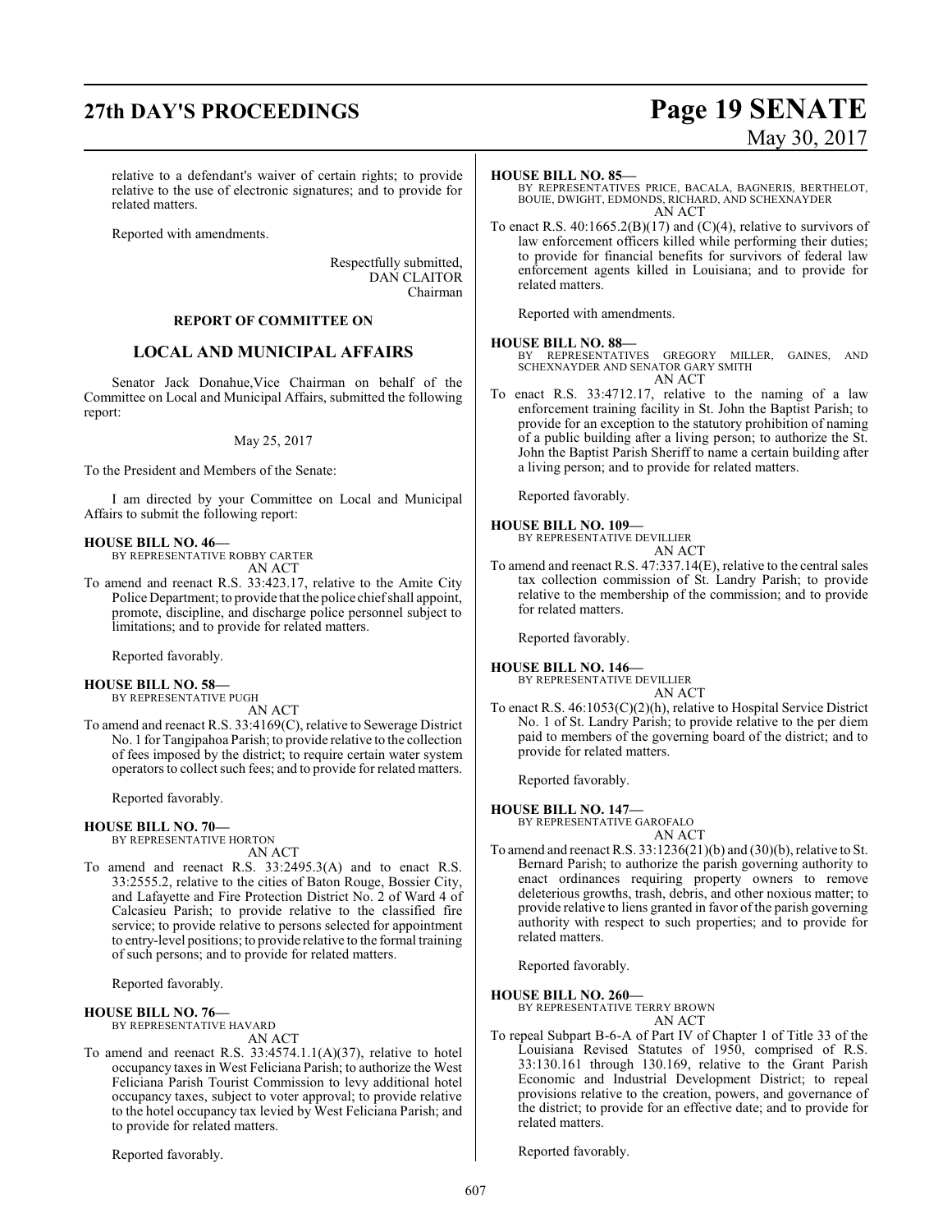relative to a defendant's waiver of certain rights; to provide relative to the use of electronic signatures; and to provide for related matters.

Reported with amendments.

Respectfully submitted,
DAN CLAITOR
Chairman

### REPORT OF COMMITTEE ON

## LOCAL AND MUNICIPAL AFFAIRS

Senator Jack Donahue,Vice Chairman on behalf of the Committee on Local and Municipal Affairs, submitted the following report:

May 25, 2017

To the President and Members of the Senate:

I am directed by your Committee on Local and Municipal Affairs to submit the following report:

**HOUSE BILL NO. 46—**
BY REPRESENTATIVE ROBBY CARTER
AN ACT

To amend and reenact R.S. 33:423.17, relative to the Amite City Police Department; to provide that the police chief shall appoint, promote, discipline, and discharge police personnel subject to limitations; and to provide for related matters.

Reported favorably.

**HOUSE BILL NO. 58—**
BY REPRESENTATIVE PUGH
AN ACT

To amend and reenact R.S. 33:4169(C), relative to Sewerage District No. 1 for Tangipahoa Parish; to provide relative to the collection of fees imposed by the district; to require certain water system operators to collect such fees; and to provide for related matters.

Reported favorably.

**HOUSE BILL NO. 70—**
BY REPRESENTATIVE HORTON
AN ACT

To amend and reenact R.S. 33:2495.3(A) and to enact R.S. 33:2555.2, relative to the cities of Baton Rouge, Bossier City, and Lafayette and Fire Protection District No. 2 of Ward 4 of Calcasieu Parish; to provide relative to the classified fire service; to provide relative to persons selected for appointment to entry-level positions; to provide relative to the formal training of such persons; and to provide for related matters.

Reported favorably.

**HOUSE BILL NO. 76—**
BY REPRESENTATIVE HAVARD
AN ACT

To amend and reenact R.S. 33:4574.1.1(A)(37), relative to hotel occupancy taxes in West Feliciana Parish; to authorize the West Feliciana Parish Tourist Commission to levy additional hotel occupancy taxes, subject to voter approval; to provide relative to the hotel occupancy tax levied by West Feliciana Parish; and to provide for related matters.

Reported favorably.

**HOUSE BILL NO. 85—**
BY REPRESENTATIVES PRICE, BACALA, BAGNERIS, BERTHELOT, BOUIE, DWIGHT, EDMONDS, RICHARD, AND SCHEXNAYDER
AN ACT

To enact R.S. 40:1665.2(B)(17) and (C)(4), relative to survivors of law enforcement officers killed while performing their duties; to provide for financial benefits for survivors of federal law enforcement agents killed in Louisiana; and to provide for related matters.

Reported with amendments.

**HOUSE BILL NO. 88—**
BY REPRESENTATIVES GREGORY MILLER, GAINES, AND SCHEXNAYDER AND SENATOR GARY SMITH
AN ACT

To enact R.S. 33:4712.17, relative to the naming of a law enforcement training facility in St. John the Baptist Parish; to provide for an exception to the statutory prohibition of naming of a public building after a living person; to authorize the St. John the Baptist Parish Sheriff to name a certain building after a living person; and to provide for related matters.

Reported favorably.

**HOUSE BILL NO. 109—**
BY REPRESENTATIVE DEVILLIER
AN ACT

To amend and reenact R.S. 47:337.14(E), relative to the central sales tax collection commission of St. Landry Parish; to provide relative to the membership of the commission; and to provide for related matters.

Reported favorably.

**HOUSE BILL NO. 146—**
BY REPRESENTATIVE DEVILLIER
AN ACT

To enact R.S. 46:1053(C)(2)(h), relative to Hospital Service District No. 1 of St. Landry Parish; to provide relative to the per diem paid to members of the governing board of the district; and to provide for related matters.

Reported favorably.

**HOUSE BILL NO. 147—**
BY REPRESENTATIVE GAROFALO
AN ACT

To amend and reenact R.S. 33:1236(21)(b) and (30)(b), relative to St. Bernard Parish; to authorize the parish governing authority to enact ordinances requiring property owners to remove deleterious growths, trash, debris, and other noxious matter; to provide relative to liens granted in favor of the parish governing authority with respect to such properties; and to provide for related matters.

Reported favorably.

**HOUSE BILL NO. 260—**
BY REPRESENTATIVE TERRY BROWN
AN ACT

To repeal Subpart B-6-A of Part IV of Chapter 1 of Title 33 of the Louisiana Revised Statutes of 1950, comprised of R.S. 33:130.161 through 130.169, relative to the Grant Parish Economic and Industrial Development District; to repeal provisions relative to the creation, powers, and governance of the district; to provide for an effective date; and to provide for related matters.

Reported favorably.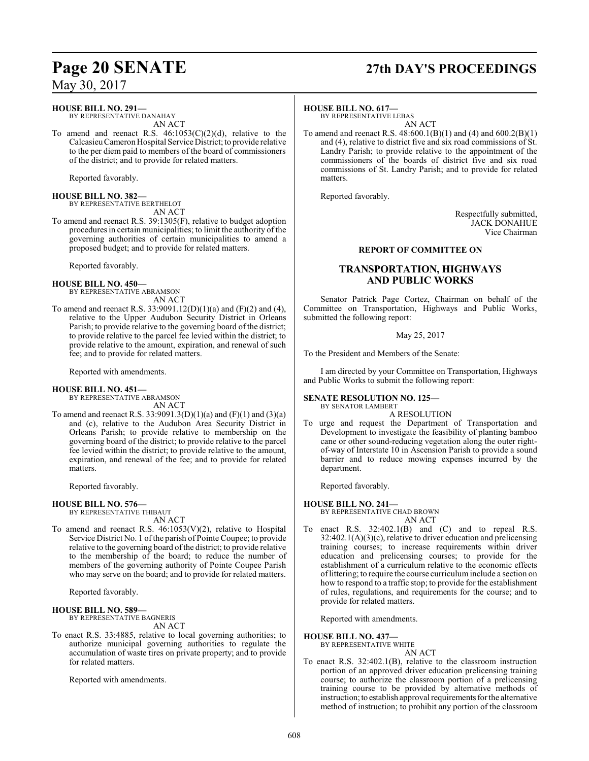**HOUSE BILL NO. 291—**
BY REPRESENTATIVE DANAHAY

AN ACT

To amend and reenact R.S. 46:1053(C)(2)(d), relative to the Calcasieu Cameron Hospital Service District; to provide relative to the per diem paid to members of the board of commissioners of the district; and to provide for related matters.

Reported favorably.

**HOUSE BILL NO. 382—**
BY REPRESENTATIVE BERTHELOT

AN ACT

To amend and reenact R.S. 39:1305(F), relative to budget adoption procedures in certain municipalities; to limit the authority of the governing authorities of certain municipalities to amend a proposed budget; and to provide for related matters.

Reported favorably.

**HOUSE BILL NO. 450—**
BY REPRESENTATIVE ABRAMSON

AN ACT

To amend and reenact R.S. 33:9091.12(D)(1)(a) and (F)(2) and (4), relative to the Upper Audubon Security District in Orleans Parish; to provide relative to the governing board of the district; to provide relative to the parcel fee levied within the district; to provide relative to the amount, expiration, and renewal of such fee; and to provide for related matters.

Reported with amendments.

**HOUSE BILL NO. 451—**
BY REPRESENTATIVE ABRAMSON

AN ACT

To amend and reenact R.S. 33:9091.3(D)(1)(a) and (F)(1) and (3)(a) and (c), relative to the Audubon Area Security District in Orleans Parish; to provide relative to membership on the governing board of the district; to provide relative to the parcel fee levied within the district; to provide relative to the amount, expiration, and renewal of the fee; and to provide for related matters.

Reported favorably.

**HOUSE BILL NO. 576—**
BY REPRESENTATIVE THIBAUT

AN ACT

To amend and reenact R.S. 46:1053(V)(2), relative to Hospital Service District No. 1 of the parish of Pointe Coupee; to provide relative to the governing board of the district; to provide relative to the membership of the board; to reduce the number of members of the governing authority of Pointe Coupee Parish who may serve on the board; and to provide for related matters.

Reported favorably.

**HOUSE BILL NO. 589—**
BY REPRESENTATIVE BAGNERIS

AN ACT

To enact R.S. 33:4885, relative to local governing authorities; to authorize municipal governing authorities to regulate the accumulation of waste tires on private property; and to provide for related matters.

Reported with amendments.

**HOUSE BILL NO. 617—**
BY REPRESENTATIVE LEBAS

AN ACT

To amend and reenact R.S. 48:600.1(B)(1) and (4) and 600.2(B)(1) and (4), relative to district five and six road commissions of St. Landry Parish; to provide relative to the appointment of the commissioners of the boards of district five and six road commissions of St. Landry Parish; and to provide for related matters.

Reported favorably.

Respectfully submitted,
JACK DONAHUE
Vice Chairman

## REPORT OF COMMITTEE ON

## TRANSPORTATION, HIGHWAYS AND PUBLIC WORKS

Senator Patrick Page Cortez, Chairman on behalf of the Committee on Transportation, Highways and Public Works, submitted the following report:

May 25, 2017

To the President and Members of the Senate:

I am directed by your Committee on Transportation, Highways and Public Works to submit the following report:

**SENATE RESOLUTION NO. 125—**
BY SENATOR LAMBERT

A RESOLUTION

To urge and request the Department of Transportation and Development to investigate the feasibility of planting bamboo cane or other sound-reducing vegetation along the outer right-of-way of Interstate 10 in Ascension Parish to provide a sound barrier and to reduce mowing expenses incurred by the department.

Reported favorably.

**HOUSE BILL NO. 241—**
BY REPRESENTATIVE CHAD BROWN

AN ACT

To enact R.S. 32:402.1(B) and (C) and to repeal R.S. 32:402.1(A)(3)(c), relative to driver education and prelicensing training courses; to increase requirements within driver education and prelicensing courses; to provide for the establishment of a curriculum relative to the economic effects of littering; to require the course curriculum include a section on how to respond to a traffic stop; to provide for the establishment of rules, regulations, and requirements for the course; and to provide for related matters.

Reported with amendments.

**HOUSE BILL NO. 437—**
BY REPRESENTATIVE WHITE

AN ACT

To enact R.S. 32:402.1(B), relative to the classroom instruction portion of an approved driver education prelicensing training course; to authorize the classroom portion of a prelicensing training course to be provided by alternative methods of instruction; to establish approval requirements for the alternative method of instruction; to prohibit any portion of the classroom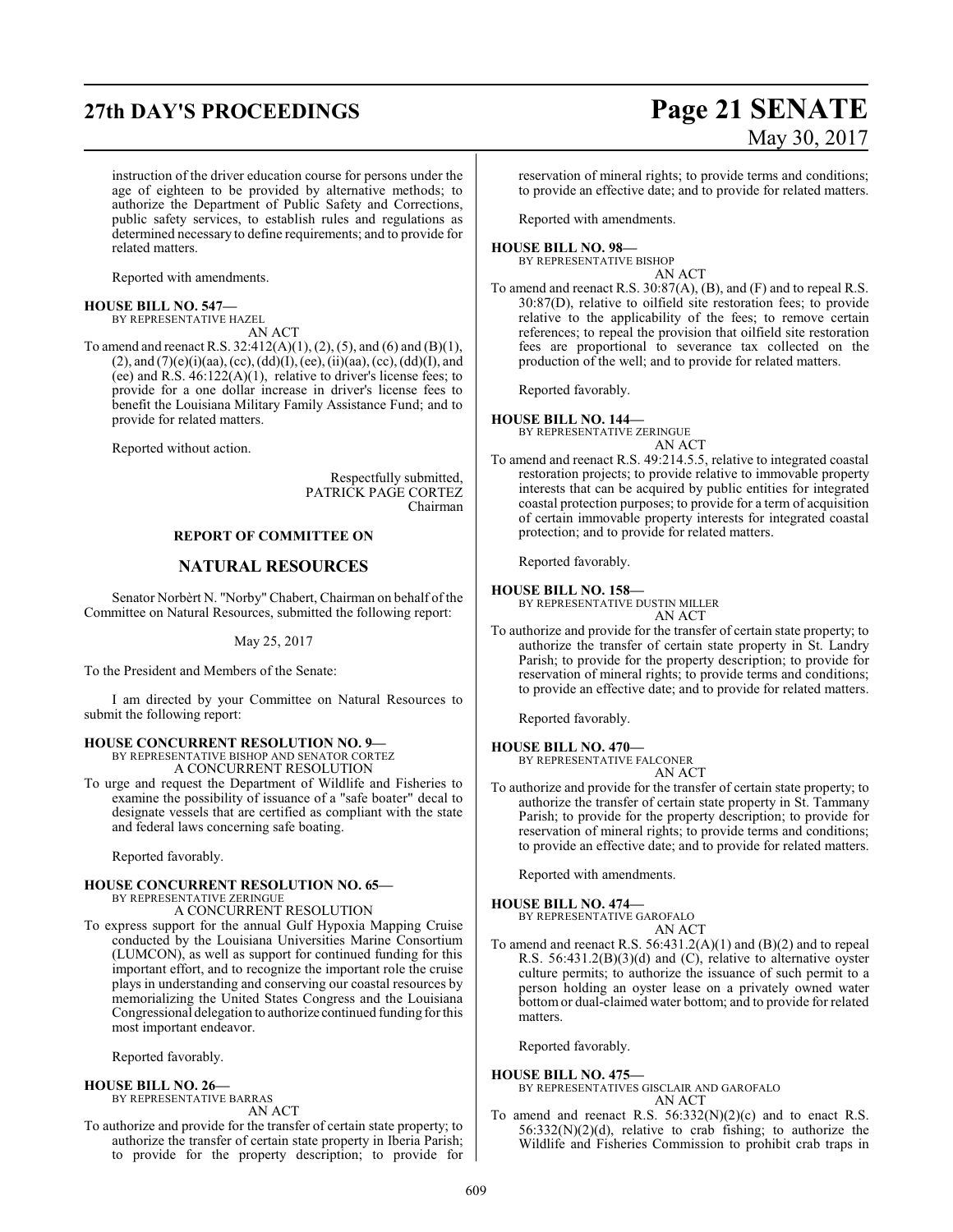instruction of the driver education course for persons under the age of eighteen to be provided by alternative methods; to authorize the Department of Public Safety and Corrections, public safety services, to establish rules and regulations as determined necessary to define requirements; and to provide for related matters.

Reported with amendments.

**HOUSE BILL NO. 547—**
BY REPRESENTATIVE HAZEL
AN ACT

To amend and reenact R.S. 32:412(A)(1), (2), (5), and (6) and (B)(1), (2), and (7)(e)(i)(aa), (cc), (dd)(I), (ee), (ii)(aa), (cc), (dd)(I), and (ee) and R.S. 46:122(A)(1), relative to driver's license fees; to provide for a one dollar increase in driver's license fees to benefit the Louisiana Military Family Assistance Fund; and to provide for related matters.

Reported without action.

Respectfully submitted,
PATRICK PAGE CORTEZ
Chairman

## REPORT OF COMMITTEE ON

## NATURAL RESOURCES

Senator Norbèrt N. "Norby" Chabert, Chairman on behalf of the Committee on Natural Resources, submitted the following report:

May 25, 2017

To the President and Members of the Senate:

I am directed by your Committee on Natural Resources to submit the following report:

**HOUSE CONCURRENT RESOLUTION NO. 9—**
BY REPRESENTATIVE BISHOP AND SENATOR CORTEZ
A CONCURRENT RESOLUTION

To urge and request the Department of Wildlife and Fisheries to examine the possibility of issuance of a "safe boater" decal to designate vessels that are certified as compliant with the state and federal laws concerning safe boating.

Reported favorably.

**HOUSE CONCURRENT RESOLUTION NO. 65—**
BY REPRESENTATIVE ZERINGUE
A CONCURRENT RESOLUTION

To express support for the annual Gulf Hypoxia Mapping Cruise conducted by the Louisiana Universities Marine Consortium (LUMCON), as well as support for continued funding for this important effort, and to recognize the important role the cruise plays in understanding and conserving our coastal resources by memorializing the United States Congress and the Louisiana Congressional delegation to authorize continued funding for this most important endeavor.

Reported favorably.

**HOUSE BILL NO. 26—**
BY REPRESENTATIVE BARRAS
AN ACT

To authorize and provide for the transfer of certain state property; to authorize the transfer of certain state property in Iberia Parish; to provide for the property description; to provide for reservation of mineral rights; to provide terms and conditions; to provide an effective date; and to provide for related matters.

Reported with amendments.

**HOUSE BILL NO. 98—**
BY REPRESENTATIVE BISHOP
AN ACT

To amend and reenact R.S. 30:87(A), (B), and (F) and to repeal R.S. 30:87(D), relative to oilfield site restoration fees; to provide relative to the applicability of the fees; to remove certain references; to repeal the provision that oilfield site restoration fees are proportional to severance tax collected on the production of the well; and to provide for related matters.

Reported favorably.

**HOUSE BILL NO. 144—**
BY REPRESENTATIVE ZERINGUE
AN ACT

To amend and reenact R.S. 49:214.5.5, relative to integrated coastal restoration projects; to provide relative to immovable property interests that can be acquired by public entities for integrated coastal protection purposes; to provide for a term of acquisition of certain immovable property interests for integrated coastal protection; and to provide for related matters.

Reported favorably.

**HOUSE BILL NO. 158—**
BY REPRESENTATIVE DUSTIN MILLER
AN ACT

To authorize and provide for the transfer of certain state property; to authorize the transfer of certain state property in St. Landry Parish; to provide for the property description; to provide for reservation of mineral rights; to provide terms and conditions; to provide an effective date; and to provide for related matters.

Reported favorably.

**HOUSE BILL NO. 470—**
BY REPRESENTATIVE FALCONER
AN ACT

To authorize and provide for the transfer of certain state property; to authorize the transfer of certain state property in St. Tammany Parish; to provide for the property description; to provide for reservation of mineral rights; to provide terms and conditions; to provide an effective date; and to provide for related matters.

Reported with amendments.

**HOUSE BILL NO. 474—**
BY REPRESENTATIVE GAROFALO
AN ACT

To amend and reenact R.S. 56:431.2(A)(1) and (B)(2) and to repeal R.S. 56:431.2(B)(3)(d) and (C), relative to alternative oyster culture permits; to authorize the issuance of such permit to a person holding an oyster lease on a privately owned water bottom or dual-claimed water bottom; and to provide for related matters.

Reported favorably.

**HOUSE BILL NO. 475—**
BY REPRESENTATIVES GISCLAIR AND GAROFALO
AN ACT

To amend and reenact R.S. 56:332(N)(2)(c) and to enact R.S. 56:332(N)(2)(d), relative to crab fishing; to authorize the Wildlife and Fisheries Commission to prohibit crab traps in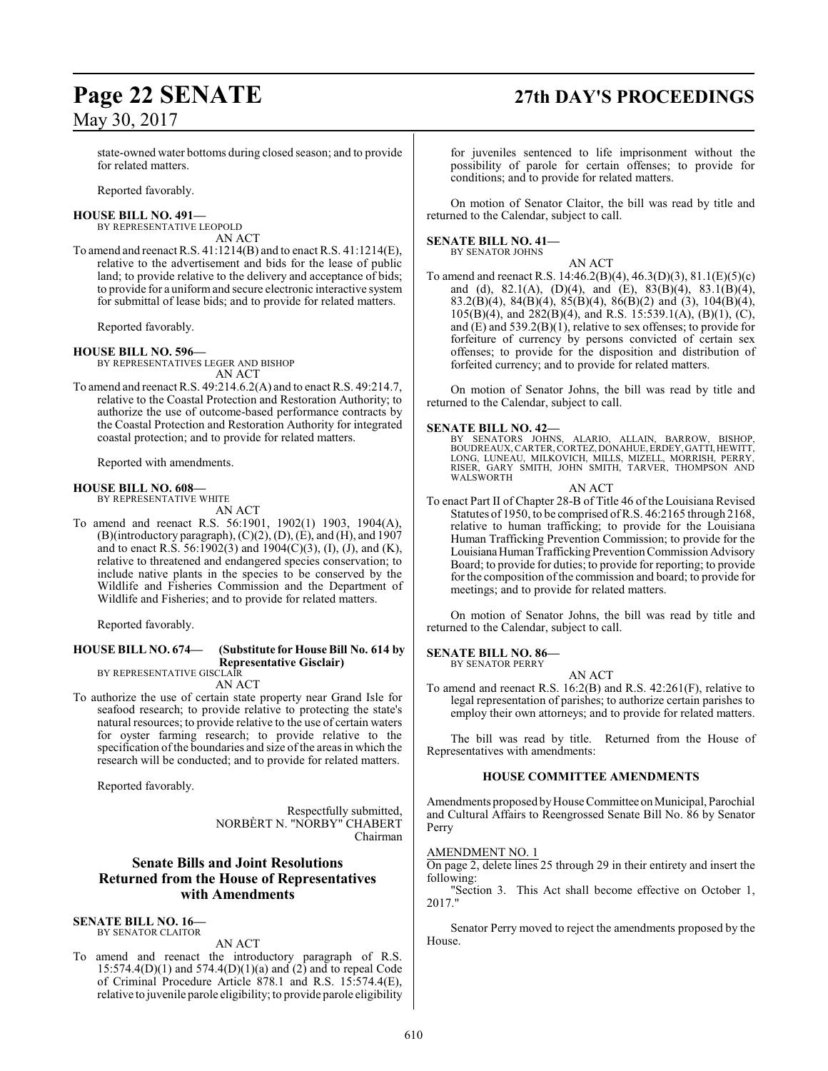state-owned water bottoms during closed season; and to provide for related matters.

Reported favorably.

**HOUSE BILL NO. 491—**
BY REPRESENTATIVE LEOPOLD
AN ACT

To amend and reenact R.S. 41:1214(B) and to enact R.S. 41:1214(E), relative to the advertisement and bids for the lease of public land; to provide relative to the delivery and acceptance of bids; to provide for a uniform and secure electronic interactive system for submittal of lease bids; and to provide for related matters.

Reported favorably.

**HOUSE BILL NO. 596—**
BY REPRESENTATIVES LEGER AND BISHOP
AN ACT

To amend and reenact R.S. 49:214.6.2(A) and to enact R.S. 49:214.7, relative to the Coastal Protection and Restoration Authority; to authorize the use of outcome-based performance contracts by the Coastal Protection and Restoration Authority for integrated coastal protection; and to provide for related matters.

Reported with amendments.

**HOUSE BILL NO. 608—**
BY REPRESENTATIVE WHITE
AN ACT

To amend and reenact R.S. 56:1901, 1902(1) 1903, 1904(A), (B)(introductory paragraph), (C)(2), (D), (E), and (H), and 1907 and to enact R.S. 56:1902(3) and 1904(C)(3), (I), (J), and (K), relative to threatened and endangered species conservation; to include native plants in the species to be conserved by the Wildlife and Fisheries Commission and the Department of Wildlife and Fisheries; and to provide for related matters.

Reported favorably.

**HOUSE BILL NO. 674— (Substitute for House Bill No. 614 by Representative Gisclair)**
BY REPRESENTATIVE GISCLAIR
AN ACT

To authorize the use of certain state property near Grand Isle for seafood research; to provide relative to protecting the state's natural resources; to provide relative to the use of certain waters for oyster farming research; to provide relative to the specification of the boundaries and size of the areas in which the research will be conducted; and to provide for related matters.

Reported favorably.

Respectfully submitted,
NORBÈRT N. "NORBY" CHABERT
Chairman

## Senate Bills and Joint Resolutions Returned from the House of Representatives with Amendments

**SENATE BILL NO. 16—**
BY SENATOR CLAITOR
AN ACT

To amend and reenact the introductory paragraph of R.S. 15:574.4(D)(1) and 574.4(D)(1)(a) and (2) and to repeal Code of Criminal Procedure Article 878.1 and R.S. 15:574.4(E), relative to juvenile parole eligibility; to provide parole eligibility for juveniles sentenced to life imprisonment without the possibility of parole for certain offenses; to provide for conditions; and to provide for related matters.

On motion of Senator Claitor, the bill was read by title and returned to the Calendar, subject to call.

**SENATE BILL NO. 41—**
BY SENATOR JOHNS
AN ACT

To amend and reenact R.S. 14:46.2(B)(4), 46.3(D)(3), 81.1(E)(5)(c) and (d), 82.1(A), (D)(4), and (E), 83(B)(4), 83.1(B)(4), 83.2(B)(4), 84(B)(4), 85(B)(4), 86(B)(2) and (3), 104(B)(4), 105(B)(4), and 282(B)(4), and R.S. 15:539.1(A), (B)(1), (C), and (E) and 539.2(B)(1), relative to sex offenses; to provide for forfeiture of currency by persons convicted of certain sex offenses; to provide for the disposition and distribution of forfeited currency; and to provide for related matters.

On motion of Senator Johns, the bill was read by title and returned to the Calendar, subject to call.

**SENATE BILL NO. 42—**
BY SENATORS JOHNS, ALARIO, ALLAIN, BARROW, BISHOP, BOUDREAUX, CARTER, CORTEZ, DONAHUE, ERDEY, GATTI, HEWITT, LONG, LUNEAU, MILKOVICH, MILLS, MIZELL, MORRISH, PERRY, RISER, GARY SMITH, JOHN SMITH, TARVER, THOMPSON AND WALSWORTH
AN ACT

To enact Part II of Chapter 28-B of Title 46 of the Louisiana Revised Statutes of 1950, to be comprised of R.S. 46:2165 through 2168, relative to human trafficking; to provide for the Louisiana Human Trafficking Prevention Commission; to provide for the Louisiana Human Trafficking Prevention Commission Advisory Board; to provide for duties; to provide for reporting; to provide for the composition of the commission and board; to provide for meetings; and to provide for related matters.

On motion of Senator Johns, the bill was read by title and returned to the Calendar, subject to call.

**SENATE BILL NO. 86—**
BY SENATOR PERRY
AN ACT

To amend and reenact R.S. 16:2(B) and R.S. 42:261(F), relative to legal representation of parishes; to authorize certain parishes to employ their own attorneys; and to provide for related matters.

The bill was read by title. Returned from the House of Representatives with amendments:

### HOUSE COMMITTEE AMENDMENTS

Amendments proposed by House Committee on Municipal, Parochial and Cultural Affairs to Reengrossed Senate Bill No. 86 by Senator Perry

AMENDMENT NO. 1
On page 2, delete lines 25 through 29 in their entirety and insert the following:

"Section 3. This Act shall become effective on October 1, 2017."

Senator Perry moved to reject the amendments proposed by the House.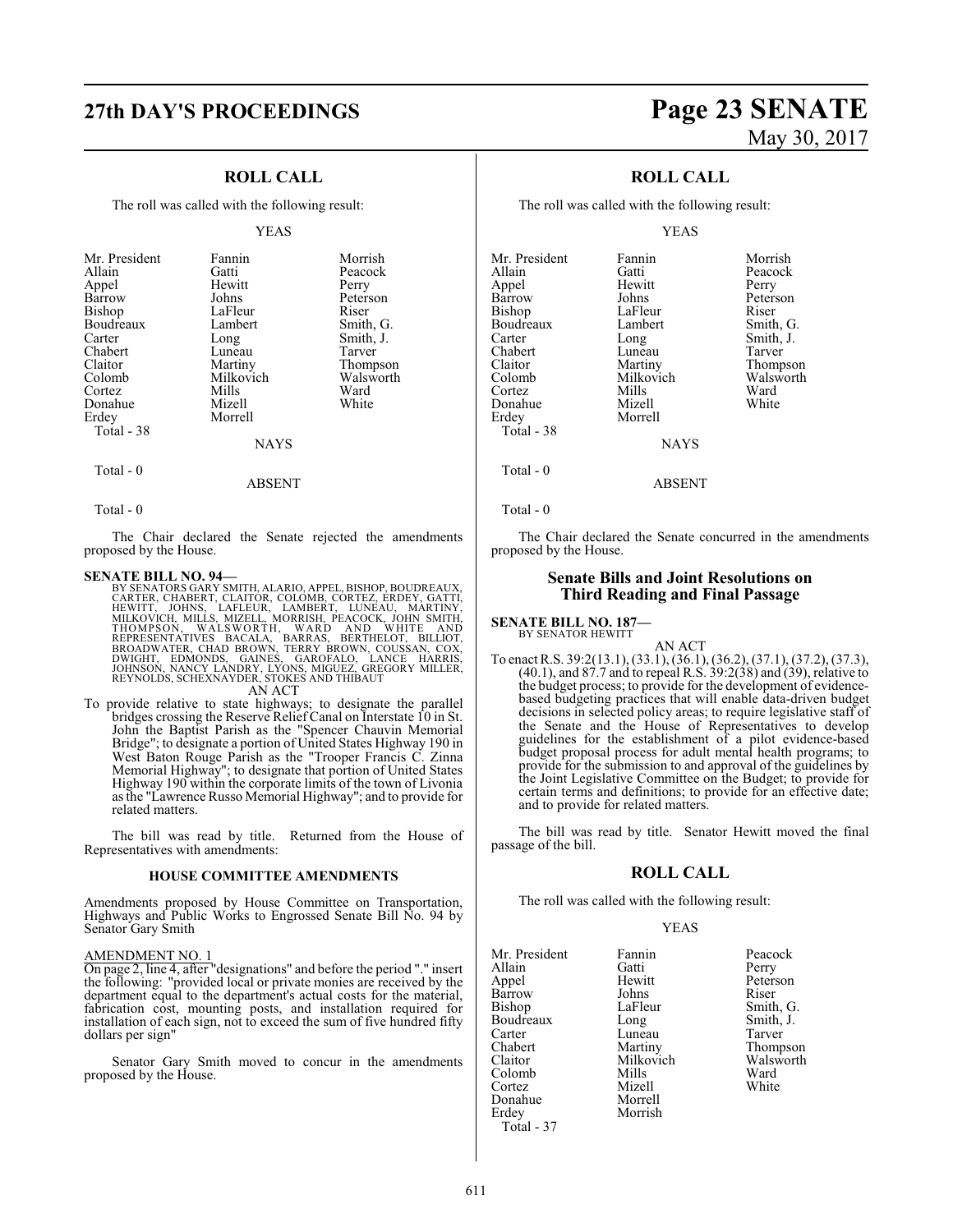## ROLL CALL

The roll was called with the following result:

YEAS

| | | |
|---|---|---|
| Mr. President | Fannin | Morrish |
| Allain | Gatti | Peacock |
| Appel | Hewitt | Perry |
| Barrow | Johns | Peterson |
| Bishop | LaFleur | Riser |
| Boudreaux | Lambert | Smith, G. |
| Carter | Long | Smith, J. |
| Chabert | Luneau | Tarver |
| Claitor | Martiny | Thompson |
| Colomb | Milkovich | Walsworth |
| Cortez | Mills | Ward |
| Donahue | Mizell | White |
| Erdey | Morrell | |

Total - 38

NAYS

Total - 0

ABSENT

Total - 0

The Chair declared the Senate rejected the amendments proposed by the House.

**SENATE BILL NO. 94—**
BY SENATORS GARY SMITH, ALARIO, APPEL, BISHOP, BOUDREAUX, CARTER, CHABERT, CLAITOR, COLOMB, CORTEZ, ERDEY, GATTI, HEWITT, JOHNS, LAFLEUR, LAMBERT, LUNEAU, MARTINY, MILKOVICH, MILLS, MIZELL, MORRISH, PEACOCK, JOHN SMITH, THOMPSON, WALSWORTH, WARD AND WHITE AND REPRESENTATIVES BACALA, BARRAS, BERTHELOT, BILLIOT, BROADWATER, CHAD BROWN, TERRY BROWN, COUSSAN, COX, DWIGHT, EDMONDS, GAINES, GAROFALO, LANCE HARRIS, JOHNSON, NANCY LANDRY, LYONS, MIGUEZ, GREGORY MILLER, REYNOLDS, SCHEXNAYDER, STOKES AND THIBAUT

AN ACT

To provide relative to state highways; to designate the parallel bridges crossing the Reserve Relief Canal on Interstate 10 in St. John the Baptist Parish as the "Spencer Chauvin Memorial Bridge"; to designate a portion of United States Highway 190 in West Baton Rouge Parish as the "Trooper Francis C. Zinna Memorial Highway"; to designate that portion of United States Highway 190 within the corporate limits of the town of Livonia as the "Lawrence Russo Memorial Highway"; and to provide for related matters.

The bill was read by title. Returned from the House of Representatives with amendments:

### HOUSE COMMITTEE AMENDMENTS

Amendments proposed by House Committee on Transportation, Highways and Public Works to Engrossed Senate Bill No. 94 by Senator Gary Smith

AMENDMENT NO. 1

On page 2, line 4, after "designations" and before the period "." insert the following: "provided local or private monies are received by the department equal to the department's actual costs for the material, fabrication cost, mounting posts, and installation required for installation of each sign, not to exceed the sum of five hundred fifty dollars per sign"

Senator Gary Smith moved to concur in the amendments proposed by the House.

## ROLL CALL

The roll was called with the following result:

YEAS

| | | |
|---|---|---|
| Mr. President | Fannin | Morrish |
| Allain | Gatti | Peacock |
| Appel | Hewitt | Perry |
| Barrow | Johns | Peterson |
| Bishop | LaFleur | Riser |
| Boudreaux | Lambert | Smith, G. |
| Carter | Long | Smith, J. |
| Chabert | Luneau | Tarver |
| Claitor | Martiny | Thompson |
| Colomb | Milkovich | Walsworth |
| Cortez | Mills | Ward |
| Donahue | Mizell | White |
| Erdey | Morrell | |

Total - 38

NAYS

Total - 0

ABSENT

Total - 0

The Chair declared the Senate concurred in the amendments proposed by the House.

## Senate Bills and Joint Resolutions on Third Reading and Final Passage

**SENATE BILL NO. 187—**
BY SENATOR HEWITT

AN ACT

To enact R.S. 39:2(13.1), (33.1), (36.1), (36.2), (37.1), (37.2), (37.3), (40.1), and 87.7 and to repeal R.S. 39:2(38) and (39), relative to the budget process; to provide for the development of evidence-based budgeting practices that will enable data-driven budget decisions in selected policy areas; to require legislative staff of the Senate and the House of Representatives to develop guidelines for the establishment of a pilot evidence-based budget proposal process for adult mental health programs; to provide for the submission to and approval of the guidelines by the Joint Legislative Committee on the Budget; to provide for certain terms and definitions; to provide for an effective date; and to provide for related matters.

The bill was read by title. Senator Hewitt moved the final passage of the bill.

## ROLL CALL

The roll was called with the following result:

YEAS

| | | |
|---|---|---|
| Mr. President | Fannin | Peacock |
| Allain | Gatti | Perry |
| Appel | Hewitt | Peterson |
| Barrow | Johns | Riser |
| Bishop | LaFleur | Smith, G. |
| Boudreaux | Long | Smith, J. |
| Carter | Luneau | Tarver |
| Chabert | Martiny | Thompson |
| Claitor | Milkovich | Walsworth |
| Colomb | Mills | Ward |
| Cortez | Mizell | White |
| Donahue | Morrell | |
| Erdey | Morrish | |

Total - 37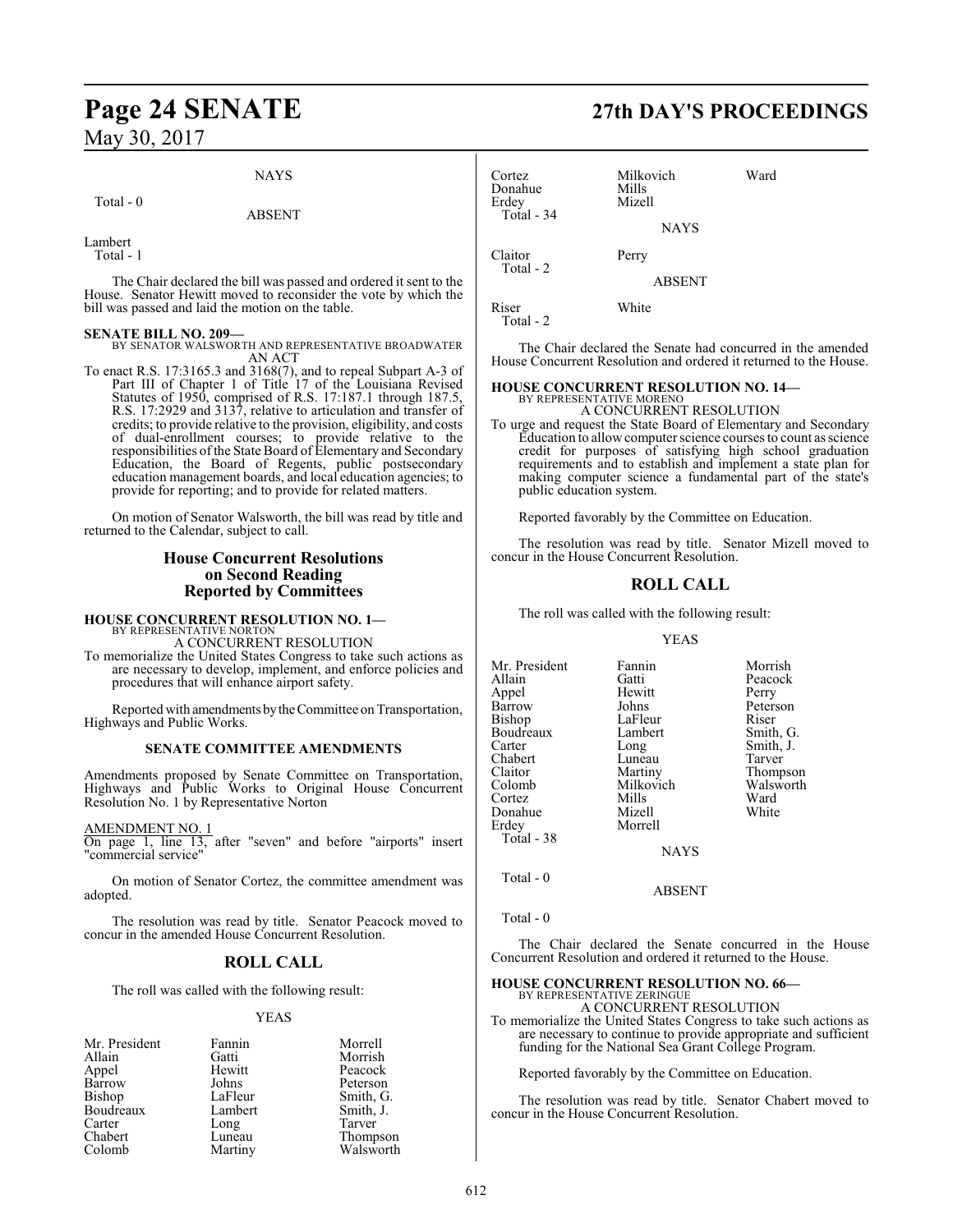NAYS

Total - 0

ABSENT

Lambert

Total - 1

The Chair declared the bill was passed and ordered it sent to the House. Senator Hewitt moved to reconsider the vote by which the bill was passed and laid the motion on the table.

**SENATE BILL NO. 209—**
BY SENATOR WALSWORTH AND REPRESENTATIVE BROADWATER
AN ACT

To enact R.S. 17:3165.3 and 3168(7), and to repeal Subpart A-3 of Part III of Chapter 1 of Title 17 of the Louisiana Revised Statutes of 1950, comprised of R.S. 17:187.1 through 187.5, R.S. 17:2929 and 3137, relative to articulation and transfer of credits; to provide relative to the provision, eligibility, and costs of dual-enrollment courses; to provide relative to the responsibilities of the State Board of Elementary and Secondary Education, the Board of Regents, public postsecondary education management boards, and local education agencies; to provide for reporting; and to provide for related matters.

On motion of Senator Walsworth, the bill was read by title and returned to the Calendar, subject to call.

## House Concurrent Resolutions on Second Reading Reported by Committees

**HOUSE CONCURRENT RESOLUTION NO. 1—**
BY REPRESENTATIVE NORTON
A CONCURRENT RESOLUTION

To memorialize the United States Congress to take such actions as are necessary to develop, implement, and enforce policies and procedures that will enhance airport safety.

Reported with amendments by the Committee on Transportation, Highways and Public Works.

**SENATE COMMITTEE AMENDMENTS**

Amendments proposed by Senate Committee on Transportation, Highways and Public Works to Original House Concurrent Resolution No. 1 by Representative Norton

AMENDMENT NO. 1
On page 1, line 13, after "seven" and before "airports" insert "commercial service"

On motion of Senator Cortez, the committee amendment was adopted.

The resolution was read by title. Senator Peacock moved to concur in the amended House Concurrent Resolution.

## ROLL CALL

The roll was called with the following result:

YEAS

| | | |
|---|---|---|
| Mr. President | Fannin | Morrell |
| Allain | Gatti | Morrish |
| Appel | Hewitt | Peacock |
| Barrow | Johns | Peterson |
| Bishop | LaFleur | Smith, G. |
| Boudreaux | Lambert | Smith, J. |
| Carter | Long | Tarver |
| Chabert | Luneau | Thompson |
| Colomb | Martiny | Walsworth |
| Cortez | Milkovich | Ward |
| Donahue | Mills | |
| Erdey | Mizell | |

Total - 34

NAYS

| | |
|---|---|
| Claitor | Perry |

Total - 2

ABSENT

| | |
|---|---|
| Riser | White |

Total - 2

The Chair declared the Senate had concurred in the amended House Concurrent Resolution and ordered it returned to the House.

**HOUSE CONCURRENT RESOLUTION NO. 14—**
BY REPRESENTATIVE MORENO
A CONCURRENT RESOLUTION

To urge and request the State Board of Elementary and Secondary Education to allow computer science courses to count as science credit for purposes of satisfying high school graduation requirements and to establish and implement a state plan for making computer science a fundamental part of the state's public education system.

Reported favorably by the Committee on Education.

The resolution was read by title. Senator Mizell moved to concur in the House Concurrent Resolution.

## ROLL CALL

The roll was called with the following result:

YEAS

| | | |
|---|---|---|
| Mr. President | Fannin | Morrish |
| Allain | Gatti | Peacock |
| Appel | Hewitt | Perry |
| Barrow | Johns | Peterson |
| Bishop | LaFleur | Riser |
| Boudreaux | Lambert | Smith, G. |
| Carter | Long | Smith, J. |
| Chabert | Luneau | Tarver |
| Claitor | Martiny | Thompson |
| Colomb | Milkovich | Walsworth |
| Cortez | Mills | Ward |
| Donahue | Mizell | White |
| Erdey | Morrell | |

Total - 38

NAYS

Total - 0

ABSENT

Total - 0

The Chair declared the Senate concurred in the House Concurrent Resolution and ordered it returned to the House.

**HOUSE CONCURRENT RESOLUTION NO. 66—**
BY REPRESENTATIVE ZERINGUE
A CONCURRENT RESOLUTION

To memorialize the United States Congress to take such actions as are necessary to continue to provide appropriate and sufficient funding for the National Sea Grant College Program.

Reported favorably by the Committee on Education.

The resolution was read by title. Senator Chabert moved to concur in the House Concurrent Resolution.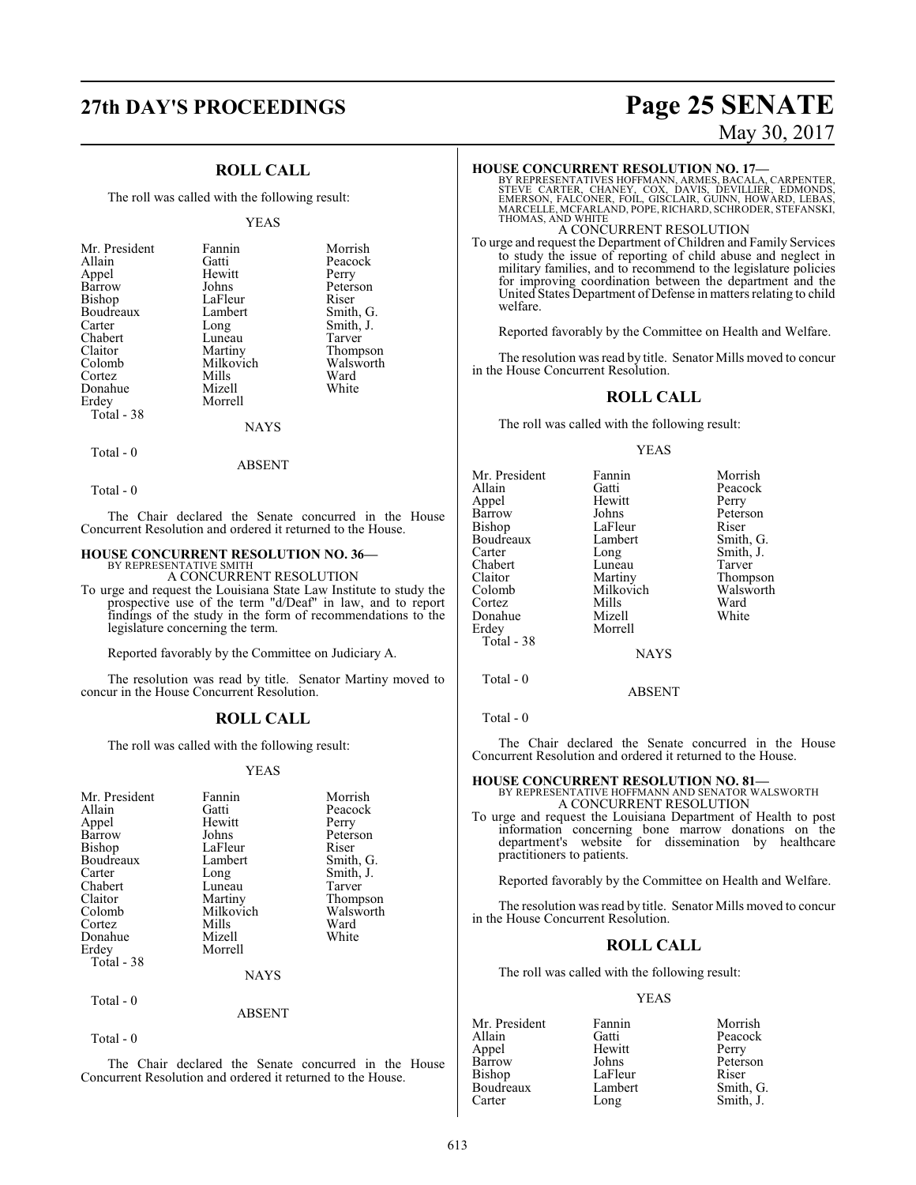## ROLL CALL

The roll was called with the following result:

YEAS

| | | |
|---|---|---|
| Mr. President | Fannin | Morrish |
| Allain | Gatti | Peacock |
| Appel | Hewitt | Perry |
| Barrow | Johns | Peterson |
| Bishop | LaFleur | Riser |
| Boudreaux | Lambert | Smith, G. |
| Carter | Long | Smith, J. |
| Chabert | Luneau | Tarver |
| Claitor | Martiny | Thompson |
| Colomb | Milkovich | Walsworth |
| Cortez | Mills | Ward |
| Donahue | Mizell | White |
| Erdey | Morrell | |

Total - 38

NAYS

Total - 0

ABSENT

Total - 0

The Chair declared the Senate concurred in the House Concurrent Resolution and ordered it returned to the House.

**HOUSE CONCURRENT RESOLUTION NO. 36—**
BY REPRESENTATIVE SMITH
A CONCURRENT RESOLUTION

To urge and request the Louisiana State Law Institute to study the prospective use of the term "d/Deaf" in law, and to report findings of the study in the form of recommendations to the legislature concerning the term.

Reported favorably by the Committee on Judiciary A.

The resolution was read by title. Senator Martiny moved to concur in the House Concurrent Resolution.

## ROLL CALL

The roll was called with the following result:

YEAS

| | | |
|---|---|---|
| Mr. President | Fannin | Morrish |
| Allain | Gatti | Peacock |
| Appel | Hewitt | Perry |
| Barrow | Johns | Peterson |
| Bishop | LaFleur | Riser |
| Boudreaux | Lambert | Smith, G. |
| Carter | Long | Smith, J. |
| Chabert | Luneau | Tarver |
| Claitor | Martiny | Thompson |
| Colomb | Milkovich | Walsworth |
| Cortez | Mills | Ward |
| Donahue | Mizell | White |
| Erdey | Morrell | |

Total - 38

NAYS

Total - 0

ABSENT

Total - 0

The Chair declared the Senate concurred in the House Concurrent Resolution and ordered it returned to the House.

**HOUSE CONCURRENT RESOLUTION NO. 17—**
BY REPRESENTATIVES HOFFMANN, ARMES, BACALA, CARPENTER, STEVE CARTER, CHANEY, COX, DAVIS, DEVILLIER, EDMONDS, EMERSON, FALCONER, FOIL, GISCLAIR, GUINN, HOWARD, LEBAS, MARCELLE, MCFARLAND, POPE, RICHARD, SCHRODER, STEFANSKI, THOMAS, AND WHITE
A CONCURRENT RESOLUTION

To urge and request the Department of Children and Family Services to study the issue of reporting of child abuse and neglect in military families, and to recommend to the legislature policies for improving coordination between the department and the United States Department of Defense in matters relating to child welfare.

Reported favorably by the Committee on Health and Welfare.

The resolution was read by title. Senator Mills moved to concur in the House Concurrent Resolution.

## ROLL CALL

The roll was called with the following result:

YEAS

| | | |
|---|---|---|
| Mr. President | Fannin | Morrish |
| Allain | Gatti | Peacock |
| Appel | Hewitt | Perry |
| Barrow | Johns | Peterson |
| Bishop | LaFleur | Riser |
| Boudreaux | Lambert | Smith, G. |
| Carter | Long | Smith, J. |
| Chabert | Luneau | Tarver |
| Claitor | Martiny | Thompson |
| Colomb | Milkovich | Walsworth |
| Cortez | Mills | Ward |
| Donahue | Mizell | White |
| Erdey | Morrell | |

Total - 38

NAYS

Total - 0

ABSENT

Total - 0

The Chair declared the Senate concurred in the House Concurrent Resolution and ordered it returned to the House.

**HOUSE CONCURRENT RESOLUTION NO. 81—**
BY REPRESENTATIVE HOFFMANN AND SENATOR WALSWORTH
A CONCURRENT RESOLUTION

To urge and request the Louisiana Department of Health to post information concerning bone marrow donations on the department's website for dissemination by healthcare practitioners to patients.

Reported favorably by the Committee on Health and Welfare.

The resolution was read by title. Senator Mills moved to concur in the House Concurrent Resolution.

## ROLL CALL

The roll was called with the following result:

YEAS

| | | |
|---|---|---|
| Mr. President | Fannin | Morrish |
| Allain | Gatti | Peacock |
| Appel | Hewitt | Perry |
| Barrow | Johns | Peterson |
| Bishop | LaFleur | Riser |
| Boudreaux | Lambert | Smith, G. |
| Carter | Long | Smith, J. |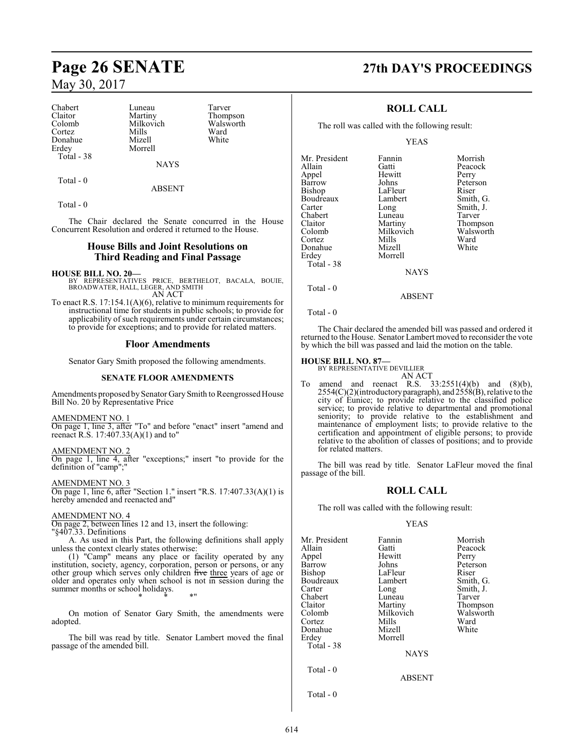| | | |
|---|---|---|
| Chabert | Luneau | Tarver |
| Claitor | Martiny | Thompson |
| Colomb | Milkovich | Walsworth |
| Cortez | Mills | Ward |
| Donahue | Mizell | White |
| Erdey | Morrell | |
| Total - 38 | | |

NAYS

Total - 0

ABSENT

Total - 0

The Chair declared the Senate concurred in the House Concurrent Resolution and ordered it returned to the House.

## House Bills and Joint Resolutions on Third Reading and Final Passage

**HOUSE BILL NO. 20—**
BY REPRESENTATIVES PRICE, BERTHELOT, BACALA, BOUIE, BROADWATER, HALL, LEGER, AND SMITH
AN ACT

To enact R.S. 17:154.1(A)(6), relative to minimum requirements for instructional time for students in public schools; to provide for applicability of such requirements under certain circumstances; to provide for exceptions; and to provide for related matters.

### Floor Amendments

Senator Gary Smith proposed the following amendments.

#### SENATE FLOOR AMENDMENTS

Amendments proposed by Senator Gary Smith to Reengrossed House Bill No. 20 by Representative Price

AMENDMENT NO. 1
On page 1, line 3, after "To" and before "enact" insert "amend and reenact R.S. 17:407.33(A)(1) and to"

AMENDMENT NO. 2
On page 1, line 4, after "exceptions;" insert "to provide for the definition of "camp";"

AMENDMENT NO. 3
On page 1, line 6, after "Section 1." insert "R.S. 17:407.33(A)(1) is hereby amended and reenacted and"

AMENDMENT NO. 4
On page 2, between lines 12 and 13, insert the following:
"§407.33. Definitions

A. As used in this Part, the following definitions shall apply unless the context clearly states otherwise:

(1) "Camp" means any place or facility operated by any institution, society, agency, corporation, person or persons, or any other group which serves only children ~~five~~ three years of age or older and operates only when school is not in session during the summer months or school holidays.

\* \* \*"

On motion of Senator Gary Smith, the amendments were adopted.

The bill was read by title. Senator Lambert moved the final passage of the amended bill.

### ROLL CALL

The roll was called with the following result:

YEAS

| | | |
|---|---|---|
| Mr. President | Fannin | Morrish |
| Allain | Gatti | Peacock |
| Appel | Hewitt | Perry |
| Barrow | Johns | Peterson |
| Bishop | LaFleur | Riser |
| Boudreaux | Lambert | Smith, G. |
| Carter | Long | Smith, J. |
| Chabert | Luneau | Tarver |
| Claitor | Martiny | Thompson |
| Colomb | Milkovich | Walsworth |
| Cortez | Mills | Ward |
| Donahue | Mizell | White |
| Erdey | Morrell | |
| Total - 38 | | |

NAYS

Total - 0

ABSENT

Total - 0

The Chair declared the amended bill was passed and ordered it returned to the House. Senator Lambert moved to reconsider the vote by which the bill was passed and laid the motion on the table.

**HOUSE BILL NO. 87—**
BY REPRESENTATIVE DEVILLIER
AN ACT

To amend and reenact R.S. 33:2551(4)(b) and (8)(b), 2554(C)(2)(introductory paragraph), and 2558(B), relative to the city of Eunice; to provide relative to the classified police service; to provide relative to departmental and promotional seniority; to provide relative to the establishment and maintenance of employment lists; to provide relative to the certification and appointment of eligible persons; to provide relative to the abolition of classes of positions; and to provide for related matters.

The bill was read by title. Senator LaFleur moved the final passage of the bill.

### ROLL CALL

The roll was called with the following result:

YEAS

| | | |
|---|---|---|
| Mr. President | Fannin | Morrish |
| Allain | Gatti | Peacock |
| Appel | Hewitt | Perry |
| Barrow | Johns | Peterson |
| Bishop | LaFleur | Riser |
| Boudreaux | Lambert | Smith, G. |
| Carter | Long | Smith, J. |
| Chabert | Luneau | Tarver |
| Claitor | Martiny | Thompson |
| Colomb | Milkovich | Walsworth |
| Cortez | Mills | Ward |
| Donahue | Mizell | White |
| Erdey | Morrell | |
| Total - 38 | | |

NAYS

Total - 0

ABSENT

Total - 0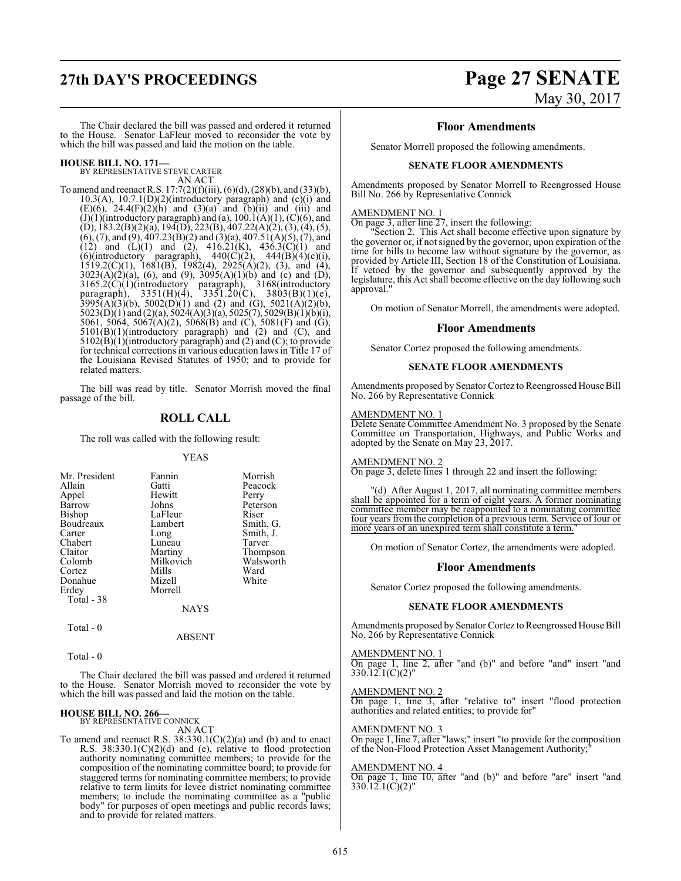The Chair declared the bill was passed and ordered it returned to the House. Senator LaFleur moved to reconsider the vote by which the bill was passed and laid the motion on the table.

**HOUSE BILL NO. 171—**
BY REPRESENTATIVE STEVE CARTER
AN ACT

To amend and reenact R.S. 17:7(2)(f)(iii), (6)(d), (28)(b), and (33)(b), 10.3(A), 10.7.1(D)(2)(introductory paragraph) and (c)(i) and (E)(6), 24.4(F)(2)(h) and (3)(a) and (b)(ii) and (iii) and (J)(1)(introductory paragraph) and (a), 100.1(A)(1), (C)(6), and (D), 183.2(B)(2)(a), 194(D), 223(B), 407.22(A)(2), (3), (4), (5), (6), (7), and (9), 407.23(B)(2) and (3)(a), 407.51(A)(5), (7), and (12) and (L)(1) and (2), 416.21(K), 436.3(C)(1) and (6)(introductory paragraph), 440(C)(2), 444(B)(4)(c)(i), 1519.2(C)(1), 1681(B), 1982(4), 2925(A)(2), (3), and (4), 3023(A)(2)(a), (6), and (9), 3095(A)(1)(b) and (c) and (D), 3165.2(C)(1)(introductory paragraph), 3168(introductory paragraph), 3351(H)(4), 3351.20(C), 3803(B)(1)(e), 3995(A)(3)(b), 5002(D)(1) and (2) and (G), 5021(A)(2)(b), 5023(D)(1) and (2)(a), 5024(A)(3)(a), 5025(7), 5029(B)(1)(b)(i), 5061, 5064, 5067(A)(2), 5068(B) and (C), 5081(F) and (G), 5101(B)(1)(introductory paragraph) and (2) and (C), and 5102(B)(1)(introductory paragraph) and (2) and (C); to provide for technical corrections in various education laws in Title 17 of the Louisiana Revised Statutes of 1950; and to provide for related matters.

The bill was read by title. Senator Morrish moved the final passage of the bill.

## ROLL CALL

The roll was called with the following result:

YEAS

| | | |
|---|---|---|
| Mr. President | Fannin | Morrish |
| Allain | Gatti | Peacock |
| Appel | Hewitt | Perry |
| Barrow | Johns | Peterson |
| Bishop | LaFleur | Riser |
| Boudreaux | Lambert | Smith, G. |
| Carter | Long | Smith, J. |
| Chabert | Luneau | Tarver |
| Claitor | Martiny | Thompson |
| Colomb | Milkovich | Walsworth |
| Cortez | Mills | Ward |
| Donahue | Mizell | White |
| Erdey | Morrell | |

Total - 38

NAYS

Total - 0

ABSENT

Total - 0

The Chair declared the bill was passed and ordered it returned to the House. Senator Morrish moved to reconsider the vote by which the bill was passed and laid the motion on the table.

**HOUSE BILL NO. 266—**
BY REPRESENTATIVE CONNICK
AN ACT

To amend and reenact R.S. 38:330.1(C)(2)(a) and (b) and to enact R.S. 38:330.1(C)(2)(d) and (e), relative to flood protection authority nominating committee members; to provide for the composition of the nominating committee board; to provide for staggered terms for nominating committee members; to provide relative to term limits for levee district nominating committee members; to include the nominating committee as a "public body" for purposes of open meetings and public records laws; and to provide for related matters.

## Floor Amendments

Senator Morrell proposed the following amendments.

### SENATE FLOOR AMENDMENTS

Amendments proposed by Senator Morrell to Reengrossed House Bill No. 266 by Representative Connick

AMENDMENT NO. 1

On page 3, after line 27, insert the following:

"Section 2. This Act shall become effective upon signature by the governor or, if not signed by the governor, upon expiration of the time for bills to become law without signature by the governor, as provided by Article III, Section 18 of the Constitution of Louisiana. If vetoed by the governor and subsequently approved by the legislature, this Act shall become effective on the day following such approval."

On motion of Senator Morrell, the amendments were adopted.

## Floor Amendments

Senator Cortez proposed the following amendments.

### SENATE FLOOR AMENDMENTS

Amendments proposed by Senator Cortez to Reengrossed House Bill No. 266 by Representative Connick

AMENDMENT NO. 1

Delete Senate Committee Amendment No. 3 proposed by the Senate Committee on Transportation, Highways, and Public Works and adopted by the Senate on May 23, 2017.

AMENDMENT NO. 2

On page 3, delete lines 1 through 22 and insert the following:

"(d) After August 1, 2017, all nominating committee members shall be appointed for a term of eight years. A former nominating committee member may be reappointed to a nominating committee four years from the completion of a previous term. Service of four or more years of an unexpired term shall constitute a term."

On motion of Senator Cortez, the amendments were adopted.

## Floor Amendments

Senator Cortez proposed the following amendments.

### SENATE FLOOR AMENDMENTS

Amendments proposed by Senator Cortez to Reengrossed House Bill No. 266 by Representative Connick

AMENDMENT NO. 1

On page 1, line 2, after "and (b)" and before "and" insert "and 330.12.1(C)(2)"

AMENDMENT NO. 2

On page 1, line 3, after "relative to" insert "flood protection authorities and related entities; to provide for"

AMENDMENT NO. 3

On page 1, line 7, after "laws;" insert "to provide for the composition of the Non-Flood Protection Asset Management Authority;"

AMENDMENT NO. 4

On page 1, line 10, after "and (b)" and before "are" insert "and 330.12.1(C)(2)"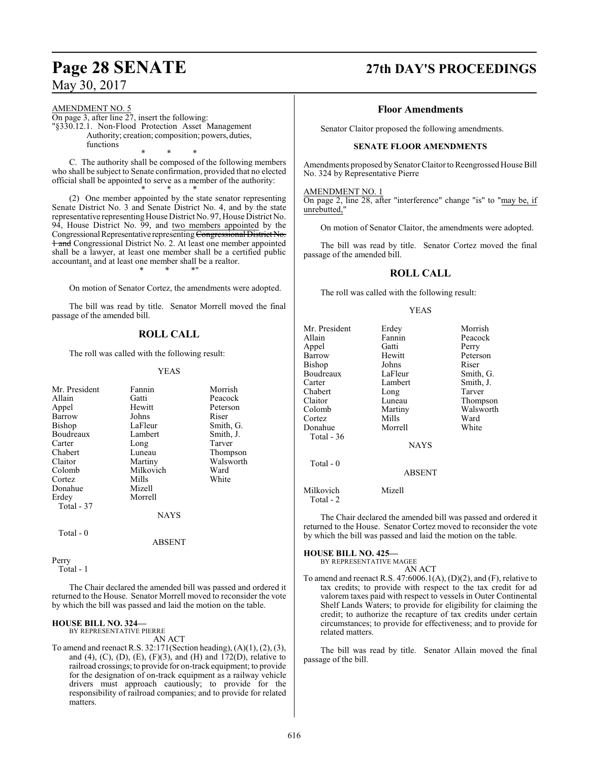AMENDMENT NO. 5

On page 3, after line 27, insert the following:

"§330.12.1. Non-Flood Protection Asset Management Authority; creation; composition; powers, duties, functions

\* \* \*

C. The authority shall be composed of the following members who shall be subject to Senate confirmation, provided that no elected official shall be appointed to serve as a member of the authority:

\* \* \*

(2) One member appointed by the state senator representing Senate District No. 3 and Senate District No. 4, and by the state representative representing House District No. 97, House District No. 94, House District No. 99, and two members appointed by the Congressional Representative representing ~~Congressional District No. 1 and~~ Congressional District No. 2. At least one member appointed shall be a lawyer, at least one member shall be a certified public accountant, and at least one member shall be a realtor.

\* \* \*"

On motion of Senator Cortez, the amendments were adopted.

The bill was read by title. Senator Morrell moved the final passage of the amended bill.

## ROLL CALL

The roll was called with the following result:

YEAS

| | | |
|---|---|---|
| Mr. President | Fannin | Morrish |
| Allain | Gatti | Peacock |
| Appel | Hewitt | Peterson |
| Barrow | Johns | Riser |
| Bishop | LaFleur | Smith, G. |
| Boudreaux | Lambert | Smith, J. |
| Carter | Long | Tarver |
| Chabert | Luneau | Thompson |
| Claitor | Martiny | Walsworth |
| Colomb | Milkovich | Ward |
| Cortez | Mills | White |
| Donahue | Mizell | |
| Erdey | Morrell | |

Total - 37

NAYS

Total - 0

ABSENT

Perry

Total - 1

The Chair declared the amended bill was passed and ordered it returned to the House. Senator Morrell moved to reconsider the vote by which the bill was passed and laid the motion on the table.

**HOUSE BILL NO. 324—**
BY REPRESENTATIVE PIERRE
AN ACT

To amend and reenact R.S. 32:171(Section heading), (A)(1), (2), (3), and (4), (C), (D), (E), (F)(3), and (H) and 172(D), relative to railroad crossings; to provide for on-track equipment; to provide for the designation of on-track equipment as a railway vehicle drivers must approach cautiously; to provide for the responsibility of railroad companies; and to provide for related matters.

### Floor Amendments

Senator Claitor proposed the following amendments.

**SENATE FLOOR AMENDMENTS**

Amendments proposed by Senator Claitor to Reengrossed House Bill No. 324 by Representative Pierre

AMENDMENT NO. 1

On page 2, line 28, after "interference" change "is" to "may be, if unrebutted,"

On motion of Senator Claitor, the amendments were adopted.

The bill was read by title. Senator Cortez moved the final passage of the amended bill.

## ROLL CALL

The roll was called with the following result:

YEAS

| | | |
|---|---|---|
| Mr. President | Erdey | Morrish |
| Allain | Fannin | Peacock |
| Appel | Gatti | Perry |
| Barrow | Hewitt | Peterson |
| Bishop | Johns | Riser |
| Boudreaux | LaFleur | Smith, G. |
| Carter | Lambert | Smith, J. |
| Chabert | Long | Tarver |
| Claitor | Luneau | Thompson |
| Colomb | Martiny | Walsworth |
| Cortez | Mills | Ward |
| Donahue | Morrell | White |

Total - 36

NAYS

Total - 0

ABSENT

Milkovich Mizell

Total - 2

The Chair declared the amended bill was passed and ordered it returned to the House. Senator Cortez moved to reconsider the vote by which the bill was passed and laid the motion on the table.

**HOUSE BILL NO. 425—**
BY REPRESENTATIVE MAGEE
AN ACT

To amend and reenact R.S. 47:6006.1(A), (D)(2), and (F), relative to tax credits; to provide with respect to the tax credit for ad valorem taxes paid with respect to vessels in Outer Continental Shelf Lands Waters; to provide for eligibility for claiming the credit; to authorize the recapture of tax credits under certain circumstances; to provide for effectiveness; and to provide for related matters.

The bill was read by title. Senator Allain moved the final passage of the bill.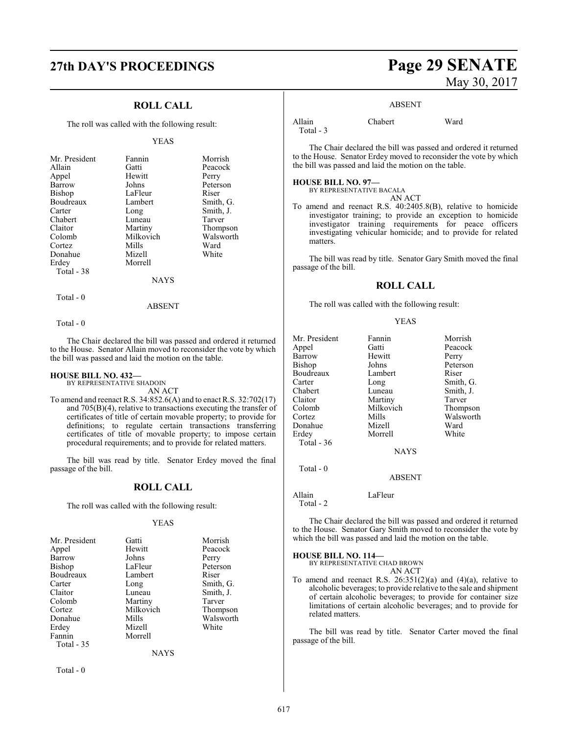## ROLL CALL

The roll was called with the following result:

YEAS

| | | |
|---|---|---|
| Mr. President | Fannin | Morrish |
| Allain | Gatti | Peacock |
| Appel | Hewitt | Perry |
| Barrow | Johns | Peterson |
| Bishop | LaFleur | Riser |
| Boudreaux | Lambert | Smith, G. |
| Carter | Long | Smith, J. |
| Chabert | Luneau | Tarver |
| Claitor | Martiny | Thompson |
| Colomb | Milkovich | Walsworth |
| Cortez | Mills | Ward |
| Donahue | Mizell | White |
| Erdey | Morrell | |

Total - 38

NAYS

Total - 0

ABSENT

Total - 0

The Chair declared the bill was passed and ordered it returned to the House. Senator Allain moved to reconsider the vote by which the bill was passed and laid the motion on the table.

**HOUSE BILL NO. 432—**
BY REPRESENTATIVE SHADOIN
AN ACT

To amend and reenact R.S. 34:852.6(A) and to enact R.S. 32:702(17) and 705(B)(4), relative to transactions executing the transfer of certificates of title of certain movable property; to provide for definitions; to regulate certain transactions transferring certificates of title of movable property; to impose certain procedural requirements; and to provide for related matters.

The bill was read by title. Senator Erdey moved the final passage of the bill.

## ROLL CALL

The roll was called with the following result:

YEAS

| | | |
|---|---|---|
| Mr. President | Gatti | Morrish |
| Appel | Hewitt | Peacock |
| Barrow | Johns | Perry |
| Bishop | LaFleur | Peterson |
| Boudreaux | Lambert | Riser |
| Carter | Long | Smith, G. |
| Claitor | Luneau | Smith, J. |
| Colomb | Martiny | Tarver |
| Cortez | Milkovich | Thompson |
| Donahue | Mills | Walsworth |
| Erdey | Mizell | White |
| Fannin | Morrell | |

Total - 35

NAYS

Total - 0

ABSENT

| | | |
|---|---|---|
| Allain | Chabert | Ward |

Total - 3

The Chair declared the bill was passed and ordered it returned to the House. Senator Erdey moved to reconsider the vote by which the bill was passed and laid the motion on the table.

**HOUSE BILL NO. 97—**
BY REPRESENTATIVE BACALA
AN ACT

To amend and reenact R.S. 40:2405.8(B), relative to homicide investigator training; to provide an exception to homicide investigator training requirements for peace officers investigating vehicular homicide; and to provide for related matters.

The bill was read by title. Senator Gary Smith moved the final passage of the bill.

## ROLL CALL

The roll was called with the following result:

YEAS

| | | |
|---|---|---|
| Mr. President | Fannin | Morrish |
| Appel | Gatti | Peacock |
| Barrow | Hewitt | Perry |
| Bishop | Johns | Peterson |
| Boudreaux | Lambert | Riser |
| Carter | Long | Smith, G. |
| Chabert | Luneau | Smith, J. |
| Claitor | Martiny | Tarver |
| Colomb | Milkovich | Thompson |
| Cortez | Mills | Walsworth |
| Donahue | Mizell | Ward |
| Erdey | Morrell | White |

Total - 36

NAYS

Total - 0

ABSENT

| | |
|---|---|
| Allain | LaFleur |

Total - 2

The Chair declared the bill was passed and ordered it returned to the House. Senator Gary Smith moved to reconsider the vote by which the bill was passed and laid the motion on the table.

**HOUSE BILL NO. 114—**
BY REPRESENTATIVE CHAD BROWN
AN ACT

To amend and reenact R.S. 26:351(2)(a) and (4)(a), relative to alcoholic beverages; to provide relative to the sale and shipment of certain alcoholic beverages; to provide for container size limitations of certain alcoholic beverages; and to provide for related matters.

The bill was read by title. Senator Carter moved the final passage of the bill.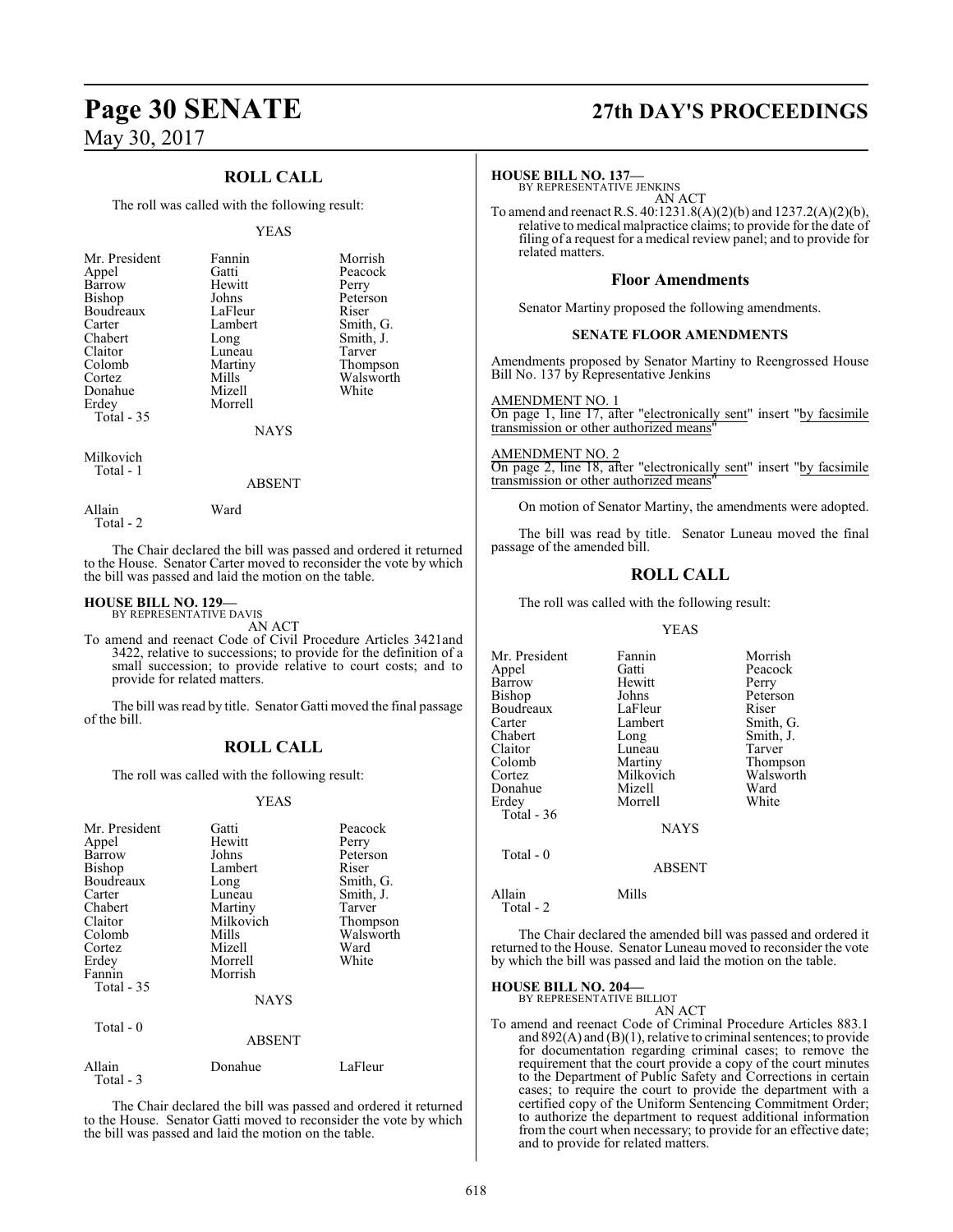## ROLL CALL

The roll was called with the following result:

YEAS

| | | |
|---|---|---|
| Mr. President | Fannin | Morrish |
| Appel | Gatti | Peacock |
| Barrow | Hewitt | Perry |
| Bishop | Johns | Peterson |
| Boudreaux | LaFleur | Riser |
| Carter | Lambert | Smith, G. |
| Chabert | Long | Smith, J. |
| Claitor | Luneau | Tarver |
| Colomb | Martiny | Thompson |
| Cortez | Mills | Walsworth |
| Donahue | Mizell | White |
| Erdey | Morrell | |
| Total - 35 | | |

NAYS

Milkovich
Total - 1

ABSENT

Allain Ward
Total - 2

The Chair declared the bill was passed and ordered it returned to the House. Senator Carter moved to reconsider the vote by which the bill was passed and laid the motion on the table.

**HOUSE BILL NO. 129—**
BY REPRESENTATIVE DAVIS

AN ACT

To amend and reenact Code of Civil Procedure Articles 3421and 3422, relative to successions; to provide for the definition of a small succession; to provide relative to court costs; and to provide for related matters.

The bill was read by title. Senator Gatti moved the final passage of the bill.

## ROLL CALL

The roll was called with the following result:

YEAS

| | | |
|---|---|---|
| Mr. President | Gatti | Peacock |
| Appel | Hewitt | Perry |
| Barrow | Johns | Peterson |
| Bishop | Lambert | Riser |
| Boudreaux | Long | Smith, G. |
| Carter | Luneau | Smith, J. |
| Chabert | Martiny | Tarver |
| Claitor | Milkovich | Thompson |
| Colomb | Mills | Walsworth |
| Cortez | Mizell | Ward |
| Erdey | Morrell | White |
| Fannin | Morrish | |
| Total - 35 | | |

NAYS

Total - 0

ABSENT

Allain Donahue LaFleur
Total - 3

The Chair declared the bill was passed and ordered it returned to the House. Senator Gatti moved to reconsider the vote by which the bill was passed and laid the motion on the table.

**HOUSE BILL NO. 137—**
BY REPRESENTATIVE JENKINS

AN ACT

To amend and reenact R.S. 40:1231.8(A)(2)(b) and 1237.2(A)(2)(b), relative to medical malpractice claims; to provide for the date of filing of a request for a medical review panel; and to provide for related matters.

### Floor Amendments

Senator Martiny proposed the following amendments.

**SENATE FLOOR AMENDMENTS**

Amendments proposed by Senator Martiny to Reengrossed House Bill No. 137 by Representative Jenkins

AMENDMENT NO. 1
On page 1, line 17, after "electronically sent" insert "by facsimile transmission or other authorized means"

AMENDMENT NO. 2
On page 2, line 18, after "electronically sent" insert "by facsimile transmission or other authorized means"

On motion of Senator Martiny, the amendments were adopted.

The bill was read by title. Senator Luneau moved the final passage of the amended bill.

## ROLL CALL

The roll was called with the following result:

YEAS

| | | |
|---|---|---|
| Mr. President | Fannin | Morrish |
| Appel | Gatti | Peacock |
| Barrow | Hewitt | Perry |
| Bishop | Johns | Peterson |
| Boudreaux | LaFleur | Riser |
| Carter | Lambert | Smith, G. |
| Chabert | Long | Smith, J. |
| Claitor | Luneau | Tarver |
| Colomb | Martiny | Thompson |
| Cortez | Milkovich | Walsworth |
| Donahue | Mizell | Ward |
| Erdey | Morrell | White |
| Total - 36 | | |

NAYS

Total - 0

ABSENT

Allain Mills
Total - 2

The Chair declared the amended bill was passed and ordered it returned to the House. Senator Luneau moved to reconsider the vote by which the bill was passed and laid the motion on the table.

**HOUSE BILL NO. 204—**
BY REPRESENTATIVE BILLIOT

AN ACT

To amend and reenact Code of Criminal Procedure Articles 883.1 and 892(A) and (B)(1), relative to criminal sentences; to provide for documentation regarding criminal cases; to remove the requirement that the court provide a copy of the court minutes to the Department of Public Safety and Corrections in certain cases; to require the court to provide the department with a certified copy of the Uniform Sentencing Commitment Order; to authorize the department to request additional information from the court when necessary; to provide for an effective date; and to provide for related matters.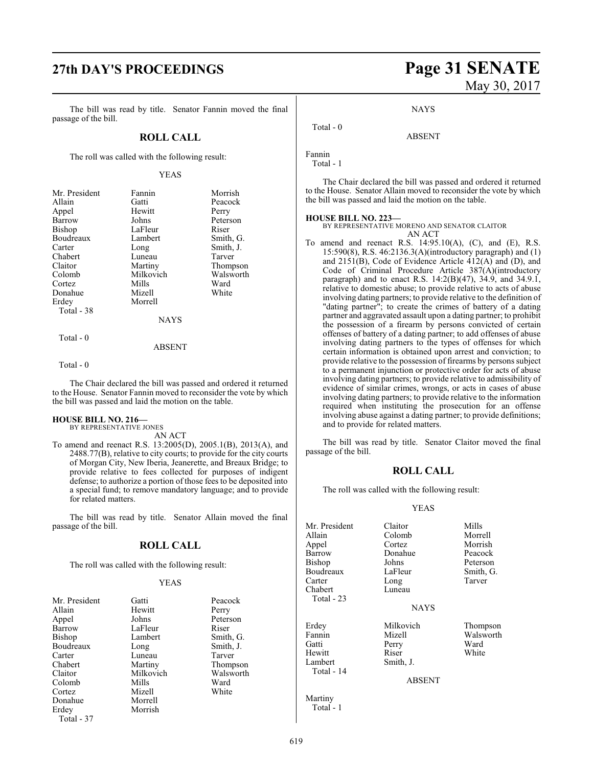The bill was read by title. Senator Fannin moved the final passage of the bill.

## ROLL CALL

The roll was called with the following result:

YEAS

| | | |
|---|---|---|
| Mr. President | Fannin | Morrish |
| Allain | Gatti | Peacock |
| Appel | Hewitt | Perry |
| Barrow | Johns | Peterson |
| Bishop | LaFleur | Riser |
| Boudreaux | Lambert | Smith, G. |
| Carter | Long | Smith, J. |
| Chabert | Luneau | Tarver |
| Claitor | Martiny | Thompson |
| Colomb | Milkovich | Walsworth |
| Cortez | Mills | Ward |
| Donahue | Mizell | White |
| Erdey | Morrell | |

Total - 38

NAYS

Total - 0

ABSENT

Total - 0

The Chair declared the bill was passed and ordered it returned to the House. Senator Fannin moved to reconsider the vote by which the bill was passed and laid the motion on the table.

**HOUSE BILL NO. 216—**
BY REPRESENTATIVE JONES
AN ACT

To amend and reenact R.S. 13:2005(D), 2005.1(B), 2013(A), and 2488.77(B), relative to city courts; to provide for the city courts of Morgan City, New Iberia, Jeanerette, and Breaux Bridge; to provide relative to fees collected for purposes of indigent defense; to authorize a portion of those fees to be deposited into a special fund; to remove mandatory language; and to provide for related matters.

The bill was read by title. Senator Allain moved the final passage of the bill.

## ROLL CALL

The roll was called with the following result:

YEAS

| | | |
|---|---|---|
| Mr. President | Gatti | Peacock |
| Allain | Hewitt | Perry |
| Appel | Johns | Peterson |
| Barrow | LaFleur | Riser |
| Bishop | Lambert | Smith, G. |
| Boudreaux | Long | Smith, J. |
| Carter | Luneau | Tarver |
| Chabert | Martiny | Thompson |
| Claitor | Milkovich | Walsworth |
| Colomb | Mills | Ward |
| Cortez | Mizell | White |
| Donahue | Morrell | |
| Erdey | Morrish | |

Total - 37

NAYS

Total - 0

ABSENT

Fannin

Total - 1

The Chair declared the bill was passed and ordered it returned to the House. Senator Allain moved to reconsider the vote by which the bill was passed and laid the motion on the table.

**HOUSE BILL NO. 223—**
BY REPRESENTATIVE MORENO AND SENATOR CLAITOR
AN ACT

To amend and reenact R.S. 14:95.10(A), (C), and (E), R.S. 15:590(8), R.S. 46:2136.3(A)(introductory paragraph) and (1) and 2151(B), Code of Evidence Article 412(A) and (D), and Code of Criminal Procedure Article 387(A)(introductory paragraph) and to enact R.S. 14:2(B)(47), 34.9, and 34.9.1, relative to domestic abuse; to provide relative to acts of abuse involving dating partners; to provide relative to the definition of "dating partner"; to create the crimes of battery of a dating partner and aggravated assault upon a dating partner; to prohibit the possession of a firearm by persons convicted of certain offenses of battery of a dating partner; to add offenses of abuse involving dating partners to the types of offenses for which certain information is obtained upon arrest and conviction; to provide relative to the possession of firearms by persons subject to a permanent injunction or protective order for acts of abuse involving dating partners; to provide relative to admissibility of evidence of similar crimes, wrongs, or acts in cases of abuse involving dating partners; to provide relative to the information required when instituting the prosecution for an offense involving abuse against a dating partner; to provide definitions; and to provide for related matters.

The bill was read by title. Senator Claitor moved the final passage of the bill.

## ROLL CALL

The roll was called with the following result:

YEAS

| | | |
|---|---|---|
| Mr. President | Claitor | Mills |
| Allain | Colomb | Morrell |
| Appel | Cortez | Morrish |
| Barrow | Donahue | Peacock |
| Bishop | Johns | Peterson |
| Boudreaux | LaFleur | Smith, G. |
| Carter | Long | Tarver |
| Chabert | Luneau | |

Total - 23

NAYS

| | | |
|---|---|---|
| Erdey | Milkovich | Thompson |
| Fannin | Mizell | Walsworth |
| Gatti | Perry | Ward |
| Hewitt | Riser | White |
| Lambert | Smith, J. | |

Total - 14

ABSENT

Martiny

Total - 1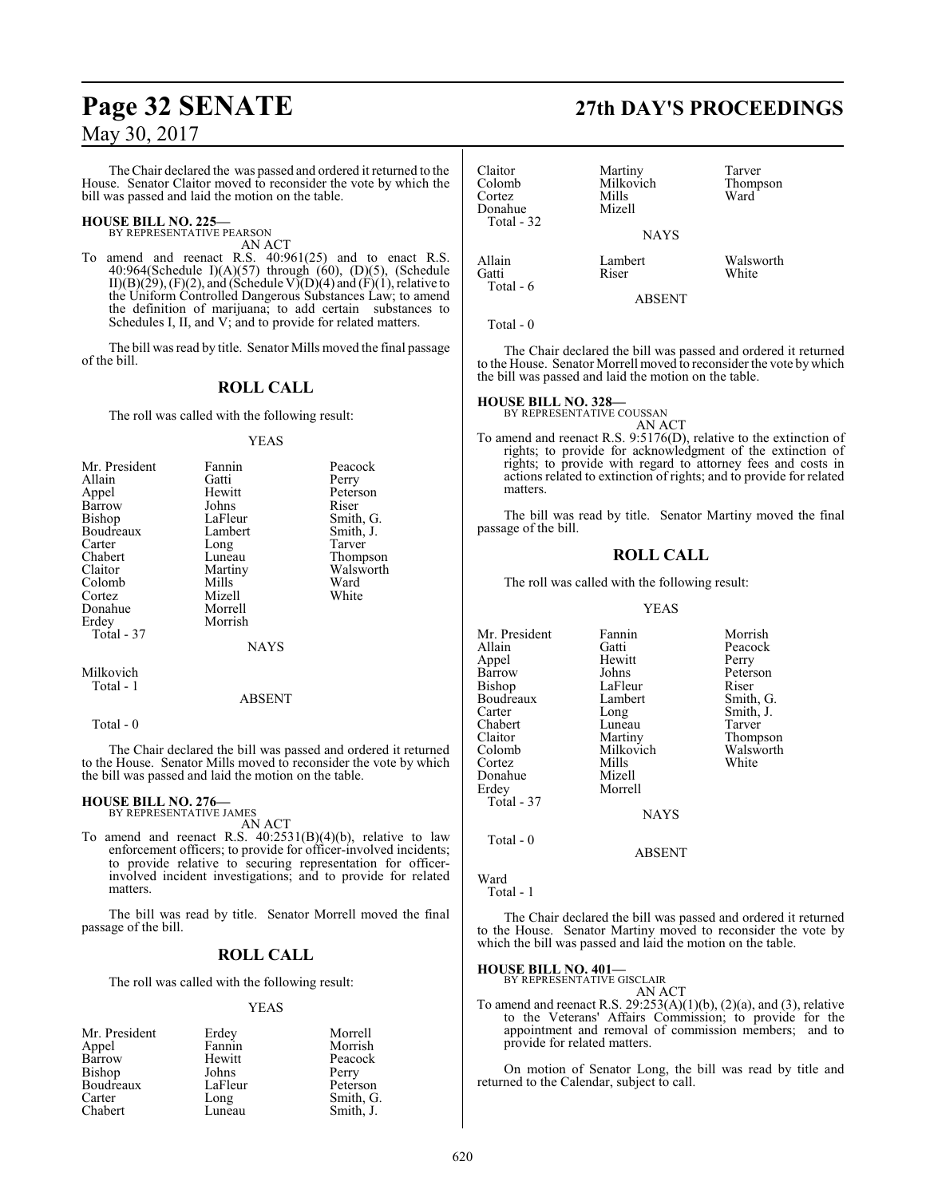The Chair declared the was passed and ordered it returned to the House. Senator Claitor moved to reconsider the vote by which the bill was passed and laid the motion on the table.

**HOUSE BILL NO. 225—**
BY REPRESENTATIVE PEARSON

AN ACT

To amend and reenact R.S. 40:961(25) and to enact R.S. 40:964(Schedule I)(A)(57) through (60), (D)(5), (Schedule II)(B)(29), (F)(2), and (Schedule V)(D)(4) and (F)(1), relative to the Uniform Controlled Dangerous Substances Law; to amend the definition of marijuana; to add certain substances to Schedules I, II, and V; and to provide for related matters.

The bill was read by title. Senator Mills moved the final passage of the bill.

## ROLL CALL

The roll was called with the following result:

YEAS

| | | |
|---|---|---|
| Mr. President | Fannin | Peacock |
| Allain | Gatti | Perry |
| Appel | Hewitt | Peterson |
| Barrow | Johns | Riser |
| Bishop | LaFleur | Smith, G. |
| Boudreaux | Lambert | Smith, J. |
| Carter | Long | Tarver |
| Chabert | Luneau | Thompson |
| Claitor | Martiny | Walsworth |
| Colomb | Mills | Ward |
| Cortez | Mizell | White |
| Donahue | Morrell | |
| Erdey | Morrish | |
| Total - 37 | | |

NAYS

Milkovich
Total - 1

ABSENT

Total - 0

The Chair declared the bill was passed and ordered it returned to the House. Senator Mills moved to reconsider the vote by which the bill was passed and laid the motion on the table.

**HOUSE BILL NO. 276—**
BY REPRESENTATIVE JAMES

AN ACT

To amend and reenact R.S. 40:2531(B)(4)(b), relative to law enforcement officers; to provide for officer-involved incidents; to provide relative to securing representation for officer-involved incident investigations; and to provide for related matters.

The bill was read by title. Senator Morrell moved the final passage of the bill.

## ROLL CALL

The roll was called with the following result:

YEAS

| | | |
|---|---|---|
| Mr. President | Erdey | Morrell |
| Appel | Fannin | Morrish |
| Barrow | Hewitt | Peacock |
| Bishop | Johns | Perry |
| Boudreaux | LaFleur | Peterson |
| Carter | Long | Smith, G. |
| Chabert | Luneau | Smith, J. |
| Claitor | Martiny | Tarver |
| Colomb | Milkovich | Thompson |
| Cortez | Mills | Ward |
| Donahue | Mizell | |
| Total - 32 | | |

NAYS

| | | |
|---|---|---|
| Allain | Lambert | Walsworth |
| Gatti | Riser | White |
| Total - 6 | | |

ABSENT

Total - 0

The Chair declared the bill was passed and ordered it returned to the House. Senator Morrell moved to reconsider the vote by which the bill was passed and laid the motion on the table.

**HOUSE BILL NO. 328—**
BY REPRESENTATIVE COUSSAN

AN ACT

To amend and reenact R.S. 9:5176(D), relative to the extinction of rights; to provide for acknowledgment of the extinction of rights; to provide with regard to attorney fees and costs in actions related to extinction of rights; and to provide for related matters.

The bill was read by title. Senator Martiny moved the final passage of the bill.

## ROLL CALL

The roll was called with the following result:

YEAS

| | | |
|---|---|---|
| Mr. President | Fannin | Morrish |
| Allain | Gatti | Peacock |
| Appel | Hewitt | Perry |
| Barrow | Johns | Peterson |
| Bishop | LaFleur | Riser |
| Boudreaux | Lambert | Smith, G. |
| Carter | Long | Smith, J. |
| Chabert | Luneau | Tarver |
| Claitor | Martiny | Thompson |
| Colomb | Milkovich | Walsworth |
| Cortez | Mills | White |
| Donahue | Mizell | |
| Erdey | Morrell | |
| Total - 37 | | |

NAYS

Total - 0

ABSENT

Ward
Total - 1

The Chair declared the bill was passed and ordered it returned to the House. Senator Martiny moved to reconsider the vote by which the bill was passed and laid the motion on the table.

**HOUSE BILL NO. 401—**
BY REPRESENTATIVE GISCLAIR

AN ACT

To amend and reenact R.S. 29:253(A)(1)(b), (2)(a), and (3), relative to the Veterans' Affairs Commission; to provide for the appointment and removal of commission members; and to provide for related matters.

On motion of Senator Long, the bill was read by title and returned to the Calendar, subject to call.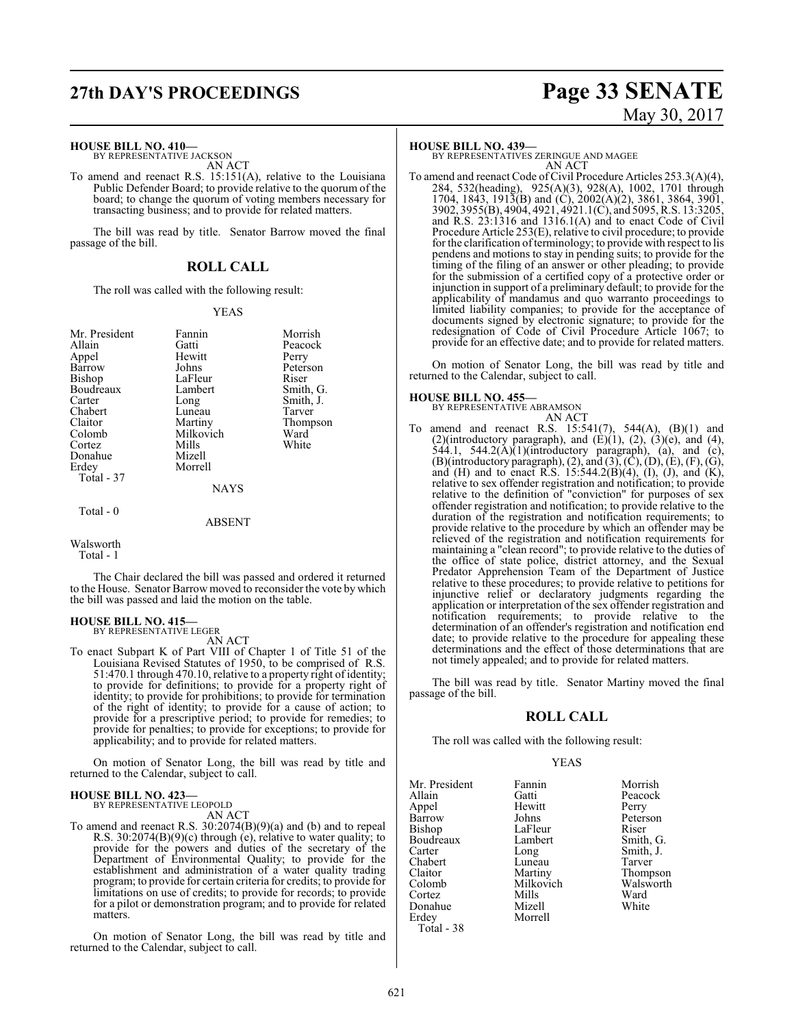**HOUSE BILL NO. 410—**
BY REPRESENTATIVE JACKSON
AN ACT

To amend and reenact R.S. 15:151(A), relative to the Louisiana Public Defender Board; to provide relative to the quorum of the board; to change the quorum of voting members necessary for transacting business; and to provide for related matters.

The bill was read by title. Senator Barrow moved the final passage of the bill.

## ROLL CALL

The roll was called with the following result:

YEAS

| | | |
|---|---|---|
| Mr. President | Fannin | Morrish |
| Allain | Gatti | Peacock |
| Appel | Hewitt | Perry |
| Barrow | Johns | Peterson |
| Bishop | LaFleur | Riser |
| Boudreaux | Lambert | Smith, G. |
| Carter | Long | Smith, J. |
| Chabert | Luneau | Tarver |
| Claitor | Martiny | Thompson |
| Colomb | Milkovich | Ward |
| Cortez | Mills | White |
| Donahue | Mizell | |
| Erdey | Morrell | |
| Total - 37 | | |

NAYS

Total - 0

ABSENT

Walsworth
Total - 1

The Chair declared the bill was passed and ordered it returned to the House. Senator Barrow moved to reconsider the vote by which the bill was passed and laid the motion on the table.

**HOUSE BILL NO. 415—**
BY REPRESENTATIVE LEGER
AN ACT

To enact Subpart K of Part VIII of Chapter 1 of Title 51 of the Louisiana Revised Statutes of 1950, to be comprised of R.S. 51:470.1 through 470.10, relative to a property right of identity; to provide for definitions; to provide for a property right of identity; to provide for prohibitions; to provide for termination of the right of identity; to provide for a cause of action; to provide for a prescriptive period; to provide for remedies; to provide for penalties; to provide for exceptions; to provide for applicability; and to provide for related matters.

On motion of Senator Long, the bill was read by title and returned to the Calendar, subject to call.

**HOUSE BILL NO. 423—**
BY REPRESENTATIVE LEOPOLD
AN ACT

To amend and reenact R.S. 30:2074(B)(9)(a) and (b) and to repeal R.S. 30:2074(B)(9)(c) through (e), relative to water quality; to provide for the powers and duties of the secretary of the Department of Environmental Quality; to provide for the establishment and administration of a water quality trading program; to provide for certain criteria for credits; to provide for limitations on use of credits; to provide for records; to provide for a pilot or demonstration program; and to provide for related matters.

On motion of Senator Long, the bill was read by title and returned to the Calendar, subject to call.

**HOUSE BILL NO. 439—**
BY REPRESENTATIVES ZERINGUE AND MAGEE
AN ACT

To amend and reenact Code of Civil Procedure Articles 253.3(A)(4), 284, 532(heading), 925(A)(3), 928(A), 1002, 1701 through 1704, 1843, 1913(B) and (C), 2002(A)(2), 3861, 3864, 3901, 3902, 3955(B), 4904, 4921, 4921.1(C), and 5095, R.S. 13:3205, and R.S. 23:1316 and 1316.1(A) and to enact Code of Civil Procedure Article 253(E), relative to civil procedure; to provide for the clarification of terminology; to provide with respect to lis pendens and motions to stay in pending suits; to provide for the timing of the filing of an answer or other pleading; to provide for the submission of a certified copy of a protective order or injunction in support of a preliminary default; to provide for the applicability of mandamus and quo warranto proceedings to limited liability companies; to provide for the acceptance of documents signed by electronic signature; to provide for the redesignation of Code of Civil Procedure Article 1067; to provide for an effective date; and to provide for related matters.

On motion of Senator Long, the bill was read by title and returned to the Calendar, subject to call.

**HOUSE BILL NO. 455—**
BY REPRESENTATIVE ABRAMSON
AN ACT

To amend and reenact R.S. 15:541(7), 544(A), (B)(1) and (2)(introductory paragraph), and (E)(1), (2), (3)(e), and (4), 544.1, 544.2(A)(1)(introductory paragraph), (a), and (c), (B)(introductory paragraph), (2), and (3), (C), (D), (E), (F), (G), and (H) and to enact R.S. 15:544.2(B)(4), (I), (J), and (K), relative to sex offender registration and notification; to provide relative to the definition of "conviction" for purposes of sex offender registration and notification; to provide relative to the duration of the registration and notification requirements; to provide relative to the procedure by which an offender may be relieved of the registration and notification requirements for maintaining a "clean record"; to provide relative to the duties of the office of state police, district attorney, and the Sexual Predator Apprehension Team of the Department of Justice relative to these procedures; to provide relative to petitions for injunctive relief or declaratory judgments regarding the application or interpretation of the sex offender registration and notification requirements; to provide relative to the determination of an offender's registration and notification end date; to provide relative to the procedure for appealing these determinations and the effect of those determinations that are not timely appealed; and to provide for related matters.

The bill was read by title. Senator Martiny moved the final passage of the bill.

## ROLL CALL

The roll was called with the following result:

YEAS

| | | |
|---|---|---|
| Mr. President | Fannin | Morrish |
| Allain | Gatti | Peacock |
| Appel | Hewitt | Perry |
| Barrow | Johns | Peterson |
| Bishop | LaFleur | Riser |
| Boudreaux | Lambert | Smith, G. |
| Carter | Long | Smith, J. |
| Chabert | Luneau | Tarver |
| Claitor | Martiny | Thompson |
| Colomb | Milkovich | Walsworth |
| Cortez | Mills | Ward |
| Donahue | Mizell | White |
| Erdey | Morrell | |
| Total - 38 | | |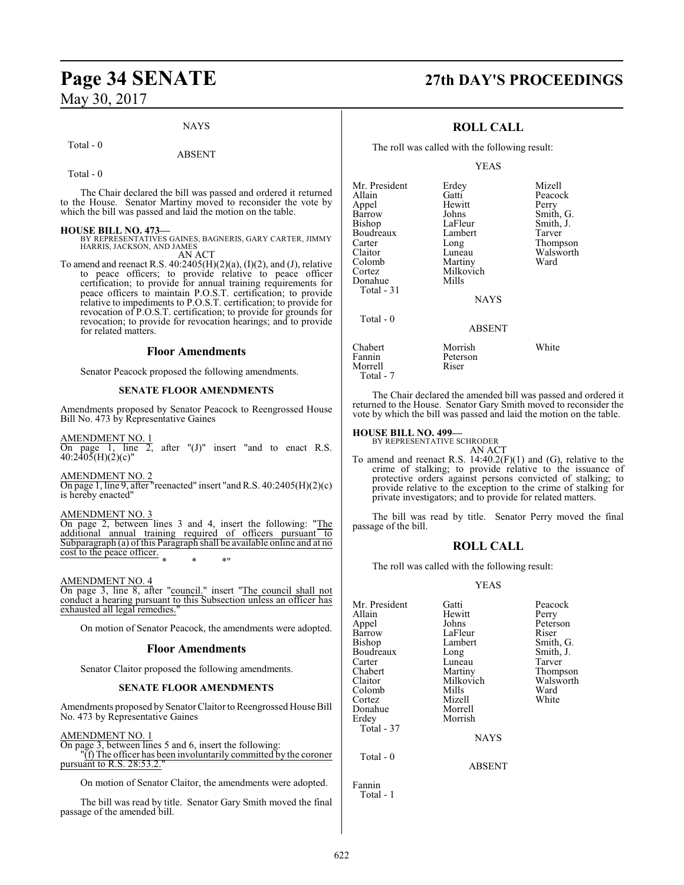NAYS

Total - 0

ABSENT

Total - 0

The Chair declared the bill was passed and ordered it returned to the House. Senator Martiny moved to reconsider the vote by which the bill was passed and laid the motion on the table.

**HOUSE BILL NO. 473—**
BY REPRESENTATIVES GAINES, BAGNERIS, GARY CARTER, JIMMY HARRIS, JACKSON, AND JAMES
AN ACT

To amend and reenact R.S. 40:2405(H)(2)(a), (I)(2), and (J), relative to peace officers; to provide relative to peace officer certification; to provide for annual training requirements for peace officers to maintain P.O.S.T. certification; to provide relative to impediments to P.O.S.T. certification; to provide for revocation of P.O.S.T. certification; to provide for grounds for revocation; to provide for revocation hearings; and to provide for related matters.

## Floor Amendments

Senator Peacock proposed the following amendments.

### SENATE FLOOR AMENDMENTS

Amendments proposed by Senator Peacock to Reengrossed House Bill No. 473 by Representative Gaines

AMENDMENT NO. 1
On page 1, line 2, after "(J)" insert "and to enact R.S. 40:2405(H)(2)(c)"

AMENDMENT NO. 2
On page 1, line 9, after "reenacted" insert "and R.S. 40:2405(H)(2)(c) is hereby enacted"

AMENDMENT NO. 3
On page 2, between lines 3 and 4, insert the following: "The additional annual training required of officers pursuant to Subparagraph (a) of this Paragraph shall be available online and at no cost to the peace officer.
\* \* \*"

AMENDMENT NO. 4
On page 3, line 8, after "council." insert "The council shall not conduct a hearing pursuant to this Subsection unless an officer has exhausted all legal remedies."

On motion of Senator Peacock, the amendments were adopted.

## Floor Amendments

Senator Claitor proposed the following amendments.

### SENATE FLOOR AMENDMENTS

Amendments proposed by Senator Claitor to Reengrossed House Bill No. 473 by Representative Gaines

AMENDMENT NO. 1
On page 3, between lines 5 and 6, insert the following:
"(f) The officer has been involuntarily committed by the coroner pursuant to R.S. 28:53.2."

On motion of Senator Claitor, the amendments were adopted.

The bill was read by title. Senator Gary Smith moved the final passage of the amended bill.

## ROLL CALL

The roll was called with the following result:

YEAS

| | | |
|---|---|---|
| Mr. President | Erdey | Mizell |
| Allain | Gatti | Peacock |
| Appel | Hewitt | Perry |
| Barrow | Johns | Smith, G. |
| Bishop | LaFleur | Smith, J. |
| Boudreaux | Lambert | Tarver |
| Carter | Long | Thompson |
| Claitor | Luneau | Walsworth |
| Colomb | Martiny | Ward |
| Cortez | Milkovich | |
| Donahue | Mills | |

Total - 31

NAYS

Total - 0

ABSENT

| | | |
|---|---|---|
| Chabert | Morrish | White |
| Fannin | Peterson | |
| Morrell | Riser | |

Total - 7

The Chair declared the amended bill was passed and ordered it returned to the House. Senator Gary Smith moved to reconsider the vote by which the bill was passed and laid the motion on the table.

**HOUSE BILL NO. 499—**
BY REPRESENTATIVE SCHRODER
AN ACT

To amend and reenact R.S. 14:40.2(F)(1) and (G), relative to the crime of stalking; to provide relative to the issuance of protective orders against persons convicted of stalking; to provide relative to the exception to the crime of stalking for private investigators; and to provide for related matters.

The bill was read by title. Senator Perry moved the final passage of the bill.

## ROLL CALL

The roll was called with the following result:

YEAS

| | | |
|---|---|---|
| Mr. President | Gatti | Peacock |
| Allain | Hewitt | Perry |
| Appel | Johns | Peterson |
| Barrow | LaFleur | Riser |
| Bishop | Lambert | Smith, G. |
| Boudreaux | Long | Smith, J. |
| Carter | Luneau | Tarver |
| Chabert | Martiny | Thompson |
| Claitor | Milkovich | Walsworth |
| Colomb | Mills | Ward |
| Cortez | Mizell | White |
| Donahue | Morrell | |
| Erdey | Morrish | |

Total - 37

NAYS

Total - 0

ABSENT

Fannin

Total - 1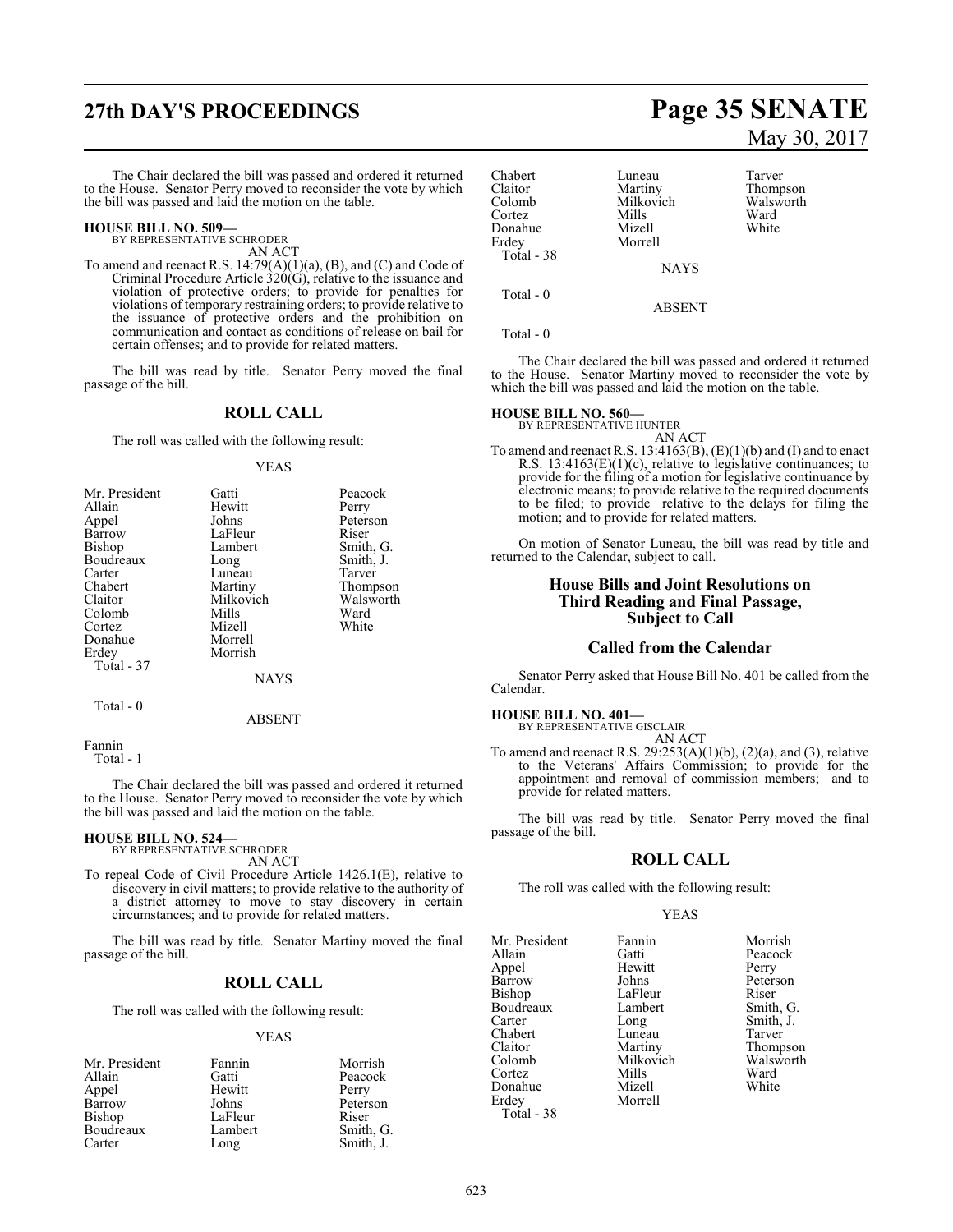The Chair declared the bill was passed and ordered it returned to the House. Senator Perry moved to reconsider the vote by which the bill was passed and laid the motion on the table.

**HOUSE BILL NO. 509—**
BY REPRESENTATIVE SCHRODER
AN ACT

To amend and reenact R.S. 14:79(A)(1)(a), (B), and (C) and Code of Criminal Procedure Article 320(G), relative to the issuance and violation of protective orders; to provide for penalties for violations of temporary restraining orders; to provide relative to the issuance of protective orders and the prohibition on communication and contact as conditions of release on bail for certain offenses; and to provide for related matters.

The bill was read by title. Senator Perry moved the final passage of the bill.

## ROLL CALL

The roll was called with the following result:

YEAS

| | | |
|---|---|---|
| Mr. President | Gatti | Peacock |
| Allain | Hewitt | Perry |
| Appel | Johns | Peterson |
| Barrow | LaFleur | Riser |
| Bishop | Lambert | Smith, G. |
| Boudreaux | Long | Smith, J. |
| Carter | Luneau | Tarver |
| Chabert | Martiny | Thompson |
| Claitor | Milkovich | Walsworth |
| Colomb | Mills | Ward |
| Cortez | Mizell | White |
| Donahue | Morrell | |
| Erdey | Morrish | |
| Total - 37 | | |

NAYS

Total - 0

ABSENT

Fannin
Total - 1

The Chair declared the bill was passed and ordered it returned to the House. Senator Perry moved to reconsider the vote by which the bill was passed and laid the motion on the table.

**HOUSE BILL NO. 524—**
BY REPRESENTATIVE SCHRODER
AN ACT

To repeal Code of Civil Procedure Article 1426.1(E), relative to discovery in civil matters; to provide relative to the authority of a district attorney to move to stay discovery in certain circumstances; and to provide for related matters.

The bill was read by title. Senator Martiny moved the final passage of the bill.

## ROLL CALL

The roll was called with the following result:

YEAS

| | | |
|---|---|---|
| Mr. President | Fannin | Morrish |
| Allain | Gatti | Peacock |
| Appel | Hewitt | Perry |
| Barrow | Johns | Peterson |
| Bishop | LaFleur | Riser |
| Boudreaux | Lambert | Smith, G. |
| Carter | Long | Smith, J. |
| Chabert | Luneau | Tarver |
| Claitor | Martiny | Thompson |
| Colomb | Milkovich | Walsworth |
| Cortez | Mills | Ward |
| Donahue | Mizell | White |
| Erdey | Morrell | |
| Total - 38 | | |

NAYS

Total - 0

ABSENT

Total - 0

The Chair declared the bill was passed and ordered it returned to the House. Senator Martiny moved to reconsider the vote by which the bill was passed and laid the motion on the table.

**HOUSE BILL NO. 560—**
BY REPRESENTATIVE HUNTER
AN ACT

To amend and reenact R.S. 13:4163(B), (E)(1)(b) and (I) and to enact R.S. 13:4163(E)(1)(c), relative to legislative continuances; to provide for the filing of a motion for legislative continuance by electronic means; to provide relative to the required documents to be filed; to provide relative to the delays for filing the motion; and to provide for related matters.

On motion of Senator Luneau, the bill was read by title and returned to the Calendar, subject to call.

## House Bills and Joint Resolutions on Third Reading and Final Passage, Subject to Call

### Called from the Calendar

Senator Perry asked that House Bill No. 401 be called from the Calendar.

**HOUSE BILL NO. 401—**
BY REPRESENTATIVE GISCLAIR
AN ACT

To amend and reenact R.S. 29:253(A)(1)(b), (2)(a), and (3), relative to the Veterans' Affairs Commission; to provide for the appointment and removal of commission members; and to provide for related matters.

The bill was read by title. Senator Perry moved the final passage of the bill.

## ROLL CALL

The roll was called with the following result:

YEAS

| | | |
|---|---|---|
| Mr. President | Fannin | Morrish |
| Allain | Gatti | Peacock |
| Appel | Hewitt | Perry |
| Barrow | Johns | Peterson |
| Bishop | LaFleur | Riser |
| Boudreaux | Lambert | Smith, G. |
| Carter | Long | Smith, J. |
| Chabert | Luneau | Tarver |
| Claitor | Martiny | Thompson |
| Colomb | Milkovich | Walsworth |
| Cortez | Mills | Ward |
| Donahue | Mizell | White |
| Erdey | Morrell | |
| Total - 38 | | |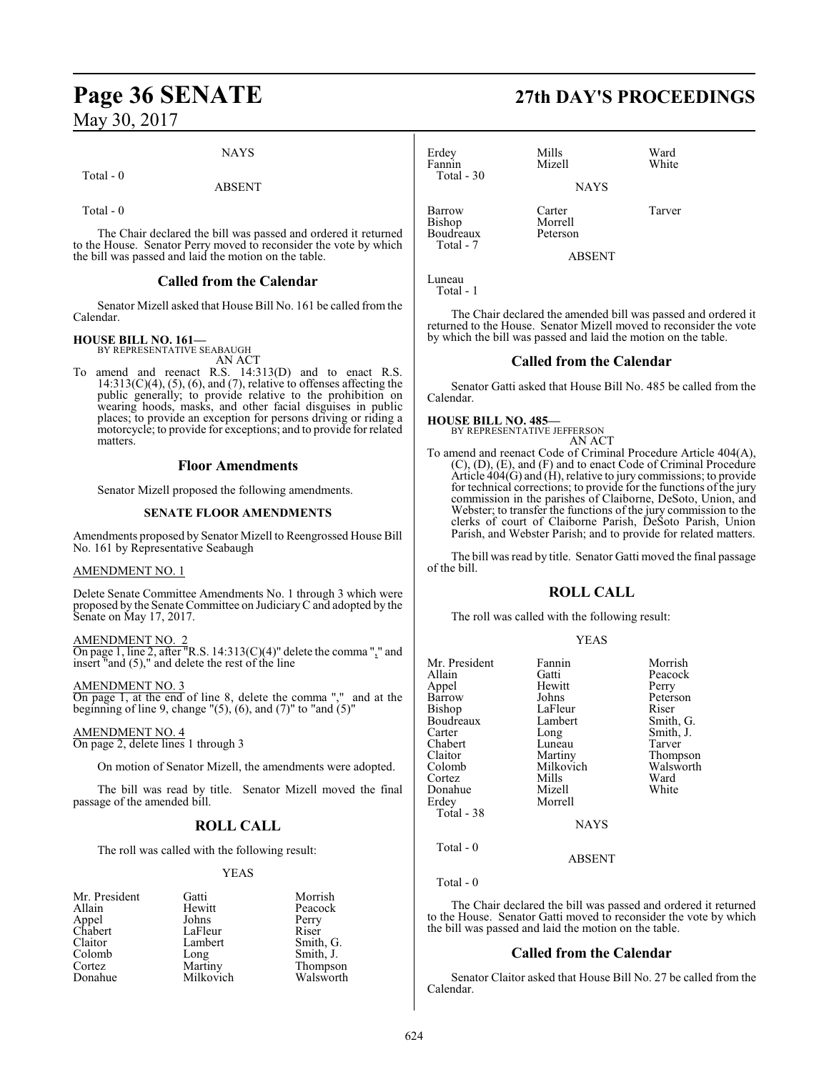NAYS

Total - 0

ABSENT

Total - 0

The Chair declared the bill was passed and ordered it returned to the House. Senator Perry moved to reconsider the vote by which the bill was passed and laid the motion on the table.

## Called from the Calendar

Senator Mizell asked that House Bill No. 161 be called from the Calendar.

**HOUSE BILL NO. 161—**
BY REPRESENTATIVE SEABAUGH
AN ACT

To amend and reenact R.S. 14:313(D) and to enact R.S. 14:313(C)(4), (5), (6), and (7), relative to offenses affecting the public generally; to provide relative to the prohibition on wearing hoods, masks, and other facial disguises in public places; to provide an exception for persons driving or riding a motorcycle; to provide for exceptions; and to provide for related matters.

## Floor Amendments

Senator Mizell proposed the following amendments.

**SENATE FLOOR AMENDMENTS**

Amendments proposed by Senator Mizell to Reengrossed House Bill No. 161 by Representative Seabaugh

AMENDMENT NO. 1

Delete Senate Committee Amendments No. 1 through 3 which were proposed by the Senate Committee on Judiciary C and adopted by the Senate on May 17, 2017.

AMENDMENT NO. 2

On page 1, line 2, after "R.S. 14:313(C)(4)" delete the comma "," and insert "and (5)," and delete the rest of the line

AMENDMENT NO. 3

On page 1, at the end of line 8, delete the comma "," and at the beginning of line 9, change "(5), (6), and (7)" to "and (5)"

AMENDMENT NO. 4

On page 2, delete lines 1 through 3

On motion of Senator Mizell, the amendments were adopted.

The bill was read by title. Senator Mizell moved the final passage of the amended bill.

## ROLL CALL

The roll was called with the following result:

YEAS

| | | |
|---|---|---|
| Mr. President | Gatti | Morrish |
| Allain | Hewitt | Peacock |
| Appel | Johns | Perry |
| Chabert | LaFleur | Riser |
| Claitor | Lambert | Smith, G. |
| Colomb | Long | Smith, J. |
| Cortez | Martiny | Thompson |
| Donahue | Milkovich | Walsworth |
| Erdey | Mills | Ward |
| Fannin | Mizell | White |

Total - 30

NAYS

| | | |
|---|---|---|
| Barrow | Carter | Tarver |
| Bishop | Morrell | |
| Boudreaux | Peterson | |

Total - 7

ABSENT

Luneau

Total - 1

The Chair declared the amended bill was passed and ordered it returned to the House. Senator Mizell moved to reconsider the vote by which the bill was passed and laid the motion on the table.

## Called from the Calendar

Senator Gatti asked that House Bill No. 485 be called from the Calendar.

**HOUSE BILL NO. 485—**
BY REPRESENTATIVE JEFFERSON
AN ACT

To amend and reenact Code of Criminal Procedure Article 404(A), (C), (D), (E), and (F) and to enact Code of Criminal Procedure Article 404(G) and (H), relative to jury commissions; to provide for technical corrections; to provide for the functions of the jury commission in the parishes of Claiborne, DeSoto, Union, and Webster; to transfer the functions of the jury commission to the clerks of court of Claiborne Parish, DeSoto Parish, Union Parish, and Webster Parish; and to provide for related matters.

The bill was read by title. Senator Gatti moved the final passage of the bill.

## ROLL CALL

The roll was called with the following result:

YEAS

| | | |
|---|---|---|
| Mr. President | Fannin | Morrish |
| Allain | Gatti | Peacock |
| Appel | Hewitt | Perry |
| Barrow | Johns | Peterson |
| Bishop | LaFleur | Riser |
| Boudreaux | Lambert | Smith, G. |
| Carter | Long | Smith, J. |
| Chabert | Luneau | Tarver |
| Claitor | Martiny | Thompson |
| Colomb | Milkovich | Walsworth |
| Cortez | Mills | Ward |
| Donahue | Mizell | White |
| Erdey | Morrell | |

Total - 38

NAYS

Total - 0

ABSENT

Total - 0

The Chair declared the bill was passed and ordered it returned to the House. Senator Gatti moved to reconsider the vote by which the bill was passed and laid the motion on the table.

## Called from the Calendar

Senator Claitor asked that House Bill No. 27 be called from the Calendar.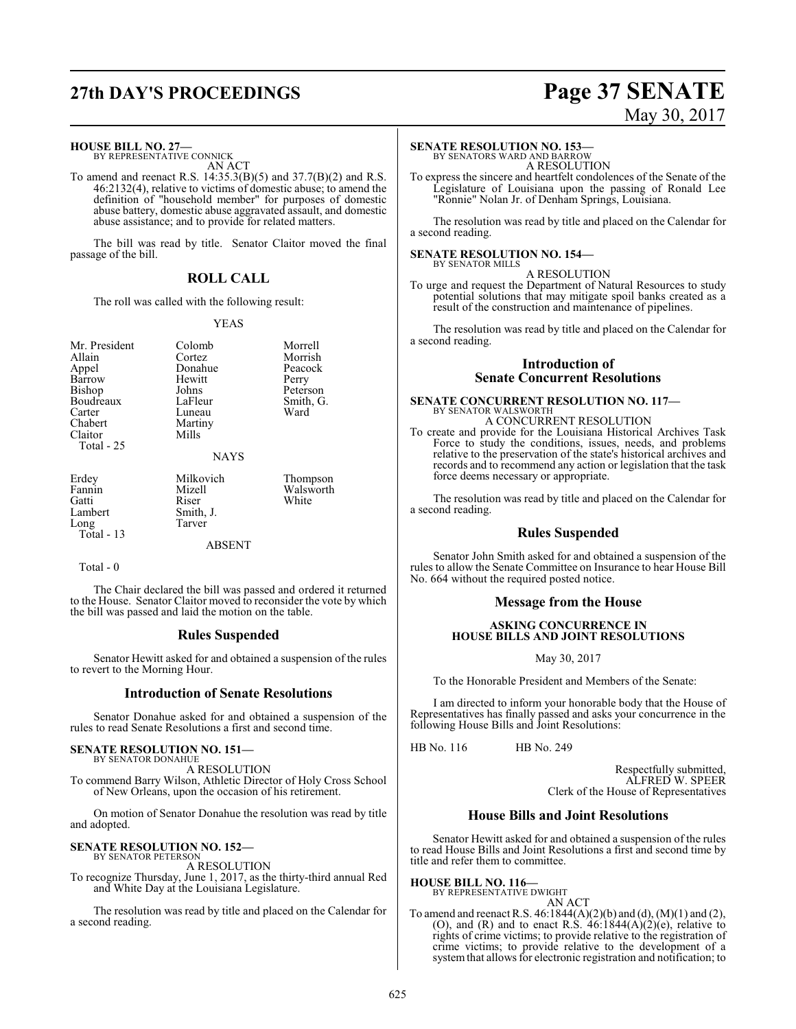**HOUSE BILL NO. 27—**
BY REPRESENTATIVE CONNICK
AN ACT

To amend and reenact R.S. 14:35.3(B)(5) and 37.7(B)(2) and R.S. 46:2132(4), relative to victims of domestic abuse; to amend the definition of "household member" for purposes of domestic abuse battery, domestic abuse aggravated assault, and domestic abuse assistance; and to provide for related matters.

The bill was read by title. Senator Claitor moved the final passage of the bill.

## ROLL CALL

The roll was called with the following result:

YEAS

| | | |
|---|---|---|
| Mr. President | Colomb | Morrell |
| Allain | Cortez | Morrish |
| Appel | Donahue | Peacock |
| Barrow | Hewitt | Perry |
| Bishop | Johns | Peterson |
| Boudreaux | LaFleur | Smith, G. |
| Carter | Luneau | Ward |
| Chabert | Martiny | |
| Claitor | Mills | |
| Total - 25 | | |

NAYS

| | | |
|---|---|---|
| Erdey | Milkovich | Thompson |
| Fannin | Mizell | Walsworth |
| Gatti | Riser | White |
| Lambert | Smith, J. | |
| Long | Tarver | |
| Total - 13 | | |

ABSENT

Total - 0

The Chair declared the bill was passed and ordered it returned to the House. Senator Claitor moved to reconsider the vote by which the bill was passed and laid the motion on the table.

## Rules Suspended

Senator Hewitt asked for and obtained a suspension of the rules to revert to the Morning Hour.

## Introduction of Senate Resolutions

Senator Donahue asked for and obtained a suspension of the rules to read Senate Resolutions a first and second time.

**SENATE RESOLUTION NO. 151—**
BY SENATOR DONAHUE
A RESOLUTION

To commend Barry Wilson, Athletic Director of Holy Cross School of New Orleans, upon the occasion of his retirement.

On motion of Senator Donahue the resolution was read by title and adopted.

**SENATE RESOLUTION NO. 152—**
BY SENATOR PETERSON
A RESOLUTION

To recognize Thursday, June 1, 2017, as the thirty-third annual Red and White Day at the Louisiana Legislature.

The resolution was read by title and placed on the Calendar for a second reading.

**SENATE RESOLUTION NO. 153—**
BY SENATORS WARD AND BARROW
A RESOLUTION

To express the sincere and heartfelt condolences of the Senate of the Legislature of Louisiana upon the passing of Ronald Lee "Ronnie" Nolan Jr. of Denham Springs, Louisiana.

The resolution was read by title and placed on the Calendar for a second reading.

**SENATE RESOLUTION NO. 154—**
BY SENATOR MILLS
A RESOLUTION

To urge and request the Department of Natural Resources to study potential solutions that may mitigate spoil banks created as a result of the construction and maintenance of pipelines.

The resolution was read by title and placed on the Calendar for a second reading.

## Introduction of Senate Concurrent Resolutions

**SENATE CONCURRENT RESOLUTION NO. 117—**
BY SENATOR WALSWORTH
A CONCURRENT RESOLUTION

To create and provide for the Louisiana Historical Archives Task Force to study the conditions, issues, needs, and problems relative to the preservation of the state's historical archives and records and to recommend any action or legislation that the task force deems necessary or appropriate.

The resolution was read by title and placed on the Calendar for a second reading.

## Rules Suspended

Senator John Smith asked for and obtained a suspension of the rules to allow the Senate Committee on Insurance to hear House Bill No. 664 without the required posted notice.

## Message from the House

**ASKING CONCURRENCE IN HOUSE BILLS AND JOINT RESOLUTIONS**

May 30, 2017

To the Honorable President and Members of the Senate:

I am directed to inform your honorable body that the House of Representatives has finally passed and asks your concurrence in the following House Bills and Joint Resolutions:

HB No. 116 HB No. 249

Respectfully submitted,
ALFRED W. SPEER
Clerk of the House of Representatives

## House Bills and Joint Resolutions

Senator Hewitt asked for and obtained a suspension of the rules to read House Bills and Joint Resolutions a first and second time by title and refer them to committee.

**HOUSE BILL NO. 116—**
BY REPRESENTATIVE DWIGHT
AN ACT

To amend and reenact R.S. 46:1844(A)(2)(b) and (d), (M)(1) and (2), (O), and (R) and to enact R.S. 46:1844(A)(2)(e), relative to rights of crime victims; to provide relative to the registration of crime victims; to provide relative to the development of a system that allows for electronic registration and notification; to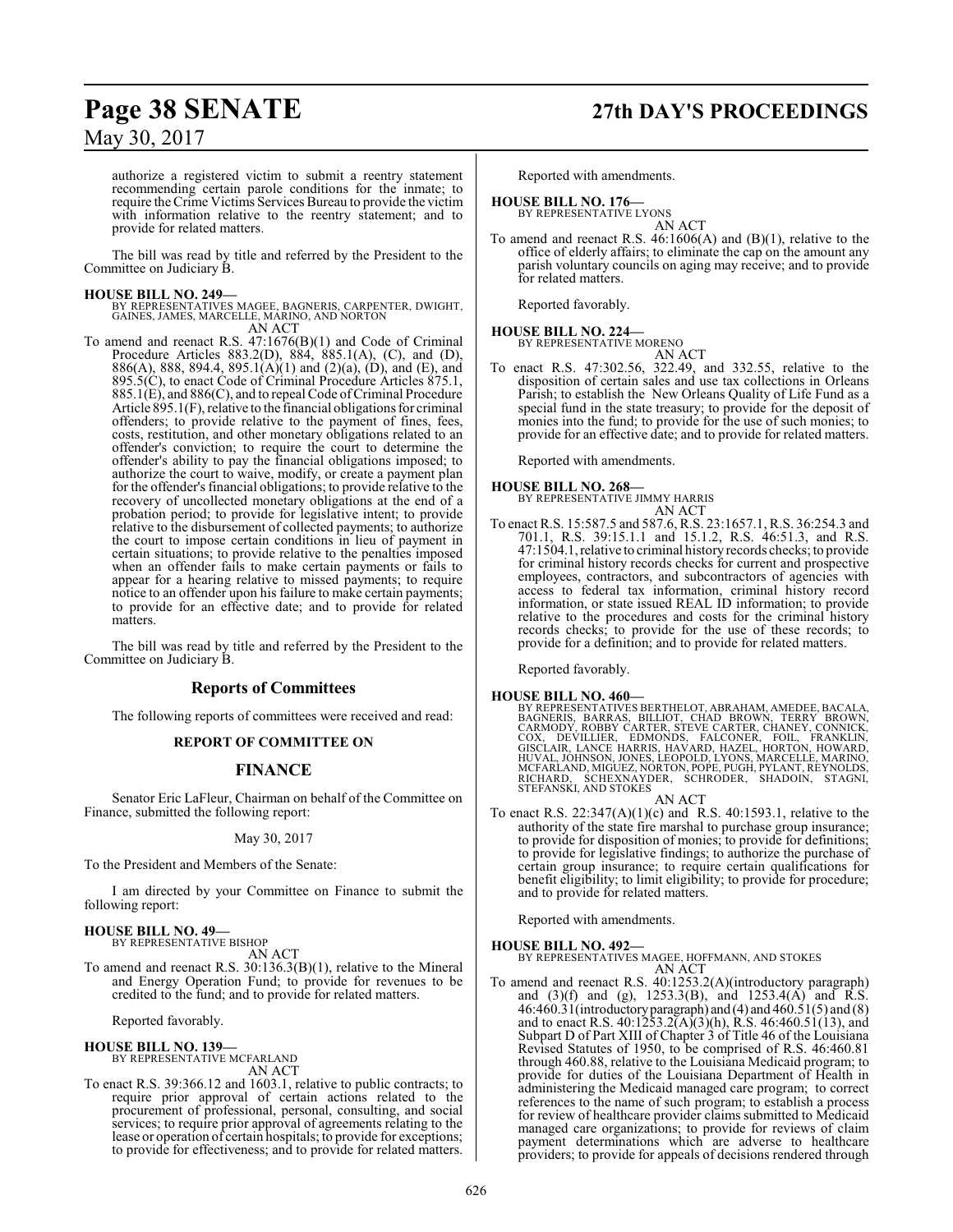authorize a registered victim to submit a reentry statement recommending certain parole conditions for the inmate; to require the Crime Victims Services Bureau to provide the victim with information relative to the reentry statement; and to provide for related matters.

The bill was read by title and referred by the President to the Committee on Judiciary B.

**HOUSE BILL NO. 249—**
BY REPRESENTATIVES MAGEE, BAGNERIS, CARPENTER, DWIGHT, GAINES, JAMES, MARCELLE, MARINO, AND NORTON
AN ACT

To amend and reenact R.S. 47:1676(B)(1) and Code of Criminal Procedure Articles 883.2(D), 884, 885.1(A), (C), and (D), 886(A), 888, 894.4, 895.1(A)(1) and (2)(a), (D), and (E), and 895.5(C), to enact Code of Criminal Procedure Articles 875.1, 885.1(E), and 886(C), and to repeal Code of Criminal Procedure Article 895.1(F), relative to the financial obligations for criminal offenders; to provide relative to the payment of fines, fees, costs, restitution, and other monetary obligations related to an offender's conviction; to require the court to determine the offender's ability to pay the financial obligations imposed; to authorize the court to waive, modify, or create a payment plan for the offender's financial obligations; to provide relative to the recovery of uncollected monetary obligations at the end of a probation period; to provide for legislative intent; to provide relative to the disbursement of collected payments; to authorize the court to impose certain conditions in lieu of payment in certain situations; to provide relative to the penalties imposed when an offender fails to make certain payments or fails to appear for a hearing relative to missed payments; to require notice to an offender upon his failure to make certain payments; to provide for an effective date; and to provide for related matters.

The bill was read by title and referred by the President to the Committee on Judiciary B.

## Reports of Committees

The following reports of committees were received and read:

### REPORT OF COMMITTEE ON

## FINANCE

Senator Eric LaFleur, Chairman on behalf of the Committee on Finance, submitted the following report:

May 30, 2017

To the President and Members of the Senate:

I am directed by your Committee on Finance to submit the following report:

**HOUSE BILL NO. 49—**
BY REPRESENTATIVE BISHOP
AN ACT

To amend and reenact R.S. 30:136.3(B)(1), relative to the Mineral and Energy Operation Fund; to provide for revenues to be credited to the fund; and to provide for related matters.

Reported favorably.

**HOUSE BILL NO. 139—**
BY REPRESENTATIVE MCFARLAND
AN ACT

To enact R.S. 39:366.12 and 1603.1, relative to public contracts; to require prior approval of certain actions related to the procurement of professional, personal, consulting, and social services; to require prior approval of agreements relating to the lease or operation of certain hospitals; to provide for exceptions; to provide for effectiveness; and to provide for related matters.

Reported with amendments.

**HOUSE BILL NO. 176—**
BY REPRESENTATIVE LYONS
AN ACT

To amend and reenact R.S. 46:1606(A) and (B)(1), relative to the office of elderly affairs; to eliminate the cap on the amount any parish voluntary councils on aging may receive; and to provide for related matters.

Reported favorably.

**HOUSE BILL NO. 224—**
BY REPRESENTATIVE MORENO
AN ACT

To enact R.S. 47:302.56, 322.49, and 332.55, relative to the disposition of certain sales and use tax collections in Orleans Parish; to establish the New Orleans Quality of Life Fund as a special fund in the state treasury; to provide for the deposit of monies into the fund; to provide for the use of such monies; to provide for an effective date; and to provide for related matters.

Reported with amendments.

**HOUSE BILL NO. 268—**
BY REPRESENTATIVE JIMMY HARRIS
AN ACT

To enact R.S. 15:587.5 and 587.6, R.S. 23:1657.1, R.S. 36:254.3 and 701.1, R.S. 39:15.1.1 and 15.1.2, R.S. 46:51.3, and R.S. 47:1504.1, relative to criminal history records checks; to provide for criminal history records checks for current and prospective employees, contractors, and subcontractors of agencies with access to federal tax information, criminal history record information, or state issued REAL ID information; to provide relative to the procedures and costs for the criminal history records checks; to provide for the use of these records; to provide for a definition; and to provide for related matters.

Reported favorably.

**HOUSE BILL NO. 460—**
BY REPRESENTATIVES BERTHELOT, ABRAHAM, AMEDEE, BACALA, BAGNERIS, BARRAS, BILLIOT, CHAD BROWN, TERRY BROWN, CARMODY, ROBBY CARTER, STEVE CARTER, CHANEY, CONNICK, COX, DEVILLIER, EDMONDS, FALCONER, FOIL, FRANKLIN, GISCLAIR, LANCE HARRIS, HAVARD, HAZEL, HORTON, HOWARD, HUVAL, JOHNSON, JONES, LEOPOLD, LYONS, MARCELLE, MARINO, MCFARLAND, MIGUEZ, NORTON, POPE, PUGH, PYLANT, REYNOLDS, RICHARD, SCHEXNAYDER, SCHRODER, SHADOIN, STAGNI, STEFANSKI, AND STOKES
AN ACT

To enact R.S. 22:347(A)(1)(c) and R.S. 40:1593.1, relative to the authority of the state fire marshal to purchase group insurance; to provide for disposition of monies; to provide for definitions; to provide for legislative findings; to authorize the purchase of certain group insurance; to require certain qualifications for benefit eligibility; to limit eligibility; to provide for procedure; and to provide for related matters.

Reported with amendments.

**HOUSE BILL NO. 492—**
BY REPRESENTATIVES MAGEE, HOFFMANN, AND STOKES
AN ACT

To amend and reenact R.S. 40:1253.2(A)(introductory paragraph) and (3)(f) and (g), 1253.3(B), and 1253.4(A) and R.S. 46:460.31(introductory paragraph) and (4) and 460.51(5) and (8) and to enact R.S. 40:1253.2(A)(3)(h), R.S. 46:460.51(13), and Subpart D of Part XIII of Chapter 3 of Title 46 of the Louisiana Revised Statutes of 1950, to be comprised of R.S. 46:460.81 through 460.88, relative to the Louisiana Medicaid program; to provide for duties of the Louisiana Department of Health in administering the Medicaid managed care program; to correct references to the name of such program; to establish a process for review of healthcare provider claims submitted to Medicaid managed care organizations; to provide for reviews of claim payment determinations which are adverse to healthcare providers; to provide for appeals of decisions rendered through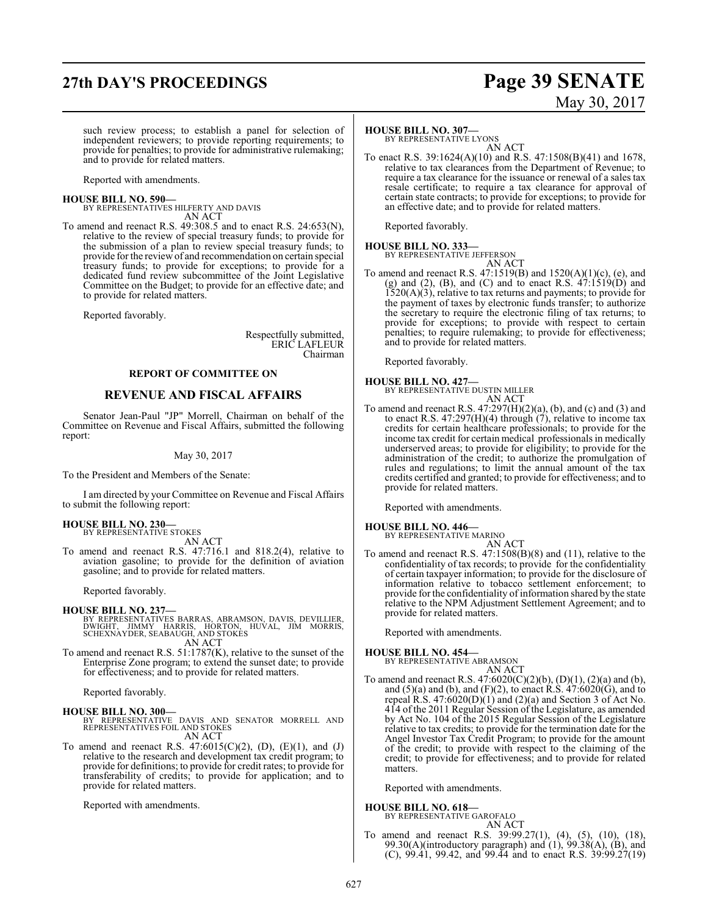such review process; to establish a panel for selection of independent reviewers; to provide reporting requirements; to provide for penalties; to provide for administrative rulemaking; and to provide for related matters.

Reported with amendments.

**HOUSE BILL NO. 590—**
BY REPRESENTATIVES HILFERTY AND DAVIS
AN ACT

To amend and reenact R.S. 49:308.5 and to enact R.S. 24:653(N), relative to the review of special treasury funds; to provide for the submission of a plan to review special treasury funds; to provide for the review of and recommendation on certain special treasury funds; to provide for exceptions; to provide for a dedicated fund review subcommittee of the Joint Legislative Committee on the Budget; to provide for an effective date; and to provide for related matters.

Reported favorably.

Respectfully submitted,
ERIC LAFLEUR
Chairman

## REPORT OF COMMITTEE ON

## REVENUE AND FISCAL AFFAIRS

Senator Jean-Paul "JP" Morrell, Chairman on behalf of the Committee on Revenue and Fiscal Affairs, submitted the following report:

May 30, 2017

To the President and Members of the Senate:

I am directed by your Committee on Revenue and Fiscal Affairs to submit the following report:

**HOUSE BILL NO. 230—**
BY REPRESENTATIVE STOKES
AN ACT

To amend and reenact R.S. 47:716.1 and 818.2(4), relative to aviation gasoline; to provide for the definition of aviation gasoline; and to provide for related matters.

Reported favorably.

**HOUSE BILL NO. 237—**
BY REPRESENTATIVES BARRAS, ABRAMSON, DAVIS, DEVILLIER, DWIGHT, JIMMY HARRIS, HORTON, HUVAL, JIM MORRIS, SCHEXNAYDER, SEABAUGH, AND STOKES
AN ACT

To amend and reenact R.S. 51:1787(K), relative to the sunset of the Enterprise Zone program; to extend the sunset date; to provide for effectiveness; and to provide for related matters.

Reported favorably.

**HOUSE BILL NO. 300—**
BY REPRESENTATIVE DAVIS AND SENATOR MORRELL AND REPRESENTATIVES FOIL AND STOKES
AN ACT

To amend and reenact R.S. 47:6015(C)(2), (D), (E)(1), and (J) relative to the research and development tax credit program; to provide for definitions; to provide for credit rates; to provide for transferability of credits; to provide for application; and to provide for related matters.

Reported with amendments.

**HOUSE BILL NO. 307—**
BY REPRESENTATIVE LYONS
AN ACT

To enact R.S. 39:1624(A)(10) and R.S. 47:1508(B)(41) and 1678, relative to tax clearances from the Department of Revenue; to require a tax clearance for the issuance or renewal of a sales tax resale certificate; to require a tax clearance for approval of certain state contracts; to provide for exceptions; to provide for an effective date; and to provide for related matters.

Reported favorably.

**HOUSE BILL NO. 333—**
BY REPRESENTATIVE JEFFERSON
AN ACT

To amend and reenact R.S. 47:1519(B) and 1520(A)(1)(c), (e), and (g) and (2), (B), and (C) and to enact R.S. 47:1519(D) and 1520(A)(3), relative to tax returns and payments; to provide for the payment of taxes by electronic funds transfer; to authorize the secretary to require the electronic filing of tax returns; to provide for exceptions; to provide with respect to certain penalties; to require rulemaking; to provide for effectiveness; and to provide for related matters.

Reported favorably.

**HOUSE BILL NO. 427—**
BY REPRESENTATIVE DUSTIN MILLER
AN ACT

To amend and reenact R.S. 47:297(H)(2)(a), (b), and (c) and (3) and to enact R.S. 47:297(H)(4) through (7), relative to income tax credits for certain healthcare professionals; to provide for the income tax credit for certain medical professionals in medically underserved areas; to provide for eligibility; to provide for the administration of the credit; to authorize the promulgation of rules and regulations; to limit the annual amount of the tax credits certified and granted; to provide for effectiveness; and to provide for related matters.

Reported with amendments.

**HOUSE BILL NO. 446—**
BY REPRESENTATIVE MARINO
AN ACT

To amend and reenact R.S. 47:1508(B)(8) and (11), relative to the confidentiality of tax records; to provide for the confidentiality of certain taxpayer information; to provide for the disclosure of information relative to tobacco settlement enforcement; to provide for the confidentiality of information shared by the state relative to the NPM Adjustment Settlement Agreement; and to provide for related matters.

Reported with amendments.

**HOUSE BILL NO. 454—**
BY REPRESENTATIVE ABRAMSON
AN ACT

To amend and reenact R.S. 47:6020(C)(2)(b), (D)(1), (2)(a) and (b), and (5)(a) and (b), and (F)(2), to enact R.S. 47:6020(G), and to repeal R.S. 47:6020(D)(1) and (2)(a) and Section 3 of Act No. 414 of the 2011 Regular Session of the Legislature, as amended by Act No. 104 of the 2015 Regular Session of the Legislature relative to tax credits; to provide for the termination date for the Angel Investor Tax Credit Program; to provide for the amount of the credit; to provide with respect to the claiming of the credit; to provide for effectiveness; and to provide for related matters.

Reported with amendments.

**HOUSE BILL NO. 618—**
BY REPRESENTATIVE GAROFALO
AN ACT

To amend and reenact R.S. 39:99.27(1), (4), (5), (10), (18), 99.30(A)(introductory paragraph) and (1), 99.38(A), (B), and (C), 99.41, 99.42, and 99.44 and to enact R.S. 39:99.27(19)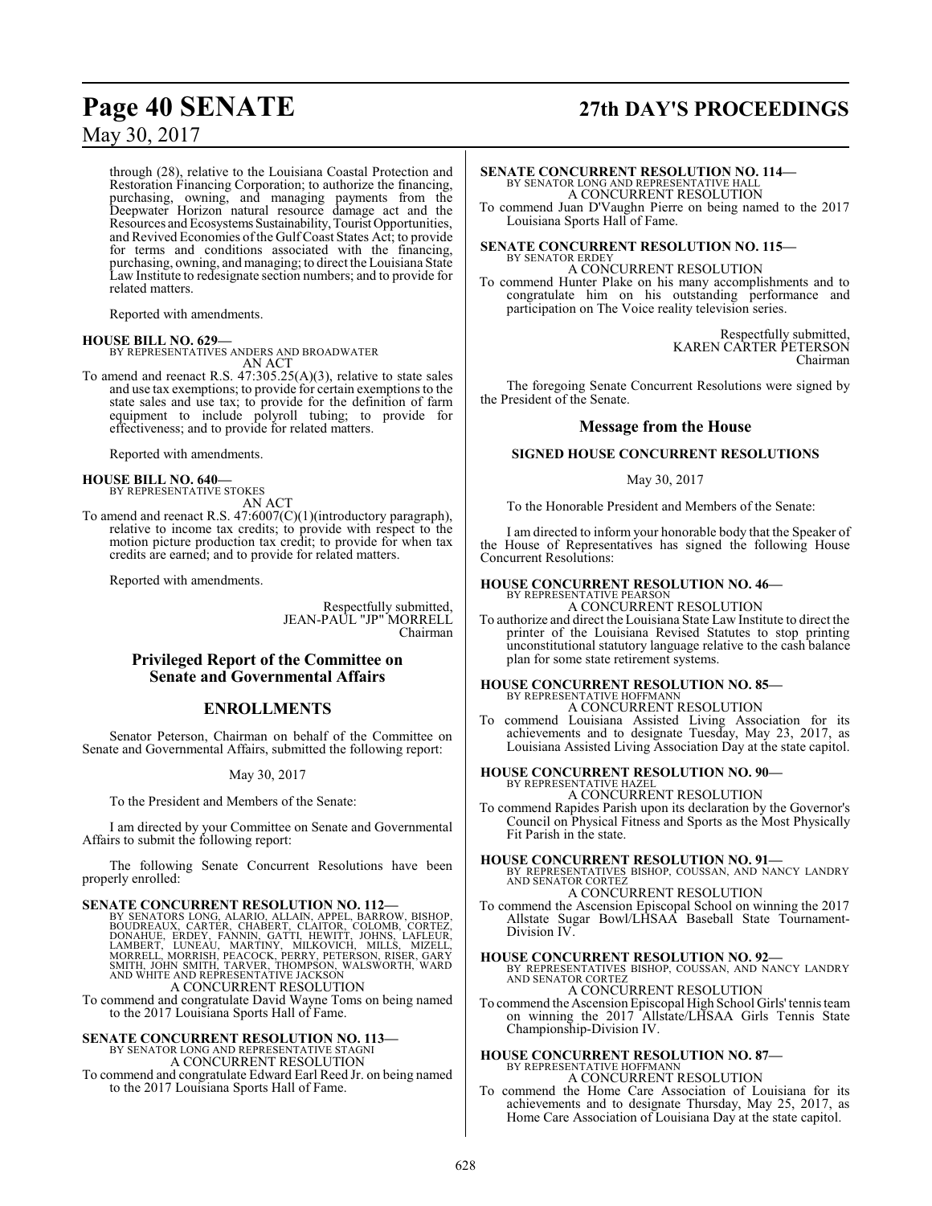through (28), relative to the Louisiana Coastal Protection and Restoration Financing Corporation; to authorize the financing, purchasing, owning, and managing payments from the Deepwater Horizon natural resource damage act and the Resources and Ecosystems Sustainability, Tourist Opportunities, and Revived Economies of the Gulf Coast States Act; to provide for terms and conditions associated with the financing, purchasing, owning, and managing; to direct the Louisiana State Law Institute to redesignate section numbers; and to provide for related matters.

Reported with amendments.

**HOUSE BILL NO. 629—**
BY REPRESENTATIVES ANDERS AND BROADWATER
AN ACT

To amend and reenact R.S. 47:305.25(A)(3), relative to state sales and use tax exemptions; to provide for certain exemptions to the state sales and use tax; to provide for the definition of farm equipment to include polyroll tubing; to provide for effectiveness; and to provide for related matters.

Reported with amendments.

**HOUSE BILL NO. 640—**
BY REPRESENTATIVE STOKES
AN ACT

To amend and reenact R.S. 47:6007(C)(1)(introductory paragraph), relative to income tax credits; to provide with respect to the motion picture production tax credit; to provide for when tax credits are earned; and to provide for related matters.

Reported with amendments.

Respectfully submitted,
JEAN-PAUL "JP" MORRELL
Chairman

## Privileged Report of the Committee on Senate and Governmental Affairs

## ENROLLMENTS

Senator Peterson, Chairman on behalf of the Committee on Senate and Governmental Affairs, submitted the following report:

May 30, 2017

To the President and Members of the Senate:

I am directed by your Committee on Senate and Governmental Affairs to submit the following report:

The following Senate Concurrent Resolutions have been properly enrolled:

**SENATE CONCURRENT RESOLUTION NO. 112—**
BY SENATORS LONG, ALARIO, ALLAIN, APPEL, BARROW, BISHOP, BOUDREAUX, CARTER, CHABERT, CLAITOR, COLOMB, CORTEZ, DONAHUE, ERDEY, FANNIN, GATTI, HEWITT, JOHNS, LAFLEUR, LAMBERT, LUNEAU, MARTINY, MILKOVICH, MILLS, MIZELL, MORRELL, MORRISH, PEACOCK, PERRY, PETERSON, RISER, GARY SMITH, JOHN SMITH, TARVER, THOMPSON, WALSWORTH, WARD AND WHITE AND REPRESENTATIVE JACKSON
A CONCURRENT RESOLUTION

To commend and congratulate David Wayne Toms on being named to the 2017 Louisiana Sports Hall of Fame.

**SENATE CONCURRENT RESOLUTION NO. 113—**
BY SENATOR LONG AND REPRESENTATIVE STAGNI
A CONCURRENT RESOLUTION

To commend and congratulate Edward Earl Reed Jr. on being named to the 2017 Louisiana Sports Hall of Fame.

**SENATE CONCURRENT RESOLUTION NO. 114—**
BY SENATOR LONG AND REPRESENTATIVE HALL
A CONCURRENT RESOLUTION

To commend Juan D'Vaughn Pierre on being named to the 2017 Louisiana Sports Hall of Fame.

**SENATE CONCURRENT RESOLUTION NO. 115—**
BY SENATOR ERDEY
A CONCURRENT RESOLUTION

To commend Hunter Plake on his many accomplishments and to congratulate him on his outstanding performance and participation on The Voice reality television series.

Respectfully submitted,
KAREN CARTER PETERSON
Chairman

The foregoing Senate Concurrent Resolutions were signed by the President of the Senate.

## Message from the House

### SIGNED HOUSE CONCURRENT RESOLUTIONS

May 30, 2017

To the Honorable President and Members of the Senate:

I am directed to inform your honorable body that the Speaker of the House of Representatives has signed the following House Concurrent Resolutions:

**HOUSE CONCURRENT RESOLUTION NO. 46—**
BY REPRESENTATIVE PEARSON
A CONCURRENT RESOLUTION

To authorize and direct the Louisiana State Law Institute to direct the printer of the Louisiana Revised Statutes to stop printing unconstitutional statutory language relative to the cash balance plan for some state retirement systems.

**HOUSE CONCURRENT RESOLUTION NO. 85—**
BY REPRESENTATIVE HOFFMANN
A CONCURRENT RESOLUTION

To commend Louisiana Assisted Living Association for its achievements and to designate Tuesday, May 23, 2017, as Louisiana Assisted Living Association Day at the state capitol.

**HOUSE CONCURRENT RESOLUTION NO. 90—**
BY REPRESENTATIVE HAZEL
A CONCURRENT RESOLUTION

To commend Rapides Parish upon its declaration by the Governor's Council on Physical Fitness and Sports as the Most Physically Fit Parish in the state.

**HOUSE CONCURRENT RESOLUTION NO. 91—**
BY REPRESENTATIVES BISHOP, COUSSAN, AND NANCY LANDRY AND SENATOR CORTEZ
A CONCURRENT RESOLUTION

To commend the Ascension Episcopal School on winning the 2017 Allstate Sugar Bowl/LHSAA Baseball State Tournament-Division IV.

**HOUSE CONCURRENT RESOLUTION NO. 92—**
BY REPRESENTATIVES BISHOP, COUSSAN, AND NANCY LANDRY AND SENATOR CORTEZ
A CONCURRENT RESOLUTION

To commend the Ascension Episcopal High School Girls' tennis team on winning the 2017 Allstate/LHSAA Girls Tennis State Championship-Division IV.

**HOUSE CONCURRENT RESOLUTION NO. 87—**
BY REPRESENTATIVE HOFFMANN
A CONCURRENT RESOLUTION

To commend the Home Care Association of Louisiana for its achievements and to designate Thursday, May 25, 2017, as Home Care Association of Louisiana Day at the state capitol.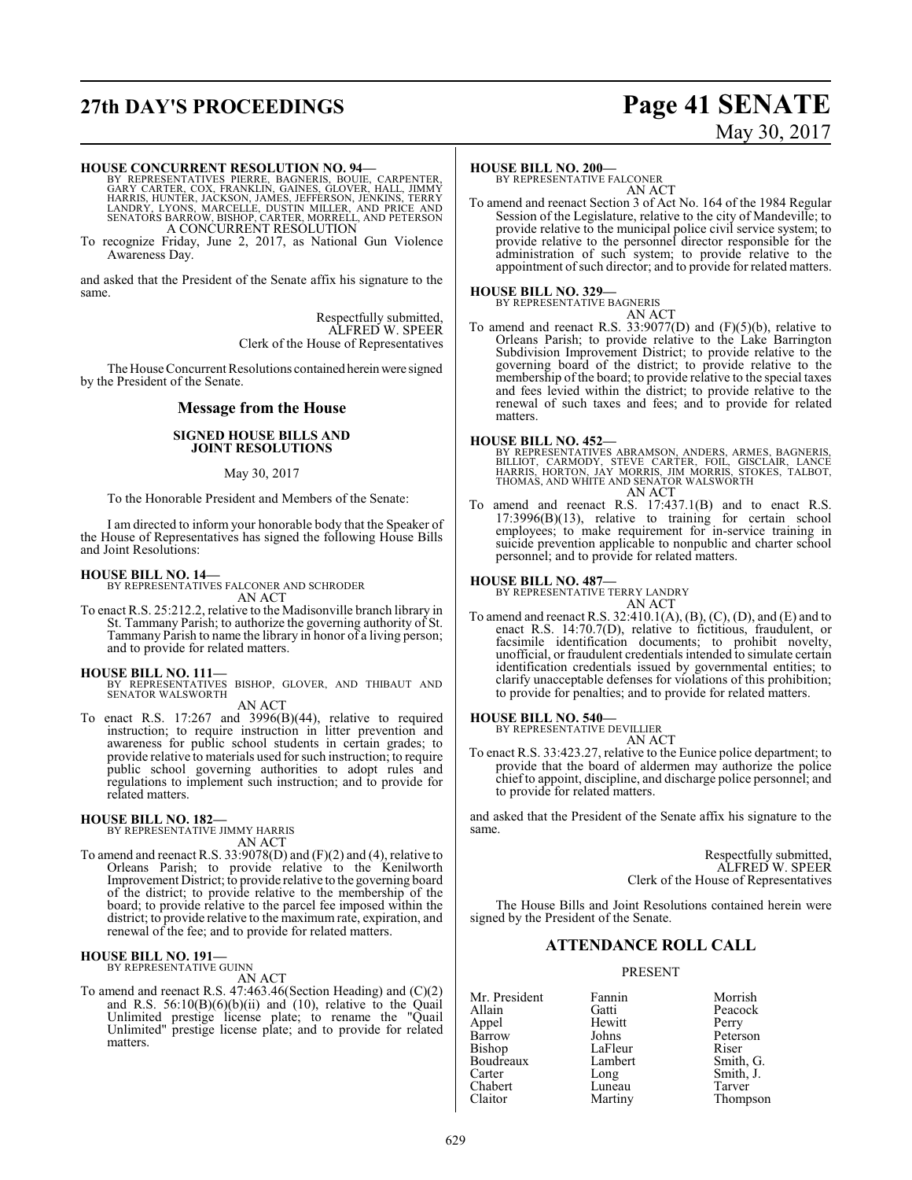**HOUSE CONCURRENT RESOLUTION NO. 94—**
BY REPRESENTATIVES PIERRE, BAGNERIS, BOUIE, CARPENTER, GARY CARTER, COX, FRANKLIN, GAINES, GLOVER, HALL, JIMMY HARRIS, HUNTER, JACKSON, JAMES, JEFFERSON, JENKINS, TERRY LANDRY, LYONS, MARCELLE, DUSTIN MILLER, AND PRICE AND SENATORS BARROW, BISHOP, CARTER, MORRELL, AND PETERSON
A CONCURRENT RESOLUTION

To recognize Friday, June 2, 2017, as National Gun Violence Awareness Day.

and asked that the President of the Senate affix his signature to the same.

Respectfully submitted,
ALFRED W. SPEER
Clerk of the House of Representatives

The House Concurrent Resolutions contained herein were signed by the President of the Senate.

## Message from the House

### SIGNED HOUSE BILLS AND JOINT RESOLUTIONS

May 30, 2017

To the Honorable President and Members of the Senate:

I am directed to inform your honorable body that the Speaker of the House of Representatives has signed the following House Bills and Joint Resolutions:

**HOUSE BILL NO. 14—**
BY REPRESENTATIVES FALCONER AND SCHRODER
AN ACT

To enact R.S. 25:212.2, relative to the Madisonville branch library in St. Tammany Parish; to authorize the governing authority of St. Tammany Parish to name the library in honor of a living person; and to provide for related matters.

**HOUSE BILL NO. 111—**
BY REPRESENTATIVES BISHOP, GLOVER, AND THIBAUT AND SENATOR WALSWORTH
AN ACT

To enact R.S. 17:267 and 3996(B)(44), relative to required instruction; to require instruction in litter prevention and awareness for public school students in certain grades; to provide relative to materials used for such instruction; to require public school governing authorities to adopt rules and regulations to implement such instruction; and to provide for related matters.

**HOUSE BILL NO. 182—**
BY REPRESENTATIVE JIMMY HARRIS
AN ACT

To amend and reenact R.S. 33:9078(D) and (F)(2) and (4), relative to Orleans Parish; to provide relative to the Kenilworth Improvement District; to provide relative to the governing board of the district; to provide relative to the membership of the board; to provide relative to the parcel fee imposed within the district; to provide relative to the maximum rate, expiration, and renewal of the fee; and to provide for related matters.

**HOUSE BILL NO. 191—**
BY REPRESENTATIVE GUINN
AN ACT

To amend and reenact R.S. 47:463.46(Section Heading) and (C)(2) and R.S. 56:10(B)(6)(b)(ii) and (10), relative to the Quail Unlimited prestige license plate; to rename the "Quail Unlimited" prestige license plate; and to provide for related matters.

**HOUSE BILL NO. 200—**
BY REPRESENTATIVE FALCONER
AN ACT

To amend and reenact Section 3 of Act No. 164 of the 1984 Regular Session of the Legislature, relative to the city of Mandeville; to provide relative to the municipal police civil service system; to provide relative to the personnel director responsible for the administration of such system; to provide relative to the appointment of such director; and to provide for related matters.

**HOUSE BILL NO. 329—**
BY REPRESENTATIVE BAGNERIS
AN ACT

To amend and reenact R.S. 33:9077(D) and (F)(5)(b), relative to Orleans Parish; to provide relative to the Lake Barrington Subdivision Improvement District; to provide relative to the governing board of the district; to provide relative to the membership of the board; to provide relative to the special taxes and fees levied within the district; to provide relative to the renewal of such taxes and fees; and to provide for related matters.

**HOUSE BILL NO. 452—**
BY REPRESENTATIVES ABRAMSON, ANDERS, ARMES, BAGNERIS, BILLIOT, CARMODY, STEVE CARTER, FOIL, GISCLAIR, LANCE HARRIS, HORTON, JAY MORRIS, JIM MORRIS, STOKES, TALBOT, THOMAS, AND WHITE AND SENATOR WALSWORTH
AN ACT

To amend and reenact R.S. 17:437.1(B) and to enact R.S. 17:3996(B)(13), relative to training for certain school employees; to make requirement for in-service training in suicide prevention applicable to nonpublic and charter school personnel; and to provide for related matters.

**HOUSE BILL NO. 487—**
BY REPRESENTATIVE TERRY LANDRY
AN ACT

To amend and reenact R.S. 32:410.1(A), (B), (C), (D), and (E) and to enact R.S. 14:70.7(D), relative to fictitious, fraudulent, or facsimile identification documents; to prohibit novelty, unofficial, or fraudulent credentials intended to simulate certain identification credentials issued by governmental entities; to clarify unacceptable defenses for violations of this prohibition; to provide for penalties; and to provide for related matters.

**HOUSE BILL NO. 540—**
BY REPRESENTATIVE DEVILLIER
AN ACT

To enact R.S. 33:423.27, relative to the Eunice police department; to provide that the board of aldermen may authorize the police chief to appoint, discipline, and discharge police personnel; and to provide for related matters.

and asked that the President of the Senate affix his signature to the same.

Respectfully submitted,
ALFRED W. SPEER
Clerk of the House of Representatives

The House Bills and Joint Resolutions contained herein were signed by the President of the Senate.

## ATTENDANCE ROLL CALL

PRESENT

| | | |
|---|---|---|
| Mr. President | Fannin | Morrish |
| Allain | Gatti | Peacock |
| Appel | Hewitt | Perry |
| Barrow | Johns | Peterson |
| Bishop | LaFleur | Riser |
| Boudreaux | Lambert | Smith, G. |
| Carter | Long | Smith, J. |
| Chabert | Luneau | Tarver |
| Claitor | Martiny | Thompson |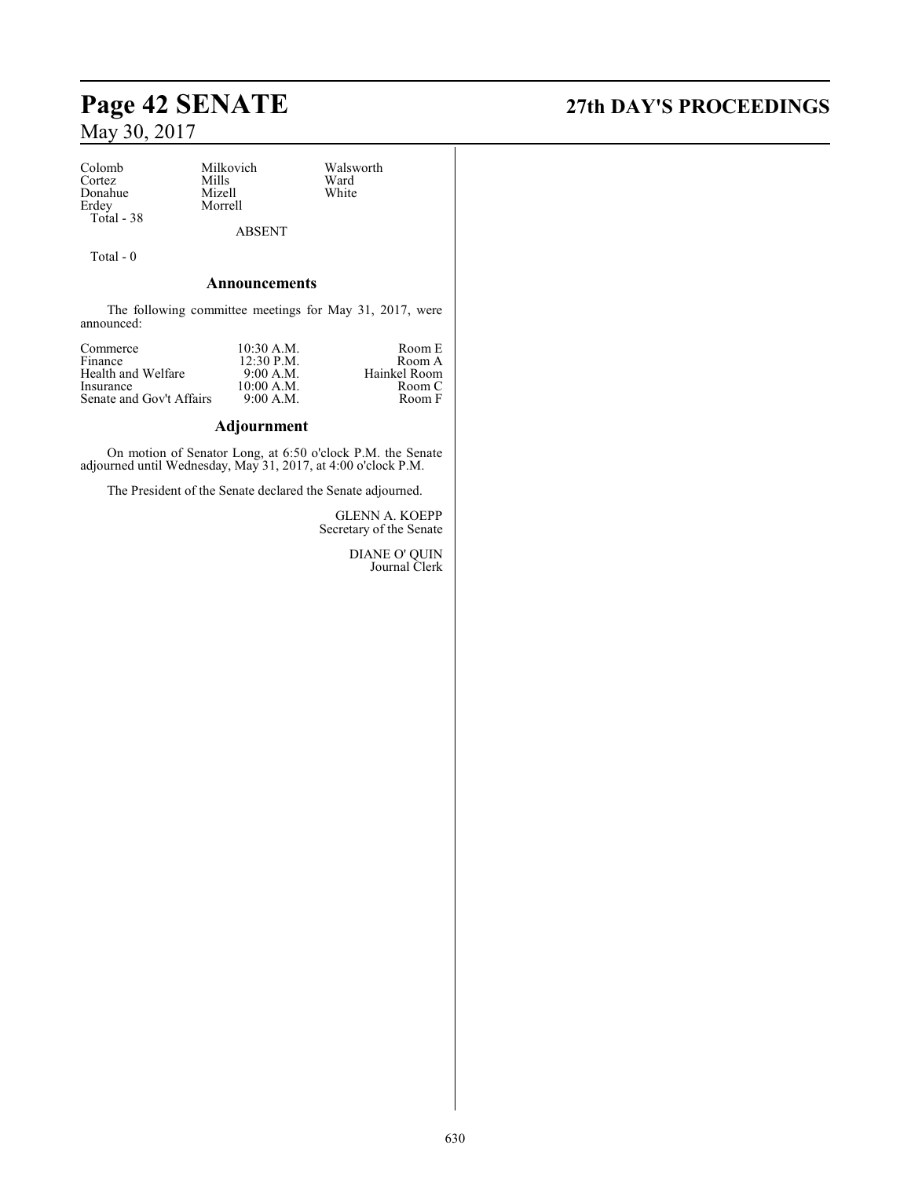| | | |
|---|---|---|
| Colomb | Milkovich | Walsworth |
| Cortez | Mills | Ward |
| Donahue | Mizell | White |
| Erdey | Morrell | |

Total - 38

ABSENT

Total - 0

## Announcements

The following committee meetings for May 31, 2017, were announced:

| | | |
|---|---|---|
| Commerce | 10:30 A.M. | Room E |
| Finance | 12:30 P.M. | Room A |
| Health and Welfare | 9:00 A.M. | Hainkel Room |
| Insurance | 10:00 A.M. | Room C |
| Senate and Gov't Affairs | 9:00 A.M. | Room F |

## Adjournment

On motion of Senator Long, at 6:50 o'clock P.M. the Senate adjourned until Wednesday, May 31, 2017, at 4:00 o'clock P.M.

The President of the Senate declared the Senate adjourned.

GLENN A. KOEPP
Secretary of the Senate

DIANE O' QUIN
Journal Clerk